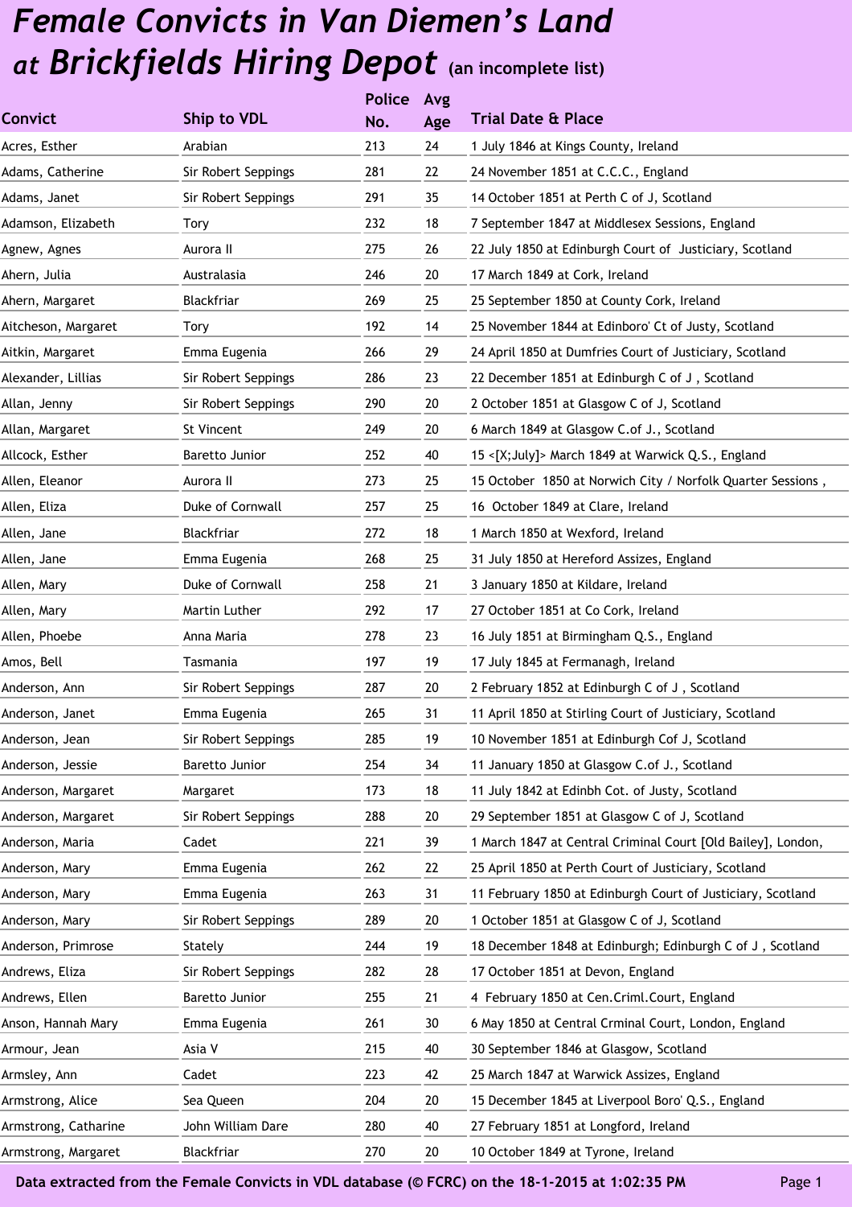# *Female Convicts in Van Diemen's Land at Brickfields Hiring Depot* (an incomplete list)

| Convict | Ship to VDL | Police No. | Avg Age | Trial Date & Place |
|---|---|---|---|---|
| Acres, Esther | Arabian | 213 | 24 | 1 July 1846 at Kings County, Ireland |
| Adams, Catherine | Sir Robert Seppings | 281 | 22 | 24 November 1851 at C.C.C., England |
| Adams, Janet | Sir Robert Seppings | 291 | 35 | 14 October 1851 at Perth C of J, Scotland |
| Adamson, Elizabeth | Tory | 232 | 18 | 7 September 1847 at Middlesex Sessions, England |
| Agnew, Agnes | Aurora II | 275 | 26 | 22 July 1850 at Edinburgh Court of Justiciary, Scotland |
| Ahern, Julia | Australasia | 246 | 20 | 17 March 1849 at Cork, Ireland |
| Ahern, Margaret | Blackfriar | 269 | 25 | 25 September 1850 at County Cork, Ireland |
| Aitcheson, Margaret | Tory | 192 | 14 | 25 November 1844 at Edinboro' Ct of Justy, Scotland |
| Aitkin, Margaret | Emma Eugenia | 266 | 29 | 24 April 1850 at Dumfries Court of Justiciary, Scotland |
| Alexander, Lillias | Sir Robert Seppings | 286 | 23 | 22 December 1851 at Edinburgh C of J , Scotland |
| Allan, Jenny | Sir Robert Seppings | 290 | 20 | 2 October 1851 at Glasgow C of J, Scotland |
| Allan, Margaret | St Vincent | 249 | 20 | 6 March 1849 at Glasgow C.of J., Scotland |
| Allcock, Esther | Baretto Junior | 252 | 40 | 15 <[X;July]> March 1849 at Warwick Q.S., England |
| Allen, Eleanor | Aurora II | 273 | 25 | 15 October 1850 at Norwich City / Norfolk Quarter Sessions , |
| Allen, Eliza | Duke of Cornwall | 257 | 25 | 16 October 1849 at Clare, Ireland |
| Allen, Jane | Blackfriar | 272 | 18 | 1 March 1850 at Wexford, Ireland |
| Allen, Jane | Emma Eugenia | 268 | 25 | 31 July 1850 at Hereford Assizes, England |
| Allen, Mary | Duke of Cornwall | 258 | 21 | 3 January 1850 at Kildare, Ireland |
| Allen, Mary | Martin Luther | 292 | 17 | 27 October 1851 at Co Cork, Ireland |
| Allen, Phoebe | Anna Maria | 278 | 23 | 16 July 1851 at Birmingham Q.S., England |
| Amos, Bell | Tasmania | 197 | 19 | 17 July 1845 at Fermanagh, Ireland |
| Anderson, Ann | Sir Robert Seppings | 287 | 20 | 2 February 1852 at Edinburgh C of J , Scotland |
| Anderson, Janet | Emma Eugenia | 265 | 31 | 11 April 1850 at Stirling Court of Justiciary, Scotland |
| Anderson, Jean | Sir Robert Seppings | 285 | 19 | 10 November 1851 at Edinburgh Cof J, Scotland |
| Anderson, Jessie | Baretto Junior | 254 | 34 | 11 January 1850 at Glasgow C.of J., Scotland |
| Anderson, Margaret | Margaret | 173 | 18 | 11 July 1842 at Edinbh Cot. of Justy, Scotland |
| Anderson, Margaret | Sir Robert Seppings | 288 | 20 | 29 September 1851 at Glasgow C of J, Scotland |
| Anderson, Maria | Cadet | 221 | 39 | 1 March 1847 at Central Criminal Court [Old Bailey], London, |
| Anderson, Mary | Emma Eugenia | 262 | 22 | 25 April 1850 at Perth Court of Justiciary, Scotland |
| Anderson, Mary | Emma Eugenia | 263 | 31 | 11 February 1850 at Edinburgh Court of Justiciary, Scotland |
| Anderson, Mary | Sir Robert Seppings | 289 | 20 | 1 October 1851 at Glasgow C of J, Scotland |
| Anderson, Primrose | Stately | 244 | 19 | 18 December 1848 at Edinburgh; Edinburgh C of J , Scotland |
| Andrews, Eliza | Sir Robert Seppings | 282 | 28 | 17 October 1851 at Devon, England |
| Andrews, Ellen | Baretto Junior | 255 | 21 | 4 February 1850 at Cen.Criml.Court, England |
| Anson, Hannah Mary | Emma Eugenia | 261 | 30 | 6 May 1850 at Central Crminal Court, London, England |
| Armour, Jean | Asia V | 215 | 40 | 30 September 1846 at Glasgow, Scotland |
| Armsley, Ann | Cadet | 223 | 42 | 25 March 1847 at Warwick Assizes, England |
| Armstrong, Alice | Sea Queen | 204 | 20 | 15 December 1845 at Liverpool Boro' Q.S., England |
| Armstrong, Catharine | John William Dare | 280 | 40 | 27 February 1851 at Longford, Ireland |
| Armstrong, Margaret | Blackfriar | 270 | 20 | 10 October 1849 at Tyrone, Ireland |

**Data extracted from the Female Convicts in VDL database (© FCRC) on the 18-1-2015 at 1:02:35 PM**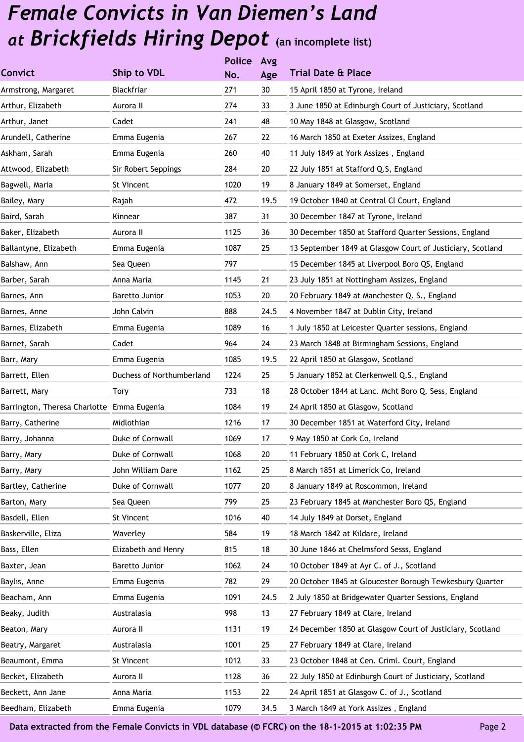# *Female Convicts in Van Diemen's Land at Brickfields Hiring Depot* (an incomplete list)

| Convict | Ship to VDL | Police No. | Avg Age | Trial Date & Place |
|---|---|---|---|---|
| Armstrong, Margaret | Blackfriar | 271 | 30 | 15 April 1850 at Tyrone, Ireland |
| Arthur, Elizabeth | Aurora II | 274 | 33 | 3 June 1850 at Edinburgh Court of Justiciary, Scotland |
| Arthur, Janet | Cadet | 241 | 48 | 10 May 1848 at Glasgow, Scotland |
| Arundell, Catherine | Emma Eugenia | 267 | 22 | 16 March 1850 at Exeter Assizes, England |
| Askham, Sarah | Emma Eugenia | 260 | 40 | 11 July 1849 at York Assizes , England |
| Attwood, Elizabeth | Sir Robert Seppings | 284 | 20 | 22 July 1851 at Stafford Q.S, England |
| Bagwell, Maria | St Vincent | 1020 | 19 | 8 January 1849 at Somerset, England |
| Bailey, Mary | Rajah | 472 | 19.5 | 19 October 1840 at Central Cl Court, England |
| Baird, Sarah | Kinnear | 387 | 31 | 30 December 1847 at Tyrone, Ireland |
| Baker, Elizabeth | Aurora II | 1125 | 36 | 30 December 1850 at Stafford Quarter Sessions, England |
| Ballantyne, Elizabeth | Emma Eugenia | 1087 | 25 | 13 September 1849 at Glasgow Court of Justiciary, Scotland |
| Balshaw, Ann | Sea Queen | 797 | | 15 December 1845 at Liverpool Boro QS, England |
| Barber, Sarah | Anna Maria | 1145 | 21 | 23 July 1851 at Nottingham Assizes, England |
| Barnes, Ann | Baretto Junior | 1053 | 20 | 20 February 1849 at Manchester Q. S., England |
| Barnes, Anne | John Calvin | 888 | 24.5 | 4 November 1847 at Dublin City, Ireland |
| Barnes, Elizabeth | Emma Eugenia | 1089 | 16 | 1 July 1850 at Leicester Quarter sessions, England |
| Barnet, Sarah | Cadet | 964 | 24 | 23 March 1848 at Birmingham Sessions, England |
| Barr, Mary | Emma Eugenia | 1085 | 19.5 | 22 April 1850 at Glasgow, Scotland |
| Barrett, Ellen | Duchess of Northumberland | 1224 | 25 | 5 January 1852 at Clerkenwell Q.S., England |
| Barrett, Mary | Tory | 733 | 18 | 28 October 1844 at Lanc. Mcht Boro Q. Sess, England |
| Barrington, Theresa Charlotte | Emma Eugenia | 1084 | 19 | 24 April 1850 at Glasgow, Scotland |
| Barry, Catherine | Midlothian | 1216 | 17 | 30 December 1851 at Waterford City, Ireland |
| Barry, Johanna | Duke of Cornwall | 1069 | 17 | 9 May 1850 at Cork Co, Ireland |
| Barry, Mary | Duke of Cornwall | 1068 | 20 | 11 February 1850 at Cork C, Ireland |
| Barry, Mary | John William Dare | 1162 | 25 | 8 March 1851 at Limerick Co, Ireland |
| Bartley, Catherine | Duke of Cornwall | 1077 | 20 | 8 January 1849 at Roscommon, Ireland |
| Barton, Mary | Sea Queen | 799 | 25 | 23 February 1845 at Manchester Boro QS, England |
| Basdell, Ellen | St Vincent | 1016 | 40 | 14 July 1849 at Dorset, England |
| Baskerville, Eliza | Waverley | 584 | 19 | 18 March 1842 at Kildare, Ireland |
| Bass, Ellen | Elizabeth and Henry | 815 | 18 | 30 June 1846 at Chelmsford Sesss, England |
| Baxter, Jean | Baretto Junior | 1062 | 24 | 10 October 1849 at Ayr C. of J., Scotland |
| Baylis, Anne | Emma Eugenia | 782 | 29 | 20 October 1845 at Gloucester Borough Tewkesbury Quarter |
| Beacham, Ann | Emma Eugenia | 1091 | 24.5 | 2 July 1850 at Bridgewater Quarter Sessions, England |
| Beaky, Judith | Australasia | 998 | 13 | 27 February 1849 at Clare, Ireland |
| Beaton, Mary | Aurora II | 1131 | 19 | 24 December 1850 at Glasgow Court of Justiciary, Scotland |
| Beatry, Margaret | Australasia | 1001 | 25 | 27 February 1849 at Clare, Ireland |
| Beaumont, Emma | St Vincent | 1012 | 33 | 23 October 1848 at Cen. Criml. Court, England |
| Becket, Elizabeth | Aurora II | 1128 | 36 | 22 July 1850 at Edinburgh Court of Justiciary, Scotland |
| Beckett, Ann Jane | Anna Maria | 1153 | 22 | 24 April 1851 at Glasgow C. of J., Scotland |
| Beedham, Elizabeth | Emma Eugenia | 1079 | 34.5 | 3 March 1849 at York Assizes , England |

**Data extracted from the Female Convicts in VDL database (© FCRC) on the 18-1-2015 at 1:02:35 PM**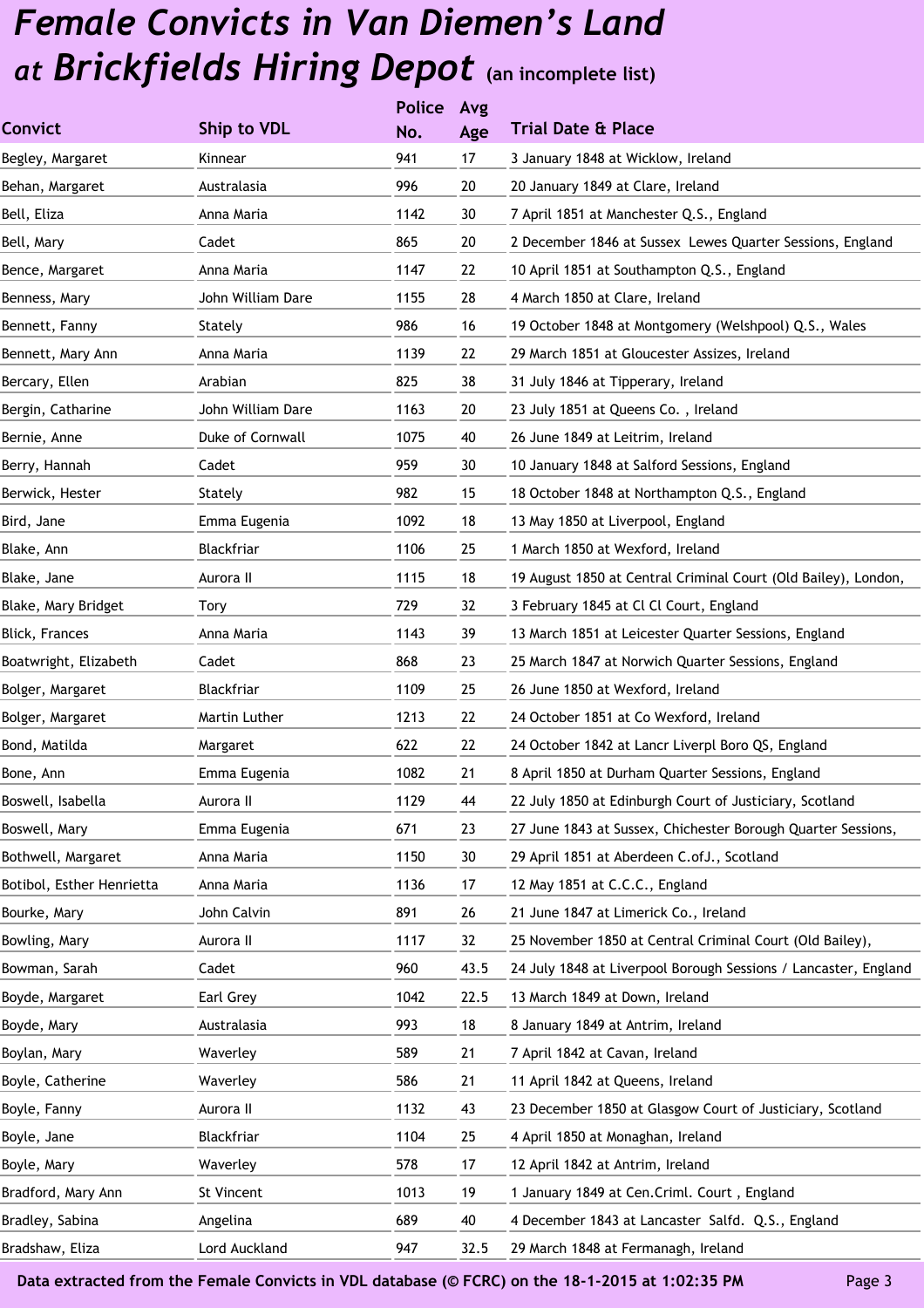# *Female Convicts in Van Diemen's Land at Brickfields Hiring Depot* (an incomplete list)

| Convict | Ship to VDL | Police No. | Avg Age | Trial Date & Place |
|---|---|---|---|---|
| Begley, Margaret | Kinnear | 941 | 17 | 3 January 1848 at Wicklow, Ireland |
| Behan, Margaret | Australasia | 996 | 20 | 20 January 1849 at Clare, Ireland |
| Bell, Eliza | Anna Maria | 1142 | 30 | 7 April 1851 at Manchester Q.S., England |
| Bell, Mary | Cadet | 865 | 20 | 2 December 1846 at Sussex Lewes Quarter Sessions, England |
| Bence, Margaret | Anna Maria | 1147 | 22 | 10 April 1851 at Southampton Q.S., England |
| Benness, Mary | John William Dare | 1155 | 28 | 4 March 1850 at Clare, Ireland |
| Bennett, Fanny | Stately | 986 | 16 | 19 October 1848 at Montgomery (Welshpool) Q.S., Wales |
| Bennett, Mary Ann | Anna Maria | 1139 | 22 | 29 March 1851 at Gloucester Assizes, Ireland |
| Bercary, Ellen | Arabian | 825 | 38 | 31 July 1846 at Tipperary, Ireland |
| Bergin, Catharine | John William Dare | 1163 | 20 | 23 July 1851 at Queens Co. , Ireland |
| Bernie, Anne | Duke of Cornwall | 1075 | 40 | 26 June 1849 at Leitrim, Ireland |
| Berry, Hannah | Cadet | 959 | 30 | 10 January 1848 at Salford Sessions, England |
| Berwick, Hester | Stately | 982 | 15 | 18 October 1848 at Northampton Q.S., England |
| Bird, Jane | Emma Eugenia | 1092 | 18 | 13 May 1850 at Liverpool, England |
| Blake, Ann | Blackfriar | 1106 | 25 | 1 March 1850 at Wexford, Ireland |
| Blake, Jane | Aurora II | 1115 | 18 | 19 August 1850 at Central Criminal Court (Old Bailey), London, |
| Blake, Mary Bridget | Tory | 729 | 32 | 3 February 1845 at Cl Cl Court, England |
| Blick, Frances | Anna Maria | 1143 | 39 | 13 March 1851 at Leicester Quarter Sessions, England |
| Boatwright, Elizabeth | Cadet | 868 | 23 | 25 March 1847 at Norwich Quarter Sessions, England |
| Bolger, Margaret | Blackfriar | 1109 | 25 | 26 June 1850 at Wexford, Ireland |
| Bolger, Margaret | Martin Luther | 1213 | 22 | 24 October 1851 at Co Wexford, Ireland |
| Bond, Matilda | Margaret | 622 | 22 | 24 October 1842 at Lancr Liverpl Boro QS, England |
| Bone, Ann | Emma Eugenia | 1082 | 21 | 8 April 1850 at Durham Quarter Sessions, England |
| Boswell, Isabella | Aurora II | 1129 | 44 | 22 July 1850 at Edinburgh Court of Justiciary, Scotland |
| Boswell, Mary | Emma Eugenia | 671 | 23 | 27 June 1843 at Sussex, Chichester Borough Quarter Sessions, |
| Bothwell, Margaret | Anna Maria | 1150 | 30 | 29 April 1851 at Aberdeen C.ofJ., Scotland |
| Botibol, Esther Henrietta | Anna Maria | 1136 | 17 | 12 May 1851 at C.C.C., England |
| Bourke, Mary | John Calvin | 891 | 26 | 21 June 1847 at Limerick Co., Ireland |
| Bowling, Mary | Aurora II | 1117 | 32 | 25 November 1850 at Central Criminal Court (Old Bailey), |
| Bowman, Sarah | Cadet | 960 | 43.5 | 24 July 1848 at Liverpool Borough Sessions / Lancaster, England |
| Boyde, Margaret | Earl Grey | 1042 | 22.5 | 13 March 1849 at Down, Ireland |
| Boyde, Mary | Australasia | 993 | 18 | 8 January 1849 at Antrim, Ireland |
| Boylan, Mary | Waverley | 589 | 21 | 7 April 1842 at Cavan, Ireland |
| Boyle, Catherine | Waverley | 586 | 21 | 11 April 1842 at Queens, Ireland |
| Boyle, Fanny | Aurora II | 1132 | 43 | 23 December 1850 at Glasgow Court of Justiciary, Scotland |
| Boyle, Jane | Blackfriar | 1104 | 25 | 4 April 1850 at Monaghan, Ireland |
| Boyle, Mary | Waverley | 578 | 17 | 12 April 1842 at Antrim, Ireland |
| Bradford, Mary Ann | St Vincent | 1013 | 19 | 1 January 1849 at Cen.Criml. Court , England |
| Bradley, Sabina | Angelina | 689 | 40 | 4 December 1843 at Lancaster Salfd. Q.S., England |
| Bradshaw, Eliza | Lord Auckland | 947 | 32.5 | 29 March 1848 at Fermanagh, Ireland |

Data extracted from the Female Convicts in VDL database (© FCRC) on the 18-1-2015 at 1:02:35 PM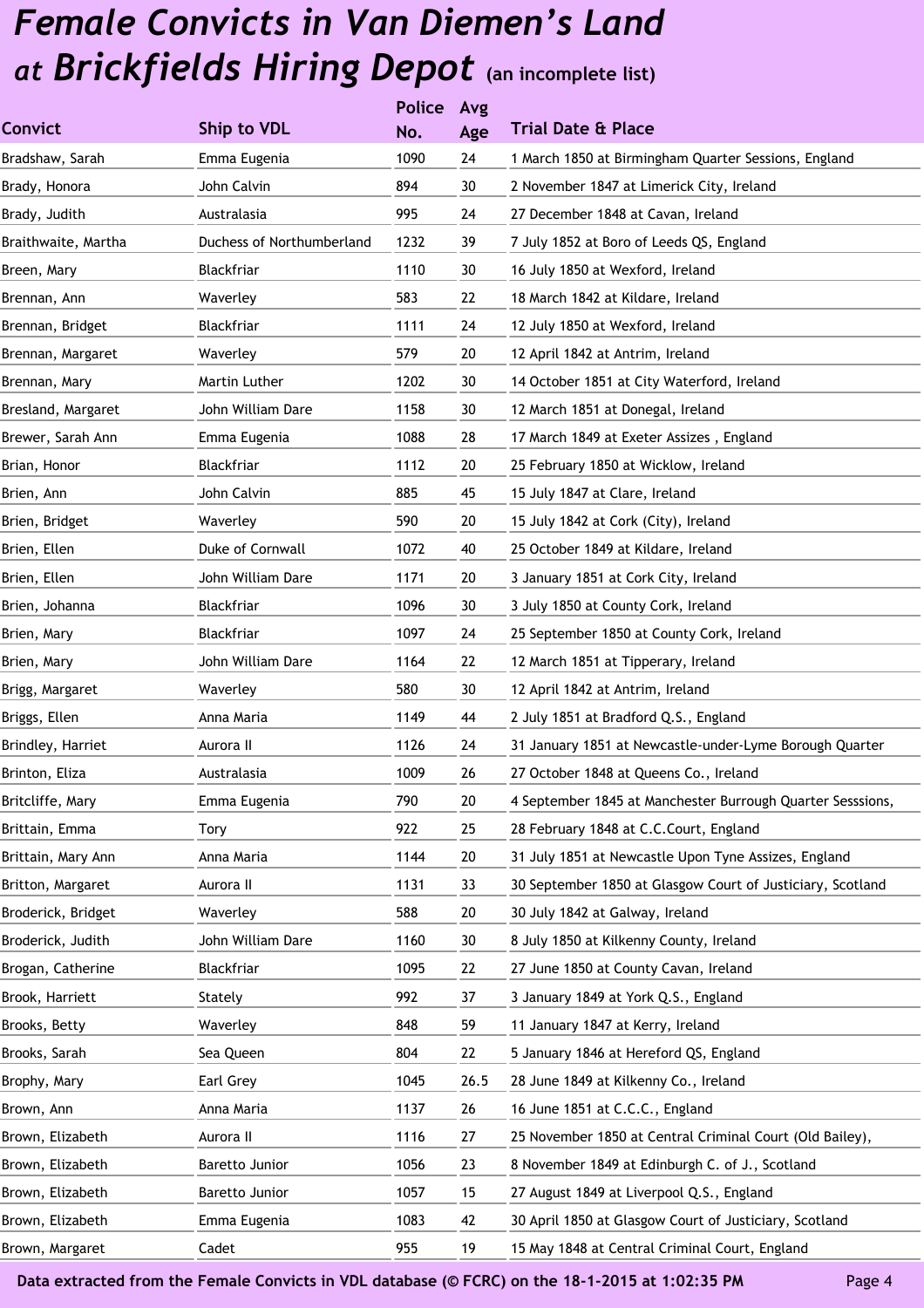# *Female Convicts in Van Diemen's Land at Brickfields Hiring Depot* (an incomplete list)

| Convict | Ship to VDL | Police No. | Avg Age | Trial Date & Place |
|---|---|---|---|---|
| Bradshaw, Sarah | Emma Eugenia | 1090 | 24 | 1 March 1850 at Birmingham Quarter Sessions, England |
| Brady, Honora | John Calvin | 894 | 30 | 2 November 1847 at Limerick City, Ireland |
| Brady, Judith | Australasia | 995 | 24 | 27 December 1848 at Cavan, Ireland |
| Braithwaite, Martha | Duchess of Northumberland | 1232 | 39 | 7 July 1852 at Boro of Leeds QS, England |
| Breen, Mary | Blackfriar | 1110 | 30 | 16 July 1850 at Wexford, Ireland |
| Brennan, Ann | Waverley | 583 | 22 | 18 March 1842 at Kildare, Ireland |
| Brennan, Bridget | Blackfriar | 1111 | 24 | 12 July 1850 at Wexford, Ireland |
| Brennan, Margaret | Waverley | 579 | 20 | 12 April 1842 at Antrim, Ireland |
| Brennan, Mary | Martin Luther | 1202 | 30 | 14 October 1851 at City Waterford, Ireland |
| Bresland, Margaret | John William Dare | 1158 | 30 | 12 March 1851 at Donegal, Ireland |
| Brewer, Sarah Ann | Emma Eugenia | 1088 | 28 | 17 March 1849 at Exeter Assizes , England |
| Brian, Honor | Blackfriar | 1112 | 20 | 25 February 1850 at Wicklow, Ireland |
| Brien, Ann | John Calvin | 885 | 45 | 15 July 1847 at Clare, Ireland |
| Brien, Bridget | Waverley | 590 | 20 | 15 July 1842 at Cork (City), Ireland |
| Brien, Ellen | Duke of Cornwall | 1072 | 40 | 25 October 1849 at Kildare, Ireland |
| Brien, Ellen | John William Dare | 1171 | 20 | 3 January 1851 at Cork City, Ireland |
| Brien, Johanna | Blackfriar | 1096 | 30 | 3 July 1850 at County Cork, Ireland |
| Brien, Mary | Blackfriar | 1097 | 24 | 25 September 1850 at County Cork, Ireland |
| Brien, Mary | John William Dare | 1164 | 22 | 12 March 1851 at Tipperary, Ireland |
| Brigg, Margaret | Waverley | 580 | 30 | 12 April 1842 at Antrim, Ireland |
| Briggs, Ellen | Anna Maria | 1149 | 44 | 2 July 1851 at Bradford Q.S., England |
| Brindley, Harriet | Aurora II | 1126 | 24 | 31 January 1851 at Newcastle-under-Lyme Borough Quarter |
| Brinton, Eliza | Australasia | 1009 | 26 | 27 October 1848 at Queens Co., Ireland |
| Britcliffe, Mary | Emma Eugenia | 790 | 20 | 4 September 1845 at Manchester Burrough Quarter Sesssions, |
| Brittain, Emma | Tory | 922 | 25 | 28 February 1848 at C.C.Court, England |
| Brittain, Mary Ann | Anna Maria | 1144 | 20 | 31 July 1851 at Newcastle Upon Tyne Assizes, England |
| Britton, Margaret | Aurora II | 1131 | 33 | 30 September 1850 at Glasgow Court of Justiciary, Scotland |
| Broderick, Bridget | Waverley | 588 | 20 | 30 July 1842 at Galway, Ireland |
| Broderick, Judith | John William Dare | 1160 | 30 | 8 July 1850 at Kilkenny County, Ireland |
| Brogan, Catherine | Blackfriar | 1095 | 22 | 27 June 1850 at County Cavan, Ireland |
| Brook, Harriett | Stately | 992 | 37 | 3 January 1849 at York Q.S., England |
| Brooks, Betty | Waverley | 848 | 59 | 11 January 1847 at Kerry, Ireland |
| Brooks, Sarah | Sea Queen | 804 | 22 | 5 January 1846 at Hereford QS, England |
| Brophy, Mary | Earl Grey | 1045 | 26.5 | 28 June 1849 at Kilkenny Co., Ireland |
| Brown, Ann | Anna Maria | 1137 | 26 | 16 June 1851 at C.C.C., England |
| Brown, Elizabeth | Aurora II | 1116 | 27 | 25 November 1850 at Central Criminal Court (Old Bailey), |
| Brown, Elizabeth | Baretto Junior | 1056 | 23 | 8 November 1849 at Edinburgh C. of J., Scotland |
| Brown, Elizabeth | Baretto Junior | 1057 | 15 | 27 August 1849 at Liverpool Q.S., England |
| Brown, Elizabeth | Emma Eugenia | 1083 | 42 | 30 April 1850 at Glasgow Court of Justiciary, Scotland |
| Brown, Margaret | Cadet | 955 | 19 | 15 May 1848 at Central Criminal Court, England |

Data extracted from the Female Convicts in VDL database (© FCRC) on the 18-1-2015 at 1:02:35 PM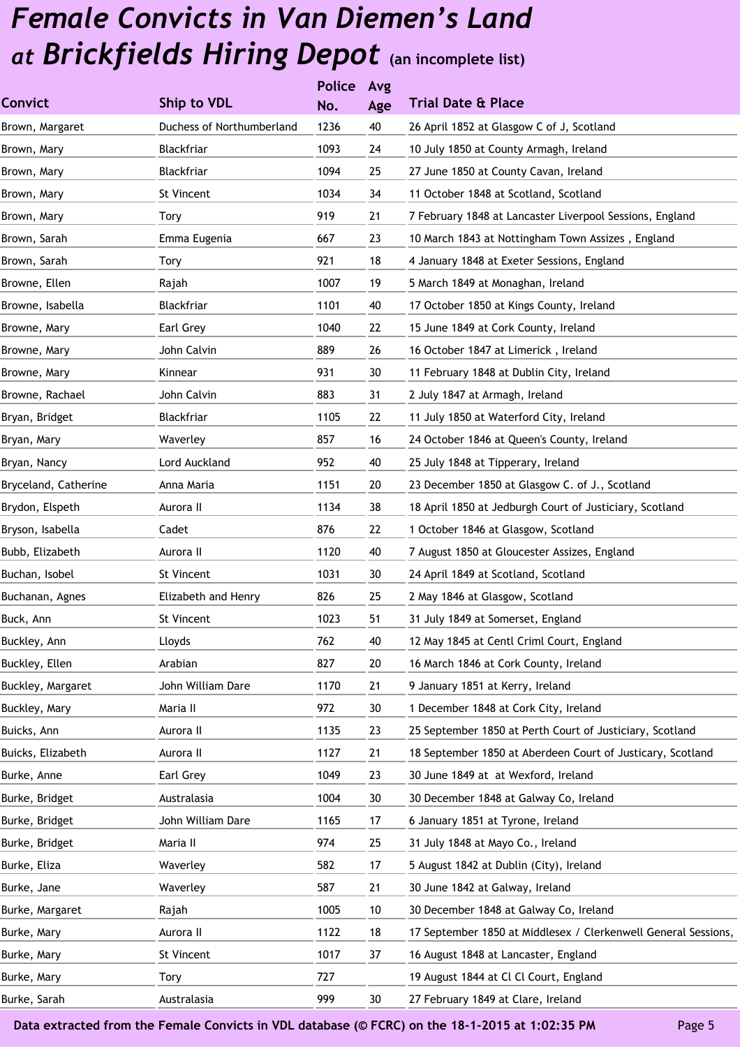# *Female Convicts in Van Diemen's Land at Brickfields Hiring Depot* (an incomplete list)

| Convict | Ship to VDL | Police No. | Avg Age | Trial Date & Place |
|---|---|---|---|---|
| Brown, Margaret | Duchess of Northumberland | 1236 | 40 | 26 April 1852 at Glasgow C of J, Scotland |
| Brown, Mary | Blackfriar | 1093 | 24 | 10 July 1850 at County Armagh, Ireland |
| Brown, Mary | Blackfriar | 1094 | 25 | 27 June 1850 at County Cavan, Ireland |
| Brown, Mary | St Vincent | 1034 | 34 | 11 October 1848 at Scotland, Scotland |
| Brown, Mary | Tory | 919 | 21 | 7 February 1848 at Lancaster Liverpool Sessions, England |
| Brown, Sarah | Emma Eugenia | 667 | 23 | 10 March 1843 at Nottingham Town Assizes , England |
| Brown, Sarah | Tory | 921 | 18 | 4 January 1848 at Exeter Sessions, England |
| Browne, Ellen | Rajah | 1007 | 19 | 5 March 1849 at Monaghan, Ireland |
| Browne, Isabella | Blackfriar | 1101 | 40 | 17 October 1850 at Kings County, Ireland |
| Browne, Mary | Earl Grey | 1040 | 22 | 15 June 1849 at Cork County, Ireland |
| Browne, Mary | John Calvin | 889 | 26 | 16 October 1847 at Limerick , Ireland |
| Browne, Mary | Kinnear | 931 | 30 | 11 February 1848 at Dublin City, Ireland |
| Browne, Rachael | John Calvin | 883 | 31 | 2 July 1847 at Armagh, Ireland |
| Bryan, Bridget | Blackfriar | 1105 | 22 | 11 July 1850 at Waterford City, Ireland |
| Bryan, Mary | Waverley | 857 | 16 | 24 October 1846 at Queen's County, Ireland |
| Bryan, Nancy | Lord Auckland | 952 | 40 | 25 July 1848 at Tipperary, Ireland |
| Bryceland, Catherine | Anna Maria | 1151 | 20 | 23 December 1850 at Glasgow C. of J., Scotland |
| Brydon, Elspeth | Aurora II | 1134 | 38 | 18 April 1850 at Jedburgh Court of Justiciary, Scotland |
| Bryson, Isabella | Cadet | 876 | 22 | 1 October 1846 at Glasgow, Scotland |
| Bubb, Elizabeth | Aurora II | 1120 | 40 | 7 August 1850 at Gloucester Assizes, England |
| Buchan, Isobel | St Vincent | 1031 | 30 | 24 April 1849 at Scotland, Scotland |
| Buchanan, Agnes | Elizabeth and Henry | 826 | 25 | 2 May 1846 at Glasgow, Scotland |
| Buck, Ann | St Vincent | 1023 | 51 | 31 July 1849 at Somerset, England |
| Buckley, Ann | Lloyds | 762 | 40 | 12 May 1845 at Centl Criml Court, England |
| Buckley, Ellen | Arabian | 827 | 20 | 16 March 1846 at Cork County, Ireland |
| Buckley, Margaret | John William Dare | 1170 | 21 | 9 January 1851 at Kerry, Ireland |
| Buckley, Mary | Maria II | 972 | 30 | 1 December 1848 at Cork City, Ireland |
| Buicks, Ann | Aurora II | 1135 | 23 | 25 September 1850 at Perth Court of Justiciary, Scotland |
| Buicks, Elizabeth | Aurora II | 1127 | 21 | 18 September 1850 at Aberdeen Court of Justicary, Scotland |
| Burke, Anne | Earl Grey | 1049 | 23 | 30 June 1849 at at Wexford, Ireland |
| Burke, Bridget | Australasia | 1004 | 30 | 30 December 1848 at Galway Co, Ireland |
| Burke, Bridget | John William Dare | 1165 | 17 | 6 January 1851 at Tyrone, Ireland |
| Burke, Bridget | Maria II | 974 | 25 | 31 July 1848 at Mayo Co., Ireland |
| Burke, Eliza | Waverley | 582 | 17 | 5 August 1842 at Dublin (City), Ireland |
| Burke, Jane | Waverley | 587 | 21 | 30 June 1842 at Galway, Ireland |
| Burke, Margaret | Rajah | 1005 | 10 | 30 December 1848 at Galway Co, Ireland |
| Burke, Mary | Aurora II | 1122 | 18 | 17 September 1850 at Middlesex / Clerkenwell General Sessions, |
| Burke, Mary | St Vincent | 1017 | 37 | 16 August 1848 at Lancaster, England |
| Burke, Mary | Tory | 727 | | 19 August 1844 at Cl Cl Court, England |
| Burke, Sarah | Australasia | 999 | 30 | 27 February 1849 at Clare, Ireland |

Data extracted from the Female Convicts in VDL database (© FCRC) on the 18-1-2015 at 1:02:35 PM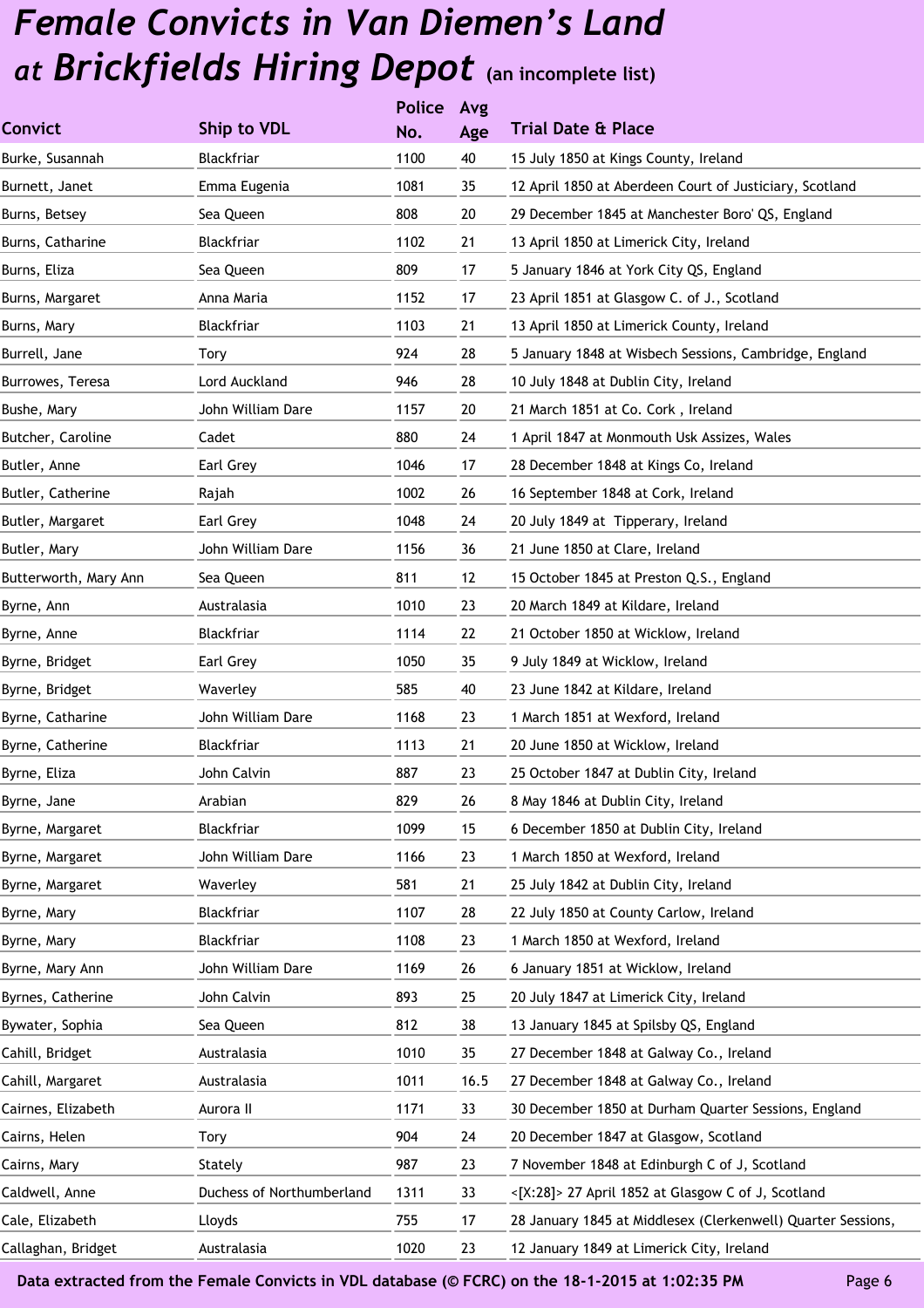# Female Convicts in Van Diemen's Land at Brickfields Hiring Depot (an incomplete list)

| Convict | Ship to VDL | Police No. | Avg Age | Trial Date & Place |
|---|---|---|---|---|
| Burke, Susannah | Blackfriar | 1100 | 40 | 15 July 1850 at Kings County, Ireland |
| Burnett, Janet | Emma Eugenia | 1081 | 35 | 12 April 1850 at Aberdeen Court of Justiciary, Scotland |
| Burns, Betsey | Sea Queen | 808 | 20 | 29 December 1845 at Manchester Boro' QS, England |
| Burns, Catharine | Blackfriar | 1102 | 21 | 13 April 1850 at Limerick City, Ireland |
| Burns, Eliza | Sea Queen | 809 | 17 | 5 January 1846 at York City QS, England |
| Burns, Margaret | Anna Maria | 1152 | 17 | 23 April 1851 at Glasgow C. of J., Scotland |
| Burns, Mary | Blackfriar | 1103 | 21 | 13 April 1850 at Limerick County, Ireland |
| Burrell, Jane | Tory | 924 | 28 | 5 January 1848 at Wisbech Sessions, Cambridge, England |
| Burrowes, Teresa | Lord Auckland | 946 | 28 | 10 July 1848 at Dublin City, Ireland |
| Bushe, Mary | John William Dare | 1157 | 20 | 21 March 1851 at Co. Cork , Ireland |
| Butcher, Caroline | Cadet | 880 | 24 | 1 April 1847 at Monmouth Usk Assizes, Wales |
| Butler, Anne | Earl Grey | 1046 | 17 | 28 December 1848 at Kings Co, Ireland |
| Butler, Catherine | Rajah | 1002 | 26 | 16 September 1848 at Cork, Ireland |
| Butler, Margaret | Earl Grey | 1048 | 24 | 20 July 1849 at Tipperary, Ireland |
| Butler, Mary | John William Dare | 1156 | 36 | 21 June 1850 at Clare, Ireland |
| Butterworth, Mary Ann | Sea Queen | 811 | 12 | 15 October 1845 at Preston Q.S., England |
| Byrne, Ann | Australasia | 1010 | 23 | 20 March 1849 at Kildare, Ireland |
| Byrne, Anne | Blackfriar | 1114 | 22 | 21 October 1850 at Wicklow, Ireland |
| Byrne, Bridget | Earl Grey | 1050 | 35 | 9 July 1849 at Wicklow, Ireland |
| Byrne, Bridget | Waverley | 585 | 40 | 23 June 1842 at Kildare, Ireland |
| Byrne, Catharine | John William Dare | 1168 | 23 | 1 March 1851 at Wexford, Ireland |
| Byrne, Catherine | Blackfriar | 1113 | 21 | 20 June 1850 at Wicklow, Ireland |
| Byrne, Eliza | John Calvin | 887 | 23 | 25 October 1847 at Dublin City, Ireland |
| Byrne, Jane | Arabian | 829 | 26 | 8 May 1846 at Dublin City, Ireland |
| Byrne, Margaret | Blackfriar | 1099 | 15 | 6 December 1850 at Dublin City, Ireland |
| Byrne, Margaret | John William Dare | 1166 | 23 | 1 March 1850 at Wexford, Ireland |
| Byrne, Margaret | Waverley | 581 | 21 | 25 July 1842 at Dublin City, Ireland |
| Byrne, Mary | Blackfriar | 1107 | 28 | 22 July 1850 at County Carlow, Ireland |
| Byrne, Mary | Blackfriar | 1108 | 23 | 1 March 1850 at Wexford, Ireland |
| Byrne, Mary Ann | John William Dare | 1169 | 26 | 6 January 1851 at Wicklow, Ireland |
| Byrnes, Catherine | John Calvin | 893 | 25 | 20 July 1847 at Limerick City, Ireland |
| Bywater, Sophia | Sea Queen | 812 | 38 | 13 January 1845 at Spilsby QS, England |
| Cahill, Bridget | Australasia | 1010 | 35 | 27 December 1848 at Galway Co., Ireland |
| Cahill, Margaret | Australasia | 1011 | 16.5 | 27 December 1848 at Galway Co., Ireland |
| Cairnes, Elizabeth | Aurora II | 1171 | 33 | 30 December 1850 at Durham Quarter Sessions, England |
| Cairns, Helen | Tory | 904 | 24 | 20 December 1847 at Glasgow, Scotland |
| Cairns, Mary | Stately | 987 | 23 | 7 November 1848 at Edinburgh C of J, Scotland |
| Caldwell, Anne | Duchess of Northumberland | 1311 | 33 | <[X:28]> 27 April 1852 at Glasgow C of J, Scotland |
| Cale, Elizabeth | Lloyds | 755 | 17 | 28 January 1845 at Middlesex (Clerkenwell) Quarter Sessions, |
| Callaghan, Bridget | Australasia | 1020 | 23 | 12 January 1849 at Limerick City, Ireland |

Data extracted from the Female Convicts in VDL database (© FCRC) on the 18-1-2015 at 1:02:35 PM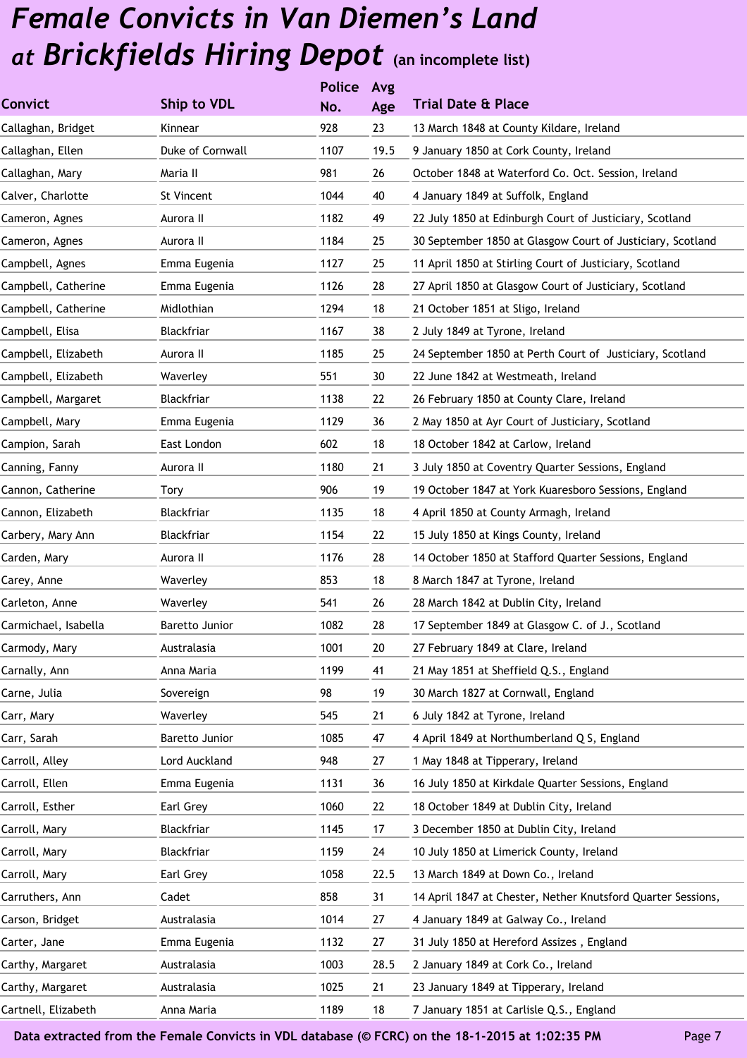# *Female Convicts in Van Diemen's Land at Brickfields Hiring Depot* (an incomplete list)

| Convict | Ship to VDL | Police No. | Avg Age | Trial Date & Place |
|---|---|---|---|---|
| Callaghan, Bridget | Kinnear | 928 | 23 | 13 March 1848 at County Kildare, Ireland |
| Callaghan, Ellen | Duke of Cornwall | 1107 | 19.5 | 9 January 1850 at Cork County, Ireland |
| Callaghan, Mary | Maria II | 981 | 26 | October 1848 at Waterford Co. Oct. Session, Ireland |
| Calver, Charlotte | St Vincent | 1044 | 40 | 4 January 1849 at Suffolk, England |
| Cameron, Agnes | Aurora II | 1182 | 49 | 22 July 1850 at Edinburgh Court of Justiciary, Scotland |
| Cameron, Agnes | Aurora II | 1184 | 25 | 30 September 1850 at Glasgow Court of Justiciary, Scotland |
| Campbell, Agnes | Emma Eugenia | 1127 | 25 | 11 April 1850 at Stirling Court of Justiciary, Scotland |
| Campbell, Catherine | Emma Eugenia | 1126 | 28 | 27 April 1850 at Glasgow Court of Justiciary, Scotland |
| Campbell, Catherine | Midlothian | 1294 | 18 | 21 October 1851 at Sligo, Ireland |
| Campbell, Elisa | Blackfriar | 1167 | 38 | 2 July 1849 at Tyrone, Ireland |
| Campbell, Elizabeth | Aurora II | 1185 | 25 | 24 September 1850 at Perth Court of Justiciary, Scotland |
| Campbell, Elizabeth | Waverley | 551 | 30 | 22 June 1842 at Westmeath, Ireland |
| Campbell, Margaret | Blackfriar | 1138 | 22 | 26 February 1850 at County Clare, Ireland |
| Campbell, Mary | Emma Eugenia | 1129 | 36 | 2 May 1850 at Ayr Court of Justiciary, Scotland |
| Campion, Sarah | East London | 602 | 18 | 18 October 1842 at Carlow, Ireland |
| Canning, Fanny | Aurora II | 1180 | 21 | 3 July 1850 at Coventry Quarter Sessions, England |
| Cannon, Catherine | Tory | 906 | 19 | 19 October 1847 at York Kuaresboro Sessions, England |
| Cannon, Elizabeth | Blackfriar | 1135 | 18 | 4 April 1850 at County Armagh, Ireland |
| Carbery, Mary Ann | Blackfriar | 1154 | 22 | 15 July 1850 at Kings County, Ireland |
| Carden, Mary | Aurora II | 1176 | 28 | 14 October 1850 at Stafford Quarter Sessions, England |
| Carey, Anne | Waverley | 853 | 18 | 8 March 1847 at Tyrone, Ireland |
| Carleton, Anne | Waverley | 541 | 26 | 28 March 1842 at Dublin City, Ireland |
| Carmichael, Isabella | Baretto Junior | 1082 | 28 | 17 September 1849 at Glasgow C. of J., Scotland |
| Carmody, Mary | Australasia | 1001 | 20 | 27 February 1849 at Clare, Ireland |
| Carnally, Ann | Anna Maria | 1199 | 41 | 21 May 1851 at Sheffield Q.S., England |
| Carne, Julia | Sovereign | 98 | 19 | 30 March 1827 at Cornwall, England |
| Carr, Mary | Waverley | 545 | 21 | 6 July 1842 at Tyrone, Ireland |
| Carr, Sarah | Baretto Junior | 1085 | 47 | 4 April 1849 at Northumberland Q S, England |
| Carroll, Alley | Lord Auckland | 948 | 27 | 1 May 1848 at Tipperary, Ireland |
| Carroll, Ellen | Emma Eugenia | 1131 | 36 | 16 July 1850 at Kirkdale Quarter Sessions, England |
| Carroll, Esther | Earl Grey | 1060 | 22 | 18 October 1849 at Dublin City, Ireland |
| Carroll, Mary | Blackfriar | 1145 | 17 | 3 December 1850 at Dublin City, Ireland |
| Carroll, Mary | Blackfriar | 1159 | 24 | 10 July 1850 at Limerick County, Ireland |
| Carroll, Mary | Earl Grey | 1058 | 22.5 | 13 March 1849 at Down Co., Ireland |
| Carruthers, Ann | Cadet | 858 | 31 | 14 April 1847 at Chester, Nether Knutsford Quarter Sessions, |
| Carson, Bridget | Australasia | 1014 | 27 | 4 January 1849 at Galway Co., Ireland |
| Carter, Jane | Emma Eugenia | 1132 | 27 | 31 July 1850 at Hereford Assizes , England |
| Carthy, Margaret | Australasia | 1003 | 28.5 | 2 January 1849 at Cork Co., Ireland |
| Carthy, Margaret | Australasia | 1025 | 21 | 23 January 1849 at Tipperary, Ireland |
| Cartnell, Elizabeth | Anna Maria | 1189 | 18 | 7 January 1851 at Carlisle Q.S., England |

**Data extracted from the Female Convicts in VDL database (© FCRC) on the 18-1-2015 at 1:02:35 PM**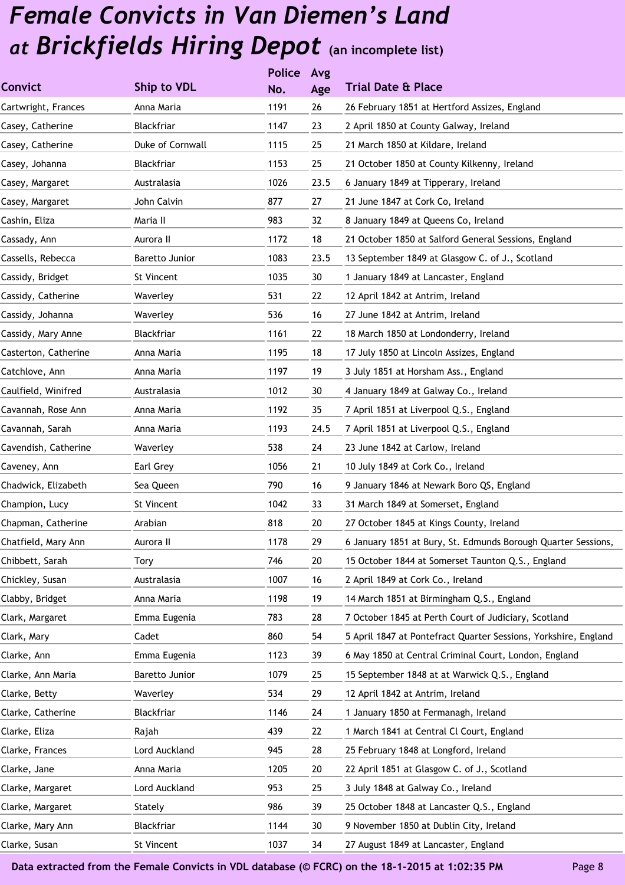# *Female Convicts in Van Diemen's Land at Brickfields Hiring Depot* (an incomplete list)

| Convict | Ship to VDL | Police No. | Avg Age | Trial Date & Place |
|---|---|---|---|---|
| Cartwright, Frances | Anna Maria | 1191 | 26 | 26 February 1851 at Hertford Assizes, England |
| Casey, Catherine | Blackfriar | 1147 | 23 | 2 April 1850 at County Galway, Ireland |
| Casey, Catherine | Duke of Cornwall | 1115 | 25 | 21 March 1850 at Kildare, Ireland |
| Casey, Johanna | Blackfriar | 1153 | 25 | 21 October 1850 at County Kilkenny, Ireland |
| Casey, Margaret | Australasia | 1026 | 23.5 | 6 January 1849 at Tipperary, Ireland |
| Casey, Margaret | John Calvin | 877 | 27 | 21 June 1847 at Cork Co, Ireland |
| Cashin, Eliza | Maria II | 983 | 32 | 8 January 1849 at Queens Co, Ireland |
| Cassady, Ann | Aurora II | 1172 | 18 | 21 October 1850 at Salford General Sessions, England |
| Cassells, Rebecca | Baretto Junior | 1083 | 23.5 | 13 September 1849 at Glasgow C. of J., Scotland |
| Cassidy, Bridget | St Vincent | 1035 | 30 | 1 January 1849 at Lancaster, England |
| Cassidy, Catherine | Waverley | 531 | 22 | 12 April 1842 at Antrim, Ireland |
| Cassidy, Johanna | Waverley | 536 | 16 | 27 June 1842 at Antrim, Ireland |
| Cassidy, Mary Anne | Blackfriar | 1161 | 22 | 18 March 1850 at Londonderry, Ireland |
| Casterton, Catherine | Anna Maria | 1195 | 18 | 17 July 1850 at Lincoln Assizes, England |
| Catchlove, Ann | Anna Maria | 1197 | 19 | 3 July 1851 at Horsham Ass., England |
| Caulfield, Winifred | Australasia | 1012 | 30 | 4 January 1849 at Galway Co., Ireland |
| Cavannah, Rose Ann | Anna Maria | 1192 | 35 | 7 April 1851 at Liverpool Q.S., England |
| Cavannah, Sarah | Anna Maria | 1193 | 24.5 | 7 April 1851 at Liverpool Q.S., England |
| Cavendish, Catherine | Waverley | 538 | 24 | 23 June 1842 at Carlow, Ireland |
| Caveney, Ann | Earl Grey | 1056 | 21 | 10 July 1849 at Cork Co., Ireland |
| Chadwick, Elizabeth | Sea Queen | 790 | 16 | 9 January 1846 at Newark Boro QS, England |
| Champion, Lucy | St Vincent | 1042 | 33 | 31 March 1849 at Somerset, England |
| Chapman, Catherine | Arabian | 818 | 20 | 27 October 1845 at Kings County, Ireland |
| Chatfield, Mary Ann | Aurora II | 1178 | 29 | 6 January 1851 at Bury, St. Edmunds Borough Quarter Sessions, |
| Chibbett, Sarah | Tory | 746 | 20 | 15 October 1844 at Somerset Taunton Q.S., England |
| Chickley, Susan | Australasia | 1007 | 16 | 2 April 1849 at Cork Co., Ireland |
| Clabby, Bridget | Anna Maria | 1198 | 19 | 14 March 1851 at Birmingham Q.S., England |
| Clark, Margaret | Emma Eugenia | 783 | 28 | 7 October 1845 at Perth Court of Judiciary, Scotland |
| Clark, Mary | Cadet | 860 | 54 | 5 April 1847 at Pontefract Quarter Sessions, Yorkshire, England |
| Clarke, Ann | Emma Eugenia | 1123 | 39 | 6 May 1850 at Central Criminal Court, London, England |
| Clarke, Ann Maria | Baretto Junior | 1079 | 25 | 15 September 1848 at at Warwick Q.S., England |
| Clarke, Betty | Waverley | 534 | 29 | 12 April 1842 at Antrim, Ireland |
| Clarke, Catherine | Blackfriar | 1146 | 24 | 1 January 1850 at Fermanagh, Ireland |
| Clarke, Eliza | Rajah | 439 | 22 | 1 March 1841 at Central Cl Court, England |
| Clarke, Frances | Lord Auckland | 945 | 28 | 25 February 1848 at Longford, Ireland |
| Clarke, Jane | Anna Maria | 1205 | 20 | 22 April 1851 at Glasgow C. of J., Scotland |
| Clarke, Margaret | Lord Auckland | 953 | 25 | 3 July 1848 at Galway Co., Ireland |
| Clarke, Margaret | Stately | 986 | 39 | 25 October 1848 at Lancaster Q.S., England |
| Clarke, Mary Ann | Blackfriar | 1144 | 30 | 9 November 1850 at Dublin City, Ireland |
| Clarke, Susan | St Vincent | 1037 | 34 | 27 August 1849 at Lancaster, England |

**Data extracted from the Female Convicts in VDL database (© FCRC) on the 18-1-2015 at 1:02:35 PM**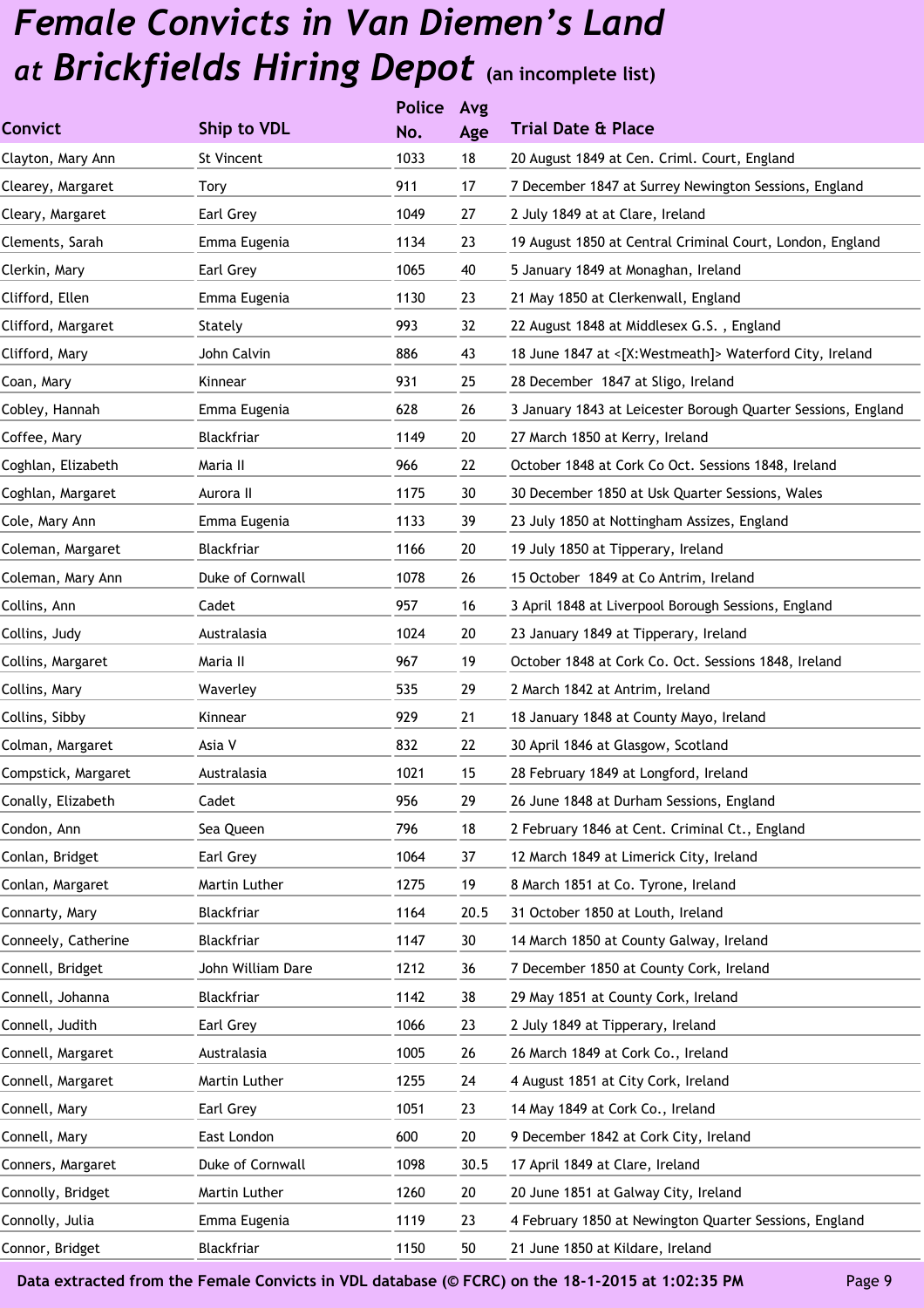# *Female Convicts in Van Diemen's Land at Brickfields Hiring Depot* (an incomplete list)

| Convict | Ship to VDL | Police No. | Avg Age | Trial Date & Place |
|---|---|---|---|---|
| Clayton, Mary Ann | St Vincent | 1033 | 18 | 20 August 1849 at Cen. Criml. Court, England |
| Clearey, Margaret | Tory | 911 | 17 | 7 December 1847 at Surrey Newington Sessions, England |
| Cleary, Margaret | Earl Grey | 1049 | 27 | 2 July 1849 at at Clare, Ireland |
| Clements, Sarah | Emma Eugenia | 1134 | 23 | 19 August 1850 at Central Criminal Court, London, England |
| Clerkin, Mary | Earl Grey | 1065 | 40 | 5 January 1849 at Monaghan, Ireland |
| Clifford, Ellen | Emma Eugenia | 1130 | 23 | 21 May 1850 at Clerkenwall, England |
| Clifford, Margaret | Stately | 993 | 32 | 22 August 1848 at Middlesex G.S. , England |
| Clifford, Mary | John Calvin | 886 | 43 | 18 June 1847 at <[X:Westmeath]> Waterford City, Ireland |
| Coan, Mary | Kinnear | 931 | 25 | 28 December 1847 at Sligo, Ireland |
| Cobley, Hannah | Emma Eugenia | 628 | 26 | 3 January 1843 at Leicester Borough Quarter Sessions, England |
| Coffee, Mary | Blackfriar | 1149 | 20 | 27 March 1850 at Kerry, Ireland |
| Coghlan, Elizabeth | Maria II | 966 | 22 | October 1848 at Cork Co Oct. Sessions 1848, Ireland |
| Coghlan, Margaret | Aurora II | 1175 | 30 | 30 December 1850 at Usk Quarter Sessions, Wales |
| Cole, Mary Ann | Emma Eugenia | 1133 | 39 | 23 July 1850 at Nottingham Assizes, England |
| Coleman, Margaret | Blackfriar | 1166 | 20 | 19 July 1850 at Tipperary, Ireland |
| Coleman, Mary Ann | Duke of Cornwall | 1078 | 26 | 15 October 1849 at Co Antrim, Ireland |
| Collins, Ann | Cadet | 957 | 16 | 3 April 1848 at Liverpool Borough Sessions, England |
| Collins, Judy | Australasia | 1024 | 20 | 23 January 1849 at Tipperary, Ireland |
| Collins, Margaret | Maria II | 967 | 19 | October 1848 at Cork Co. Oct. Sessions 1848, Ireland |
| Collins, Mary | Waverley | 535 | 29 | 2 March 1842 at Antrim, Ireland |
| Collins, Sibby | Kinnear | 929 | 21 | 18 January 1848 at County Mayo, Ireland |
| Colman, Margaret | Asia V | 832 | 22 | 30 April 1846 at Glasgow, Scotland |
| Compstick, Margaret | Australasia | 1021 | 15 | 28 February 1849 at Longford, Ireland |
| Conally, Elizabeth | Cadet | 956 | 29 | 26 June 1848 at Durham Sessions, England |
| Condon, Ann | Sea Queen | 796 | 18 | 2 February 1846 at Cent. Criminal Ct., England |
| Conlan, Bridget | Earl Grey | 1064 | 37 | 12 March 1849 at Limerick City, Ireland |
| Conlan, Margaret | Martin Luther | 1275 | 19 | 8 March 1851 at Co. Tyrone, Ireland |
| Connarty, Mary | Blackfriar | 1164 | 20.5 | 31 October 1850 at Louth, Ireland |
| Conneely, Catherine | Blackfriar | 1147 | 30 | 14 March 1850 at County Galway, Ireland |
| Connell, Bridget | John William Dare | 1212 | 36 | 7 December 1850 at County Cork, Ireland |
| Connell, Johanna | Blackfriar | 1142 | 38 | 29 May 1851 at County Cork, Ireland |
| Connell, Judith | Earl Grey | 1066 | 23 | 2 July 1849 at Tipperary, Ireland |
| Connell, Margaret | Australasia | 1005 | 26 | 26 March 1849 at Cork Co., Ireland |
| Connell, Margaret | Martin Luther | 1255 | 24 | 4 August 1851 at City Cork, Ireland |
| Connell, Mary | Earl Grey | 1051 | 23 | 14 May 1849 at Cork Co., Ireland |
| Connell, Mary | East London | 600 | 20 | 9 December 1842 at Cork City, Ireland |
| Conners, Margaret | Duke of Cornwall | 1098 | 30.5 | 17 April 1849 at Clare, Ireland |
| Connolly, Bridget | Martin Luther | 1260 | 20 | 20 June 1851 at Galway City, Ireland |
| Connolly, Julia | Emma Eugenia | 1119 | 23 | 4 February 1850 at Newington Quarter Sessions, England |
| Connor, Bridget | Blackfriar | 1150 | 50 | 21 June 1850 at Kildare, Ireland |

Data extracted from the Female Convicts in VDL database (© FCRC) on the 18-1-2015 at 1:02:35 PM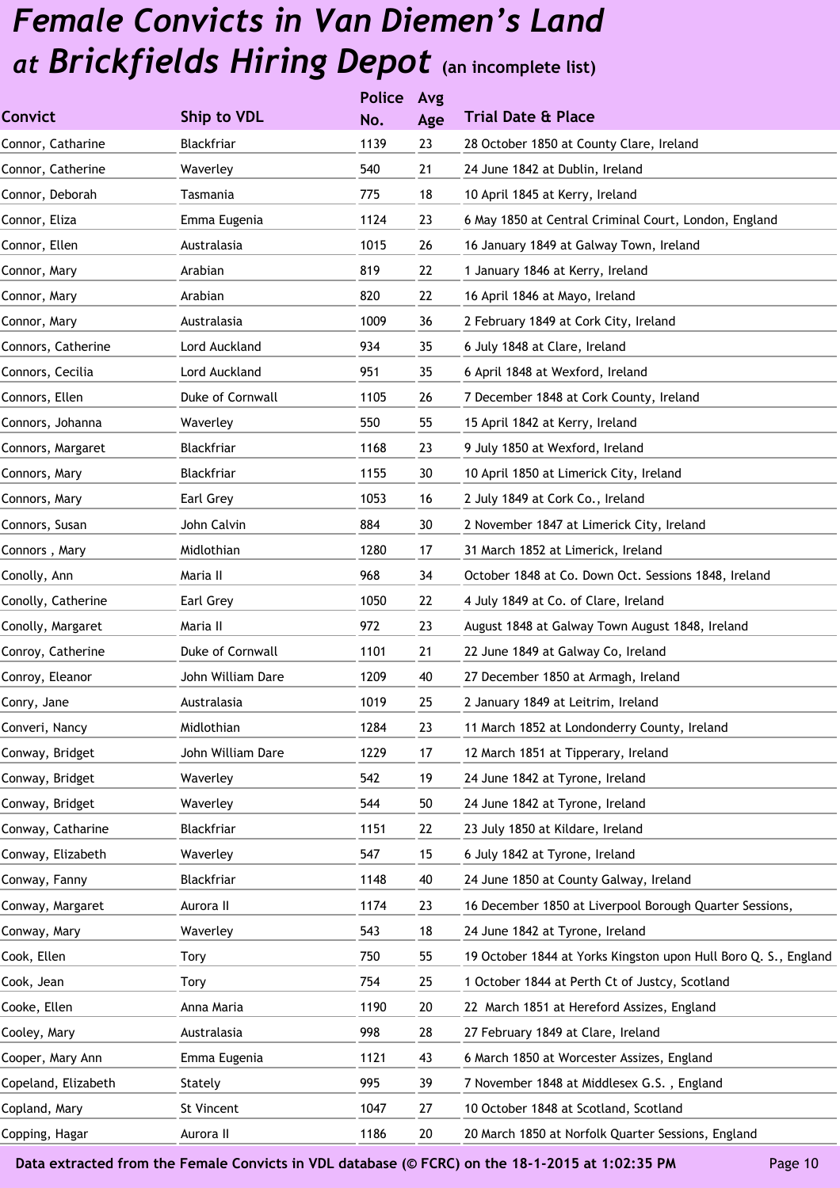# *Female Convicts in Van Diemen's Land at Brickfields Hiring Depot* (an incomplete list)

| Convict | Ship to VDL | Police No. | Avg Age | Trial Date & Place |
|---|---|---|---|---|
| Connor, Catharine | Blackfriar | 1139 | 23 | 28 October 1850 at County Clare, Ireland |
| Connor, Catherine | Waverley | 540 | 21 | 24 June 1842 at Dublin, Ireland |
| Connor, Deborah | Tasmania | 775 | 18 | 10 April 1845 at Kerry, Ireland |
| Connor, Eliza | Emma Eugenia | 1124 | 23 | 6 May 1850 at Central Criminal Court, London, England |
| Connor, Ellen | Australasia | 1015 | 26 | 16 January 1849 at Galway Town, Ireland |
| Connor, Mary | Arabian | 819 | 22 | 1 January 1846 at Kerry, Ireland |
| Connor, Mary | Arabian | 820 | 22 | 16 April 1846 at Mayo, Ireland |
| Connor, Mary | Australasia | 1009 | 36 | 2 February 1849 at Cork City, Ireland |
| Connors, Catherine | Lord Auckland | 934 | 35 | 6 July 1848 at Clare, Ireland |
| Connors, Cecilia | Lord Auckland | 951 | 35 | 6 April 1848 at Wexford, Ireland |
| Connors, Ellen | Duke of Cornwall | 1105 | 26 | 7 December 1848 at Cork County, Ireland |
| Connors, Johanna | Waverley | 550 | 55 | 15 April 1842 at Kerry, Ireland |
| Connors, Margaret | Blackfriar | 1168 | 23 | 9 July 1850 at Wexford, Ireland |
| Connors, Mary | Blackfriar | 1155 | 30 | 10 April 1850 at Limerick City, Ireland |
| Connors, Mary | Earl Grey | 1053 | 16 | 2 July 1849 at Cork Co., Ireland |
| Connors, Susan | John Calvin | 884 | 30 | 2 November 1847 at Limerick City, Ireland |
| Connors , Mary | Midlothian | 1280 | 17 | 31 March 1852 at Limerick, Ireland |
| Conolly, Ann | Maria II | 968 | 34 | October 1848 at Co. Down Oct. Sessions 1848, Ireland |
| Conolly, Catherine | Earl Grey | 1050 | 22 | 4 July 1849 at Co. of Clare, Ireland |
| Conolly, Margaret | Maria II | 972 | 23 | August 1848 at Galway Town August 1848, Ireland |
| Conroy, Catherine | Duke of Cornwall | 1101 | 21 | 22 June 1849 at Galway Co, Ireland |
| Conroy, Eleanor | John William Dare | 1209 | 40 | 27 December 1850 at Armagh, Ireland |
| Conry, Jane | Australasia | 1019 | 25 | 2 January 1849 at Leitrim, Ireland |
| Converi, Nancy | Midlothian | 1284 | 23 | 11 March 1852 at Londonderry County, Ireland |
| Conway, Bridget | John William Dare | 1229 | 17 | 12 March 1851 at Tipperary, Ireland |
| Conway, Bridget | Waverley | 542 | 19 | 24 June 1842 at Tyrone, Ireland |
| Conway, Bridget | Waverley | 544 | 50 | 24 June 1842 at Tyrone, Ireland |
| Conway, Catharine | Blackfriar | 1151 | 22 | 23 July 1850 at Kildare, Ireland |
| Conway, Elizabeth | Waverley | 547 | 15 | 6 July 1842 at Tyrone, Ireland |
| Conway, Fanny | Blackfriar | 1148 | 40 | 24 June 1850 at County Galway, Ireland |
| Conway, Margaret | Aurora II | 1174 | 23 | 16 December 1850 at Liverpool Borough Quarter Sessions, |
| Conway, Mary | Waverley | 543 | 18 | 24 June 1842 at Tyrone, Ireland |
| Cook, Ellen | Tory | 750 | 55 | 19 October 1844 at Yorks Kingston upon Hull Boro Q. S., England |
| Cook, Jean | Tory | 754 | 25 | 1 October 1844 at Perth Ct of Justcy, Scotland |
| Cooke, Ellen | Anna Maria | 1190 | 20 | 22 March 1851 at Hereford Assizes, England |
| Cooley, Mary | Australasia | 998 | 28 | 27 February 1849 at Clare, Ireland |
| Cooper, Mary Ann | Emma Eugenia | 1121 | 43 | 6 March 1850 at Worcester Assizes, England |
| Copeland, Elizabeth | Stately | 995 | 39 | 7 November 1848 at Middlesex G.S. , England |
| Copland, Mary | St Vincent | 1047 | 27 | 10 October 1848 at Scotland, Scotland |
| Copping, Hagar | Aurora II | 1186 | 20 | 20 March 1850 at Norfolk Quarter Sessions, England |

Data extracted from the Female Convicts in VDL database (© FCRC) on the 18-1-2015 at 1:02:35 PM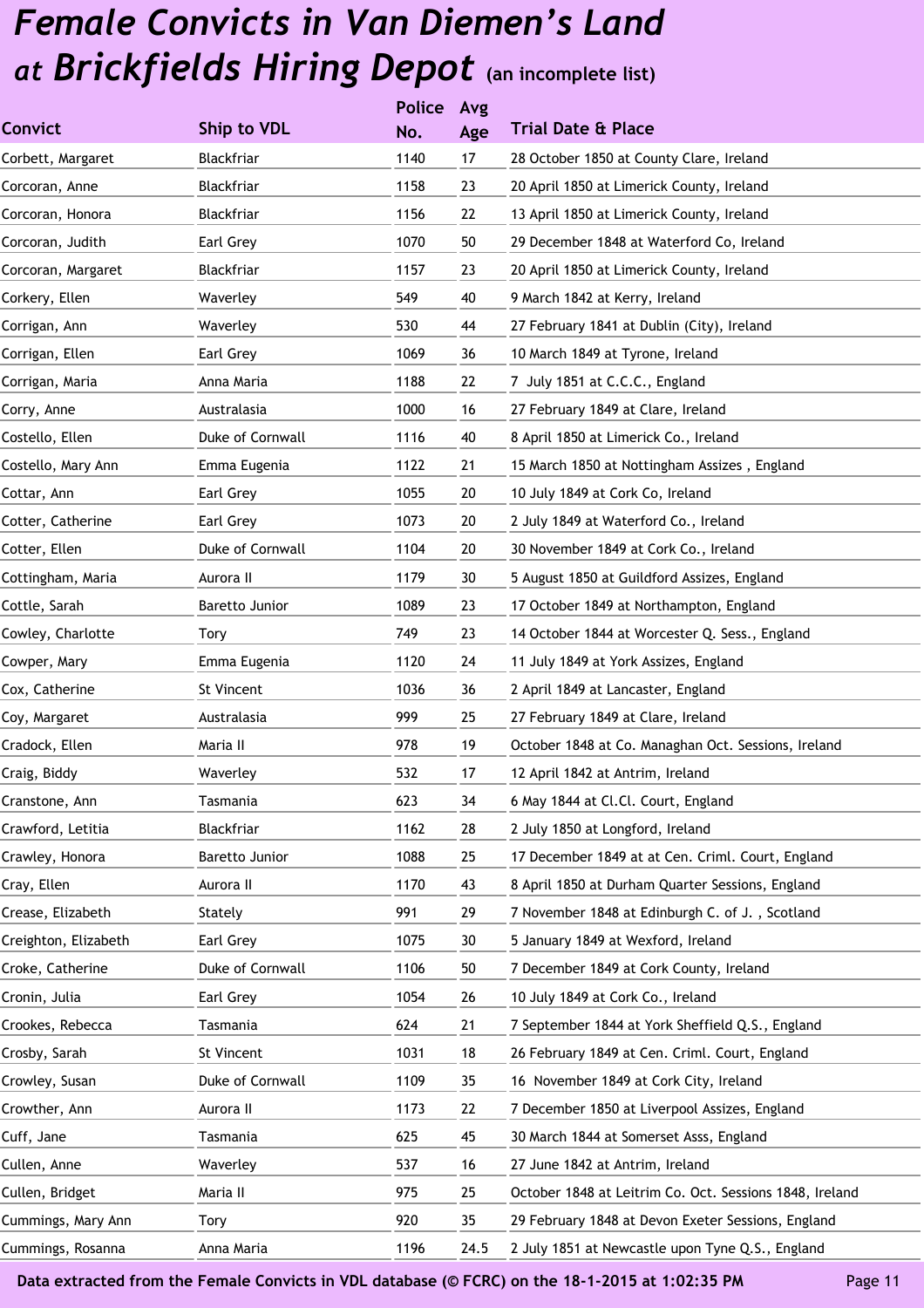# *Female Convicts in Van Diemen's Land at Brickfields Hiring Depot* (an incomplete list)

| Convict | Ship to VDL | Police No. | Avg Age | Trial Date & Place |
|---|---|---|---|---|
| Corbett, Margaret | Blackfriar | 1140 | 17 | 28 October 1850 at County Clare, Ireland |
| Corcoran, Anne | Blackfriar | 1158 | 23 | 20 April 1850 at Limerick County, Ireland |
| Corcoran, Honora | Blackfriar | 1156 | 22 | 13 April 1850 at Limerick County, Ireland |
| Corcoran, Judith | Earl Grey | 1070 | 50 | 29 December 1848 at Waterford Co, Ireland |
| Corcoran, Margaret | Blackfriar | 1157 | 23 | 20 April 1850 at Limerick County, Ireland |
| Corkery, Ellen | Waverley | 549 | 40 | 9 March 1842 at Kerry, Ireland |
| Corrigan, Ann | Waverley | 530 | 44 | 27 February 1841 at Dublin (City), Ireland |
| Corrigan, Ellen | Earl Grey | 1069 | 36 | 10 March 1849 at Tyrone, Ireland |
| Corrigan, Maria | Anna Maria | 1188 | 22 | 7 July 1851 at C.C.C., England |
| Corry, Anne | Australasia | 1000 | 16 | 27 February 1849 at Clare, Ireland |
| Costello, Ellen | Duke of Cornwall | 1116 | 40 | 8 April 1850 at Limerick Co., Ireland |
| Costello, Mary Ann | Emma Eugenia | 1122 | 21 | 15 March 1850 at Nottingham Assizes , England |
| Cottar, Ann | Earl Grey | 1055 | 20 | 10 July 1849 at Cork Co, Ireland |
| Cotter, Catherine | Earl Grey | 1073 | 20 | 2 July 1849 at Waterford Co., Ireland |
| Cotter, Ellen | Duke of Cornwall | 1104 | 20 | 30 November 1849 at Cork Co., Ireland |
| Cottingham, Maria | Aurora II | 1179 | 30 | 5 August 1850 at Guildford Assizes, England |
| Cottle, Sarah | Baretto Junior | 1089 | 23 | 17 October 1849 at Northampton, England |
| Cowley, Charlotte | Tory | 749 | 23 | 14 October 1844 at Worcester Q. Sess., England |
| Cowper, Mary | Emma Eugenia | 1120 | 24 | 11 July 1849 at York Assizes, England |
| Cox, Catherine | St Vincent | 1036 | 36 | 2 April 1849 at Lancaster, England |
| Coy, Margaret | Australasia | 999 | 25 | 27 February 1849 at Clare, Ireland |
| Cradock, Ellen | Maria II | 978 | 19 | October 1848 at Co. Managhan Oct. Sessions, Ireland |
| Craig, Biddy | Waverley | 532 | 17 | 12 April 1842 at Antrim, Ireland |
| Cranstone, Ann | Tasmania | 623 | 34 | 6 May 1844 at Cl.Cl. Court, England |
| Crawford, Letitia | Blackfriar | 1162 | 28 | 2 July 1850 at Longford, Ireland |
| Crawley, Honora | Baretto Junior | 1088 | 25 | 17 December 1849 at at Cen. Criml. Court, England |
| Cray, Ellen | Aurora II | 1170 | 43 | 8 April 1850 at Durham Quarter Sessions, England |
| Crease, Elizabeth | Stately | 991 | 29 | 7 November 1848 at Edinburgh C. of J. , Scotland |
| Creighton, Elizabeth | Earl Grey | 1075 | 30 | 5 January 1849 at Wexford, Ireland |
| Croke, Catherine | Duke of Cornwall | 1106 | 50 | 7 December 1849 at Cork County, Ireland |
| Cronin, Julia | Earl Grey | 1054 | 26 | 10 July 1849 at Cork Co., Ireland |
| Crookes, Rebecca | Tasmania | 624 | 21 | 7 September 1844 at York Sheffield Q.S., England |
| Crosby, Sarah | St Vincent | 1031 | 18 | 26 February 1849 at Cen. Criml. Court, England |
| Crowley, Susan | Duke of Cornwall | 1109 | 35 | 16 November 1849 at Cork City, Ireland |
| Crowther, Ann | Aurora II | 1173 | 22 | 7 December 1850 at Liverpool Assizes, England |
| Cuff, Jane | Tasmania | 625 | 45 | 30 March 1844 at Somerset Asss, England |
| Cullen, Anne | Waverley | 537 | 16 | 27 June 1842 at Antrim, Ireland |
| Cullen, Bridget | Maria II | 975 | 25 | October 1848 at Leitrim Co. Oct. Sessions 1848, Ireland |
| Cummings, Mary Ann | Tory | 920 | 35 | 29 February 1848 at Devon Exeter Sessions, England |
| Cummings, Rosanna | Anna Maria | 1196 | 24.5 | 2 July 1851 at Newcastle upon Tyne Q.S., England |

**Data extracted from the Female Convicts in VDL database (© FCRC) on the 18-1-2015 at 1:02:35 PM**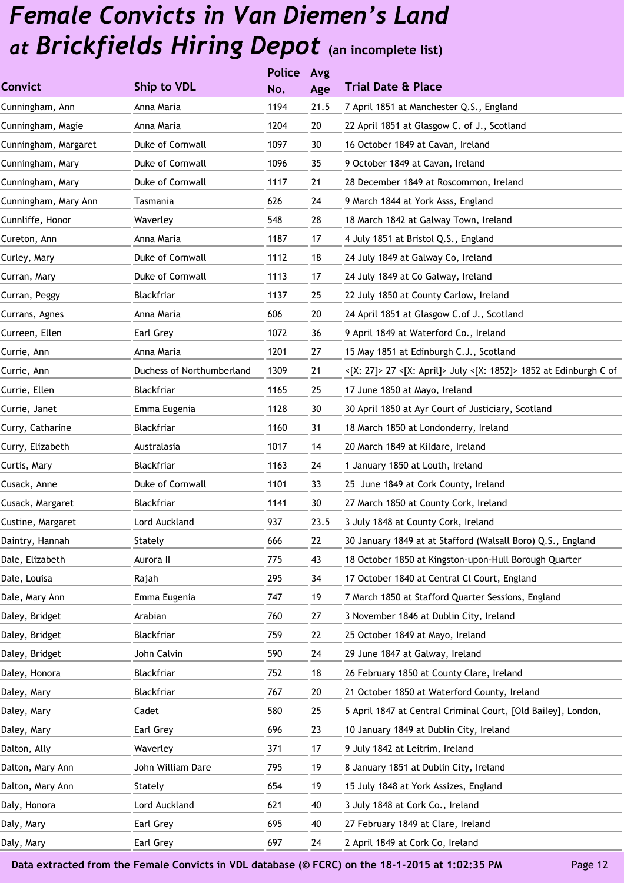# *Female Convicts in Van Diemen's Land at Brickfields Hiring Depot* (an incomplete list)

| Convict | Ship to VDL | Police No. | Avg Age | Trial Date & Place |
|---|---|---|---|---|
| Cunningham, Ann | Anna Maria | 1194 | 21.5 | 7 April 1851 at Manchester Q.S., England |
| Cunningham, Magie | Anna Maria | 1204 | 20 | 22 April 1851 at Glasgow C. of J., Scotland |
| Cunningham, Margaret | Duke of Cornwall | 1097 | 30 | 16 October 1849 at Cavan, Ireland |
| Cunningham, Mary | Duke of Cornwall | 1096 | 35 | 9 October 1849 at Cavan, Ireland |
| Cunningham, Mary | Duke of Cornwall | 1117 | 21 | 28 December 1849 at Roscommon, Ireland |
| Cunningham, Mary Ann | Tasmania | 626 | 24 | 9 March 1844 at York Asss, England |
| Cunnliffe, Honor | Waverley | 548 | 28 | 18 March 1842 at Galway Town, Ireland |
| Cureton, Ann | Anna Maria | 1187 | 17 | 4 July 1851 at Bristol Q.S., England |
| Curley, Mary | Duke of Cornwall | 1112 | 18 | 24 July 1849 at Galway Co, Ireland |
| Curran, Mary | Duke of Cornwall | 1113 | 17 | 24 July 1849 at Co Galway, Ireland |
| Curran, Peggy | Blackfriar | 1137 | 25 | 22 July 1850 at County Carlow, Ireland |
| Currans, Agnes | Anna Maria | 606 | 20 | 24 April 1851 at Glasgow C.of J., Scotland |
| Curreen, Ellen | Earl Grey | 1072 | 36 | 9 April 1849 at Waterford Co., Ireland |
| Currie, Ann | Anna Maria | 1201 | 27 | 15 May 1851 at Edinburgh C.J., Scotland |
| Currie, Ann | Duchess of Northumberland | 1309 | 21 | <[X: 27]> 27 <[X: April]> July <[X: 1852]> 1852 at Edinburgh C of |
| Currie, Ellen | Blackfriar | 1165 | 25 | 17 June 1850 at Mayo, Ireland |
| Currie, Janet | Emma Eugenia | 1128 | 30 | 30 April 1850 at Ayr Court of Justiciary, Scotland |
| Curry, Catharine | Blackfriar | 1160 | 31 | 18 March 1850 at Londonderry, Ireland |
| Curry, Elizabeth | Australasia | 1017 | 14 | 20 March 1849 at Kildare, Ireland |
| Curtis, Mary | Blackfriar | 1163 | 24 | 1 January 1850 at Louth, Ireland |
| Cusack, Anne | Duke of Cornwall | 1101 | 33 | 25 June 1849 at Cork County, Ireland |
| Cusack, Margaret | Blackfriar | 1141 | 30 | 27 March 1850 at County Cork, Ireland |
| Custine, Margaret | Lord Auckland | 937 | 23.5 | 3 July 1848 at County Cork, Ireland |
| Daintry, Hannah | Stately | 666 | 22 | 30 January 1849 at at Stafford (Walsall Boro) Q.S., England |
| Dale, Elizabeth | Aurora II | 775 | 43 | 18 October 1850 at Kingston-upon-Hull Borough Quarter |
| Dale, Louisa | Rajah | 295 | 34 | 17 October 1840 at Central Cl Court, England |
| Dale, Mary Ann | Emma Eugenia | 747 | 19 | 7 March 1850 at Stafford Quarter Sessions, England |
| Daley, Bridget | Arabian | 760 | 27 | 3 November 1846 at Dublin City, Ireland |
| Daley, Bridget | Blackfriar | 759 | 22 | 25 October 1849 at Mayo, Ireland |
| Daley, Bridget | John Calvin | 590 | 24 | 29 June 1847 at Galway, Ireland |
| Daley, Honora | Blackfriar | 752 | 18 | 26 February 1850 at County Clare, Ireland |
| Daley, Mary | Blackfriar | 767 | 20 | 21 October 1850 at Waterford County, Ireland |
| Daley, Mary | Cadet | 580 | 25 | 5 April 1847 at Central Criminal Court, [Old Bailey], London, |
| Daley, Mary | Earl Grey | 696 | 23 | 10 January 1849 at Dublin City, Ireland |
| Dalton, Ally | Waverley | 371 | 17 | 9 July 1842 at Leitrim, Ireland |
| Dalton, Mary Ann | John William Dare | 795 | 19 | 8 January 1851 at Dublin City, Ireland |
| Dalton, Mary Ann | Stately | 654 | 19 | 15 July 1848 at York Assizes, England |
| Daly, Honora | Lord Auckland | 621 | 40 | 3 July 1848 at Cork Co., Ireland |
| Daly, Mary | Earl Grey | 695 | 40 | 27 February 1849 at Clare, Ireland |
| Daly, Mary | Earl Grey | 697 | 24 | 2 April 1849 at Cork Co, Ireland |

Data extracted from the Female Convicts in VDL database (© FCRC) on the 18-1-2015 at 1:02:35 PM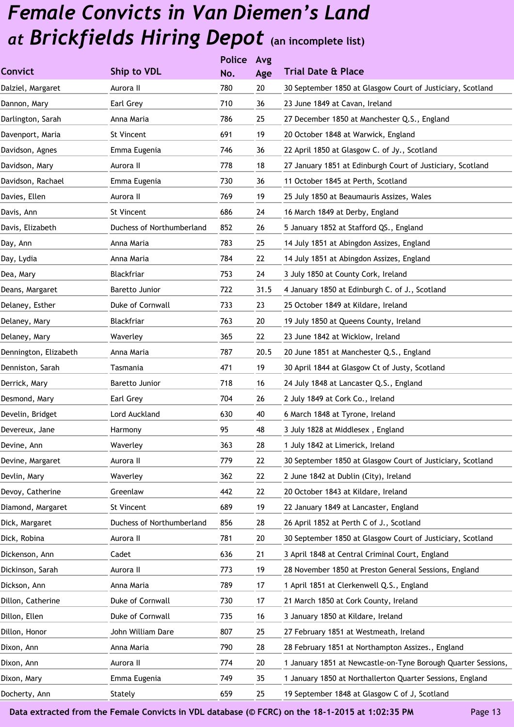# *Female Convicts in Van Diemen's Land at Brickfields Hiring Depot* (an incomplete list)

| Convict | Ship to VDL | Police No. | Avg Age | Trial Date & Place |
|---|---|---|---|---|
| Dalziel, Margaret | Aurora II | 780 | 20 | 30 September 1850 at Glasgow Court of Justiciary, Scotland |
| Dannon, Mary | Earl Grey | 710 | 36 | 23 June 1849 at Cavan, Ireland |
| Darlington, Sarah | Anna Maria | 786 | 25 | 27 December 1850 at Manchester Q.S., England |
| Davenport, Maria | St Vincent | 691 | 19 | 20 October 1848 at Warwick, England |
| Davidson, Agnes | Emma Eugenia | 746 | 36 | 22 April 1850 at Glasgow C. of Jy., Scotland |
| Davidson, Mary | Aurora II | 778 | 18 | 27 January 1851 at Edinburgh Court of Justiciary, Scotland |
| Davidson, Rachael | Emma Eugenia | 730 | 36 | 11 October 1845 at Perth, Scotland |
| Davies, Ellen | Aurora II | 769 | 19 | 25 July 1850 at Beaumauris Assizes, Wales |
| Davis, Ann | St Vincent | 686 | 24 | 16 March 1849 at Derby, England |
| Davis, Elizabeth | Duchess of Northumberland | 852 | 26 | 5 January 1852 at Stafford QS., England |
| Day, Ann | Anna Maria | 783 | 25 | 14 July 1851 at Abingdon Assizes, England |
| Day, Lydia | Anna Maria | 784 | 22 | 14 July 1851 at Abingdon Assizes, England |
| Dea, Mary | Blackfriar | 753 | 24 | 3 July 1850 at County Cork, Ireland |
| Deans, Margaret | Baretto Junior | 722 | 31.5 | 4 January 1850 at Edinburgh C. of J., Scotland |
| Delaney, Esther | Duke of Cornwall | 733 | 23 | 25 October 1849 at Kildare, Ireland |
| Delaney, Mary | Blackfriar | 763 | 20 | 19 July 1850 at Queens County, Ireland |
| Delaney, Mary | Waverley | 365 | 22 | 23 June 1842 at Wicklow, Ireland |
| Dennington, Elizabeth | Anna Maria | 787 | 20.5 | 20 June 1851 at Manchester Q.S., England |
| Denniston, Sarah | Tasmania | 471 | 19 | 30 April 1844 at Glasgow Ct of Justy, Scotland |
| Derrick, Mary | Baretto Junior | 718 | 16 | 24 July 1848 at Lancaster Q.S., England |
| Desmond, Mary | Earl Grey | 704 | 26 | 2 July 1849 at Cork Co., Ireland |
| Develin, Bridget | Lord Auckland | 630 | 40 | 6 March 1848 at Tyrone, Ireland |
| Devereux, Jane | Harmony | 95 | 48 | 3 July 1828 at Middlesex , England |
| Devine, Ann | Waverley | 363 | 28 | 1 July 1842 at Limerick, Ireland |
| Devine, Margaret | Aurora II | 779 | 22 | 30 September 1850 at Glasgow Court of Justiciary, Scotland |
| Devlin, Mary | Waverley | 362 | 22 | 2 June 1842 at Dublin (City), Ireland |
| Devoy, Catherine | Greenlaw | 442 | 22 | 20 October 1843 at Kildare, Ireland |
| Diamond, Margaret | St Vincent | 689 | 19 | 22 January 1849 at Lancaster, England |
| Dick, Margaret | Duchess of Northumberland | 856 | 28 | 26 April 1852 at Perth C of J., Scotland |
| Dick, Robina | Aurora II | 781 | 20 | 30 September 1850 at Glasgow Court of Justiciary, Scotland |
| Dickenson, Ann | Cadet | 636 | 21 | 3 April 1848 at Central Criminal Court, England |
| Dickinson, Sarah | Aurora II | 773 | 19 | 28 November 1850 at Preston General Sessions, England |
| Dickson, Ann | Anna Maria | 789 | 17 | 1 April 1851 at Clerkenwell Q.S., England |
| Dillon, Catherine | Duke of Cornwall | 730 | 17 | 21 March 1850 at Cork County, Ireland |
| Dillon, Ellen | Duke of Cornwall | 735 | 16 | 3 January 1850 at Kildare, Ireland |
| Dillon, Honor | John William Dare | 807 | 25 | 27 February 1851 at Westmeath, Ireland |
| Dixon, Ann | Anna Maria | 790 | 28 | 28 February 1851 at Northampton Assizes., England |
| Dixon, Ann | Aurora II | 774 | 20 | 1 January 1851 at Newcastle-on-Tyne Borough Quarter Sessions, |
| Dixon, Mary | Emma Eugenia | 749 | 35 | 1 January 1850 at Northallerton Quarter Sessions, England |
| Docherty, Ann | Stately | 659 | 25 | 19 September 1848 at Glasgow C of J, Scotland |

**Data extracted from the Female Convicts in VDL database (© FCRC) on the 18-1-2015 at 1:02:35 PM**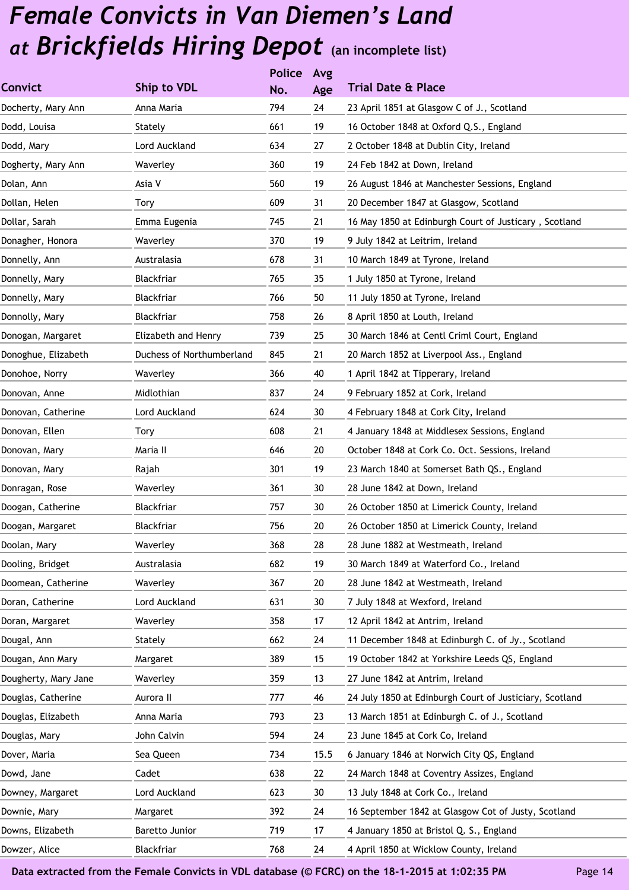# Female Convicts in Van Diemen's Land at Brickfields Hiring Depot (an incomplete list)

| Convict | Ship to VDL | Police No. | Avg Age | Trial Date & Place |
|---|---|---|---|---|
| Docherty, Mary Ann | Anna Maria | 794 | 24 | 23 April 1851 at Glasgow C of J., Scotland |
| Dodd, Louisa | Stately | 661 | 19 | 16 October 1848 at Oxford Q.S., England |
| Dodd, Mary | Lord Auckland | 634 | 27 | 2 October 1848 at Dublin City, Ireland |
| Dogherty, Mary Ann | Waverley | 360 | 19 | 24 Feb 1842 at Down, Ireland |
| Dolan, Ann | Asia V | 560 | 19 | 26 August 1846 at Manchester Sessions, England |
| Dollan, Helen | Tory | 609 | 31 | 20 December 1847 at Glasgow, Scotland |
| Dollar, Sarah | Emma Eugenia | 745 | 21 | 16 May 1850 at Edinburgh Court of Justicary , Scotland |
| Donagher, Honora | Waverley | 370 | 19 | 9 July 1842 at Leitrim, Ireland |
| Donnelly, Ann | Australasia | 678 | 31 | 10 March 1849 at Tyrone, Ireland |
| Donnelly, Mary | Blackfriar | 765 | 35 | 1 July 1850 at Tyrone, Ireland |
| Donnelly, Mary | Blackfriar | 766 | 50 | 11 July 1850 at Tyrone, Ireland |
| Donnolly, Mary | Blackfriar | 758 | 26 | 8 April 1850 at Louth, Ireland |
| Donogan, Margaret | Elizabeth and Henry | 739 | 25 | 30 March 1846 at Centl Criml Court, England |
| Donoghue, Elizabeth | Duchess of Northumberland | 845 | 21 | 20 March 1852 at Liverpool Ass., England |
| Donohoe, Norry | Waverley | 366 | 40 | 1 April 1842 at Tipperary, Ireland |
| Donovan, Anne | Midlothian | 837 | 24 | 9 February 1852 at Cork, Ireland |
| Donovan, Catherine | Lord Auckland | 624 | 30 | 4 February 1848 at Cork City, Ireland |
| Donovan, Ellen | Tory | 608 | 21 | 4 January 1848 at Middlesex Sessions, England |
| Donovan, Mary | Maria II | 646 | 20 | October 1848 at Cork Co. Oct. Sessions, Ireland |
| Donovan, Mary | Rajah | 301 | 19 | 23 March 1840 at Somerset Bath QS., England |
| Donragan, Rose | Waverley | 361 | 30 | 28 June 1842 at Down, Ireland |
| Doogan, Catherine | Blackfriar | 757 | 30 | 26 October 1850 at Limerick County, Ireland |
| Doogan, Margaret | Blackfriar | 756 | 20 | 26 October 1850 at Limerick County, Ireland |
| Doolan, Mary | Waverley | 368 | 28 | 28 June 1882 at Westmeath, Ireland |
| Dooling, Bridget | Australasia | 682 | 19 | 30 March 1849 at Waterford Co., Ireland |
| Doomean, Catherine | Waverley | 367 | 20 | 28 June 1842 at Westmeath, Ireland |
| Doran, Catherine | Lord Auckland | 631 | 30 | 7 July 1848 at Wexford, Ireland |
| Doran, Margaret | Waverley | 358 | 17 | 12 April 1842 at Antrim, Ireland |
| Dougal, Ann | Stately | 662 | 24 | 11 December 1848 at Edinburgh C. of Jy., Scotland |
| Dougan, Ann Mary | Margaret | 389 | 15 | 19 October 1842 at Yorkshire Leeds QS, England |
| Dougherty, Mary Jane | Waverley | 359 | 13 | 27 June 1842 at Antrim, Ireland |
| Douglas, Catherine | Aurora II | 777 | 46 | 24 July 1850 at Edinburgh Court of Justiciary, Scotland |
| Douglas, Elizabeth | Anna Maria | 793 | 23 | 13 March 1851 at Edinburgh C. of J., Scotland |
| Douglas, Mary | John Calvin | 594 | 24 | 23 June 1845 at Cork Co, Ireland |
| Dover, Maria | Sea Queen | 734 | 15.5 | 6 January 1846 at Norwich City QS, England |
| Dowd, Jane | Cadet | 638 | 22 | 24 March 1848 at Coventry Assizes, England |
| Downey, Margaret | Lord Auckland | 623 | 30 | 13 July 1848 at Cork Co., Ireland |
| Downie, Mary | Margaret | 392 | 24 | 16 September 1842 at Glasgow Cot of Justy, Scotland |
| Downs, Elizabeth | Baretto Junior | 719 | 17 | 4 January 1850 at Bristol Q. S., England |
| Dowzer, Alice | Blackfriar | 768 | 24 | 4 April 1850 at Wicklow County, Ireland |

Data extracted from the Female Convicts in VDL database (© FCRC) on the 18-1-2015 at 1:02:35 PM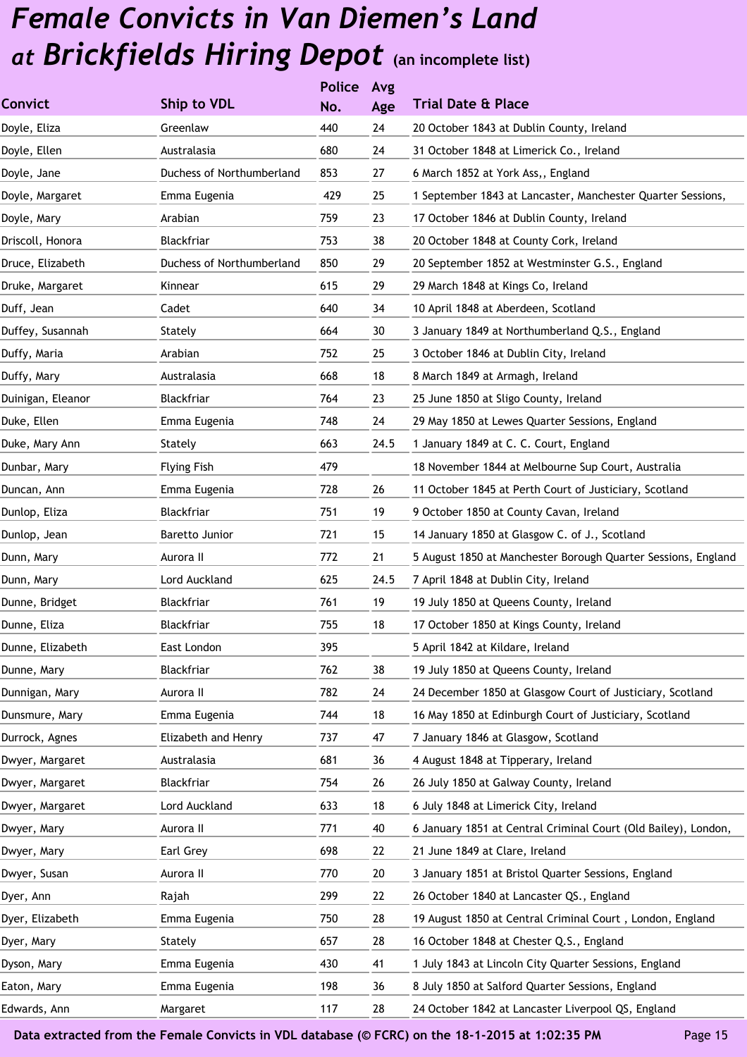# *Female Convicts in Van Diemen's Land at Brickfields Hiring Depot* (an incomplete list)

| Convict | Ship to VDL | Police No. | Avg Age | Trial Date & Place |
|---|---|---|---|---|
| Doyle, Eliza | Greenlaw | 440 | 24 | 20 October 1843 at Dublin County, Ireland |
| Doyle, Ellen | Australasia | 680 | 24 | 31 October 1848 at Limerick Co., Ireland |
| Doyle, Jane | Duchess of Northumberland | 853 | 27 | 6 March 1852 at York Ass,, England |
| Doyle, Margaret | Emma Eugenia | 429 | 25 | 1 September 1843 at Lancaster, Manchester Quarter Sessions, |
| Doyle, Mary | Arabian | 759 | 23 | 17 October 1846 at Dublin County, Ireland |
| Driscoll, Honora | Blackfriar | 753 | 38 | 20 October 1848 at County Cork, Ireland |
| Druce, Elizabeth | Duchess of Northumberland | 850 | 29 | 20 September 1852 at Westminster G.S., England |
| Druke, Margaret | Kinnear | 615 | 29 | 29 March 1848 at Kings Co, Ireland |
| Duff, Jean | Cadet | 640 | 34 | 10 April 1848 at Aberdeen, Scotland |
| Duffey, Susannah | Stately | 664 | 30 | 3 January 1849 at Northumberland Q.S., England |
| Duffy, Maria | Arabian | 752 | 25 | 3 October 1846 at Dublin City, Ireland |
| Duffy, Mary | Australasia | 668 | 18 | 8 March 1849 at Armagh, Ireland |
| Duinigan, Eleanor | Blackfriar | 764 | 23 | 25 June 1850 at Sligo County, Ireland |
| Duke, Ellen | Emma Eugenia | 748 | 24 | 29 May 1850 at Lewes Quarter Sessions, England |
| Duke, Mary Ann | Stately | 663 | 24.5 | 1 January 1849 at C. C. Court, England |
| Dunbar, Mary | Flying Fish | 479 | | 18 November 1844 at Melbourne Sup Court, Australia |
| Duncan, Ann | Emma Eugenia | 728 | 26 | 11 October 1845 at Perth Court of Justiciary, Scotland |
| Dunlop, Eliza | Blackfriar | 751 | 19 | 9 October 1850 at County Cavan, Ireland |
| Dunlop, Jean | Baretto Junior | 721 | 15 | 14 January 1850 at Glasgow C. of J., Scotland |
| Dunn, Mary | Aurora II | 772 | 21 | 5 August 1850 at Manchester Borough Quarter Sessions, England |
| Dunn, Mary | Lord Auckland | 625 | 24.5 | 7 April 1848 at Dublin City, Ireland |
| Dunne, Bridget | Blackfriar | 761 | 19 | 19 July 1850 at Queens County, Ireland |
| Dunne, Eliza | Blackfriar | 755 | 18 | 17 October 1850 at Kings County, Ireland |
| Dunne, Elizabeth | East London | 395 | | 5 April 1842 at Kildare, Ireland |
| Dunne, Mary | Blackfriar | 762 | 38 | 19 July 1850 at Queens County, Ireland |
| Dunnigan, Mary | Aurora II | 782 | 24 | 24 December 1850 at Glasgow Court of Justiciary, Scotland |
| Dunsmure, Mary | Emma Eugenia | 744 | 18 | 16 May 1850 at Edinburgh Court of Justiciary, Scotland |
| Durrock, Agnes | Elizabeth and Henry | 737 | 47 | 7 January 1846 at Glasgow, Scotland |
| Dwyer, Margaret | Australasia | 681 | 36 | 4 August 1848 at Tipperary, Ireland |
| Dwyer, Margaret | Blackfriar | 754 | 26 | 26 July 1850 at Galway County, Ireland |
| Dwyer, Margaret | Lord Auckland | 633 | 18 | 6 July 1848 at Limerick City, Ireland |
| Dwyer, Mary | Aurora II | 771 | 40 | 6 January 1851 at Central Criminal Court (Old Bailey), London, |
| Dwyer, Mary | Earl Grey | 698 | 22 | 21 June 1849 at Clare, Ireland |
| Dwyer, Susan | Aurora II | 770 | 20 | 3 January 1851 at Bristol Quarter Sessions, England |
| Dyer, Ann | Rajah | 299 | 22 | 26 October 1840 at Lancaster QS., England |
| Dyer, Elizabeth | Emma Eugenia | 750 | 28 | 19 August 1850 at Central Criminal Court , London, England |
| Dyer, Mary | Stately | 657 | 28 | 16 October 1848 at Chester Q.S., England |
| Dyson, Mary | Emma Eugenia | 430 | 41 | 1 July 1843 at Lincoln City Quarter Sessions, England |
| Eaton, Mary | Emma Eugenia | 198 | 36 | 8 July 1850 at Salford Quarter Sessions, England |
| Edwards, Ann | Margaret | 117 | 28 | 24 October 1842 at Lancaster Liverpool QS, England |

Data extracted from the Female Convicts in VDL database (© FCRC) on the 18-1-2015 at 1:02:35 PM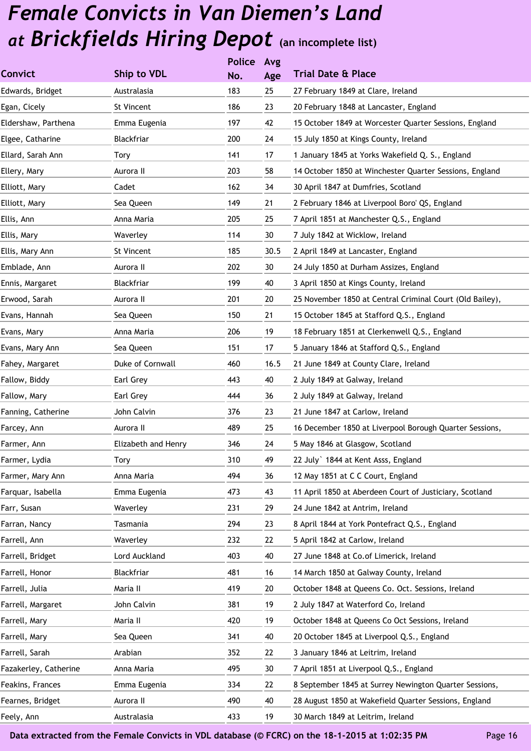# *Female Convicts in Van Diemen's Land at Brickfields Hiring Depot* (an incomplete list)

| Convict | Ship to VDL | Police No. | Avg Age | Trial Date & Place |
|---|---|---|---|---|
| Edwards, Bridget | Australasia | 183 | 25 | 27 February 1849 at Clare, Ireland |
| Egan, Cicely | St Vincent | 186 | 23 | 20 February 1848 at Lancaster, England |
| Eldershaw, Parthena | Emma Eugenia | 197 | 42 | 15 October 1849 at Worcester Quarter Sessions, England |
| Elgee, Catharine | Blackfriar | 200 | 24 | 15 July 1850 at Kings County, Ireland |
| Ellard, Sarah Ann | Tory | 141 | 17 | 1 January 1845 at Yorks Wakefield Q. S., England |
| Ellery, Mary | Aurora II | 203 | 58 | 14 October 1850 at Winchester Quarter Sessions, England |
| Elliott, Mary | Cadet | 162 | 34 | 30 April 1847 at Dumfries, Scotland |
| Elliott, Mary | Sea Queen | 149 | 21 | 2 February 1846 at Liverpool Boro' QS, England |
| Ellis, Ann | Anna Maria | 205 | 25 | 7 April 1851 at Manchester Q.S., England |
| Ellis, Mary | Waverley | 114 | 30 | 7 July 1842 at Wicklow, Ireland |
| Ellis, Mary Ann | St Vincent | 185 | 30.5 | 2 April 1849 at Lancaster, England |
| Emblade, Ann | Aurora II | 202 | 30 | 24 July 1850 at Durham Assizes, England |
| Ennis, Margaret | Blackfriar | 199 | 40 | 3 April 1850 at Kings County, Ireland |
| Erwood, Sarah | Aurora II | 201 | 20 | 25 November 1850 at Central Criminal Court (Old Bailey), |
| Evans, Hannah | Sea Queen | 150 | 21 | 15 October 1845 at Stafford Q.S., England |
| Evans, Mary | Anna Maria | 206 | 19 | 18 February 1851 at Clerkenwell Q.S., England |
| Evans, Mary Ann | Sea Queen | 151 | 17 | 5 January 1846 at Stafford Q.S., England |
| Fahey, Margaret | Duke of Cornwall | 460 | 16.5 | 21 June 1849 at County Clare, Ireland |
| Fallow, Biddy | Earl Grey | 443 | 40 | 2 July 1849 at Galway, Ireland |
| Fallow, Mary | Earl Grey | 444 | 36 | 2 July 1849 at Galway, Ireland |
| Fanning, Catherine | John Calvin | 376 | 23 | 21 June 1847 at Carlow, Ireland |
| Farcey, Ann | Aurora II | 489 | 25 | 16 December 1850 at Liverpool Borough Quarter Sessions, |
| Farmer, Ann | Elizabeth and Henry | 346 | 24 | 5 May 1846 at Glasgow, Scotland |
| Farmer, Lydia | Tory | 310 | 49 | 22 July` 1844 at Kent Asss, England |
| Farmer, Mary Ann | Anna Maria | 494 | 36 | 12 May 1851 at C C Court, England |
| Farquar, Isabella | Emma Eugenia | 473 | 43 | 11 April 1850 at Aberdeen Court of Justiciary, Scotland |
| Farr, Susan | Waverley | 231 | 29 | 24 June 1842 at Antrim, Ireland |
| Farran, Nancy | Tasmania | 294 | 23 | 8 April 1844 at York Pontefract Q.S., England |
| Farrell, Ann | Waverley | 232 | 22 | 5 April 1842 at Carlow, Ireland |
| Farrell, Bridget | Lord Auckland | 403 | 40 | 27 June 1848 at Co.of Limerick, Ireland |
| Farrell, Honor | Blackfriar | 481 | 16 | 14 March 1850 at Galway County, Ireland |
| Farrell, Julia | Maria II | 419 | 20 | October 1848 at Queens Co. Oct. Sessions, Ireland |
| Farrell, Margaret | John Calvin | 381 | 19 | 2 July 1847 at Waterford Co, Ireland |
| Farrell, Mary | Maria II | 420 | 19 | October 1848 at Queens Co Oct Sessions, Ireland |
| Farrell, Mary | Sea Queen | 341 | 40 | 20 October 1845 at Liverpool Q.S., England |
| Farrell, Sarah | Arabian | 352 | 22 | 3 January 1846 at Leitrim, Ireland |
| Fazakerley, Catherine | Anna Maria | 495 | 30 | 7 April 1851 at Liverpool Q.S., England |
| Feakins, Frances | Emma Eugenia | 334 | 22 | 8 September 1845 at Surrey Newington Quarter Sessions, |
| Fearnes, Bridget | Aurora II | 490 | 40 | 28 August 1850 at Wakefield Quarter Sessions, England |
| Feely, Ann | Australasia | 433 | 19 | 30 March 1849 at Leitrim, Ireland |

Data extracted from the Female Convicts in VDL database (© FCRC) on the 18-1-2015 at 1:02:35 PM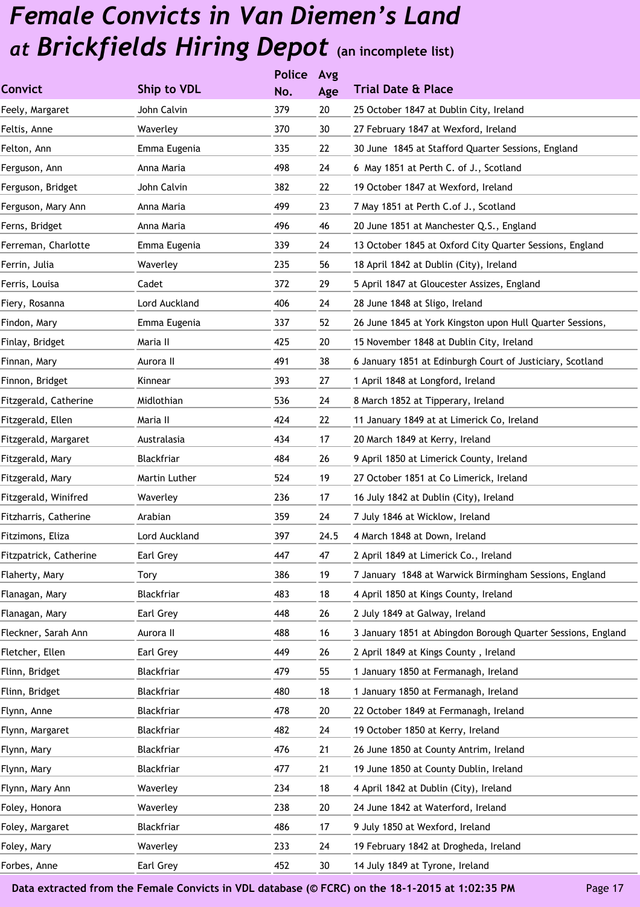# *Female Convicts in Van Diemen's Land at Brickfields Hiring Depot* (an incomplete list)

| Convict | Ship to VDL | Police No. | Avg Age | Trial Date & Place |
|---|---|---|---|---|
| Feely, Margaret | John Calvin | 379 | 20 | 25 October 1847 at Dublin City, Ireland |
| Feltis, Anne | Waverley | 370 | 30 | 27 February 1847 at Wexford, Ireland |
| Felton, Ann | Emma Eugenia | 335 | 22 | 30 June 1845 at Stafford Quarter Sessions, England |
| Ferguson, Ann | Anna Maria | 498 | 24 | 6 May 1851 at Perth C. of J., Scotland |
| Ferguson, Bridget | John Calvin | 382 | 22 | 19 October 1847 at Wexford, Ireland |
| Ferguson, Mary Ann | Anna Maria | 499 | 23 | 7 May 1851 at Perth C.of J., Scotland |
| Ferns, Bridget | Anna Maria | 496 | 46 | 20 June 1851 at Manchester Q.S., England |
| Ferreman, Charlotte | Emma Eugenia | 339 | 24 | 13 October 1845 at Oxford City Quarter Sessions, England |
| Ferrin, Julia | Waverley | 235 | 56 | 18 April 1842 at Dublin (City), Ireland |
| Ferris, Louisa | Cadet | 372 | 29 | 5 April 1847 at Gloucester Assizes, England |
| Fiery, Rosanna | Lord Auckland | 406 | 24 | 28 June 1848 at Sligo, Ireland |
| Findon, Mary | Emma Eugenia | 337 | 52 | 26 June 1845 at York Kingston upon Hull Quarter Sessions, |
| Finlay, Bridget | Maria II | 425 | 20 | 15 November 1848 at Dublin City, Ireland |
| Finnan, Mary | Aurora II | 491 | 38 | 6 January 1851 at Edinburgh Court of Justiciary, Scotland |
| Finnon, Bridget | Kinnear | 393 | 27 | 1 April 1848 at Longford, Ireland |
| Fitzgerald, Catherine | Midlothian | 536 | 24 | 8 March 1852 at Tipperary, Ireland |
| Fitzgerald, Ellen | Maria II | 424 | 22 | 11 January 1849 at at Limerick Co, Ireland |
| Fitzgerald, Margaret | Australasia | 434 | 17 | 20 March 1849 at Kerry, Ireland |
| Fitzgerald, Mary | Blackfriar | 484 | 26 | 9 April 1850 at Limerick County, Ireland |
| Fitzgerald, Mary | Martin Luther | 524 | 19 | 27 October 1851 at Co Limerick, Ireland |
| Fitzgerald, Winifred | Waverley | 236 | 17 | 16 July 1842 at Dublin (City), Ireland |
| Fitzharris, Catherine | Arabian | 359 | 24 | 7 July 1846 at Wicklow, Ireland |
| Fitzimons, Eliza | Lord Auckland | 397 | 24.5 | 4 March 1848 at Down, Ireland |
| Fitzpatrick, Catherine | Earl Grey | 447 | 47 | 2 April 1849 at Limerick Co., Ireland |
| Flaherty, Mary | Tory | 386 | 19 | 7 January 1848 at Warwick Birmingham Sessions, England |
| Flanagan, Mary | Blackfriar | 483 | 18 | 4 April 1850 at Kings County, Ireland |
| Flanagan, Mary | Earl Grey | 448 | 26 | 2 July 1849 at Galway, Ireland |
| Fleckner, Sarah Ann | Aurora II | 488 | 16 | 3 January 1851 at Abingdon Borough Quarter Sessions, England |
| Fletcher, Ellen | Earl Grey | 449 | 26 | 2 April 1849 at Kings County , Ireland |
| Flinn, Bridget | Blackfriar | 479 | 55 | 1 January 1850 at Fermanagh, Ireland |
| Flinn, Bridget | Blackfriar | 480 | 18 | 1 January 1850 at Fermanagh, Ireland |
| Flynn, Anne | Blackfriar | 478 | 20 | 22 October 1849 at Fermanagh, Ireland |
| Flynn, Margaret | Blackfriar | 482 | 24 | 19 October 1850 at Kerry, Ireland |
| Flynn, Mary | Blackfriar | 476 | 21 | 26 June 1850 at County Antrim, Ireland |
| Flynn, Mary | Blackfriar | 477 | 21 | 19 June 1850 at County Dublin, Ireland |
| Flynn, Mary Ann | Waverley | 234 | 18 | 4 April 1842 at Dublin (City), Ireland |
| Foley, Honora | Waverley | 238 | 20 | 24 June 1842 at Waterford, Ireland |
| Foley, Margaret | Blackfriar | 486 | 17 | 9 July 1850 at Wexford, Ireland |
| Foley, Mary | Waverley | 233 | 24 | 19 February 1842 at Drogheda, Ireland |
| Forbes, Anne | Earl Grey | 452 | 30 | 14 July 1849 at Tyrone, Ireland |

Data extracted from the Female Convicts in VDL database (© FCRC) on the 18-1-2015 at 1:02:35 PM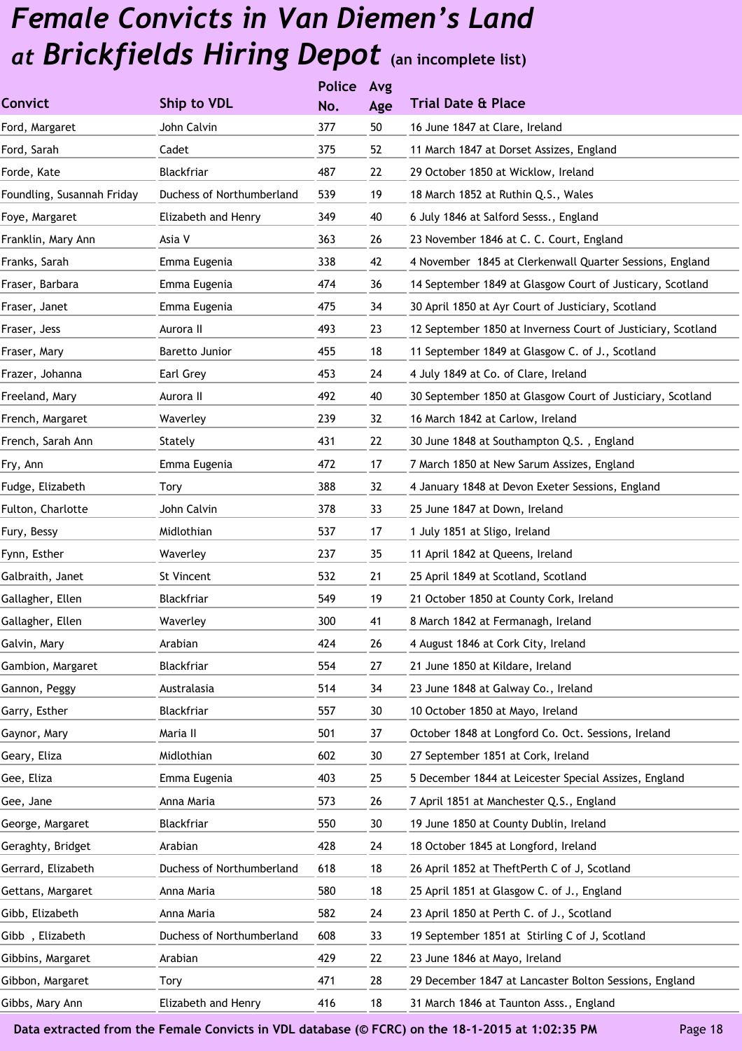# *Female Convicts in Van Diemen's Land at Brickfields Hiring Depot* (an incomplete list)

| Convict | Ship to VDL | Police No. | Avg Age | Trial Date & Place |
|---|---|---|---|---|
| Ford, Margaret | John Calvin | 377 | 50 | 16 June 1847 at Clare, Ireland |
| Ford, Sarah | Cadet | 375 | 52 | 11 March 1847 at Dorset Assizes, England |
| Forde, Kate | Blackfriar | 487 | 22 | 29 October 1850 at Wicklow, Ireland |
| Foundling, Susannah Friday | Duchess of Northumberland | 539 | 19 | 18 March 1852 at Ruthin Q.S., Wales |
| Foye, Margaret | Elizabeth and Henry | 349 | 40 | 6 July 1846 at Salford Sesss., England |
| Franklin, Mary Ann | Asia V | 363 | 26 | 23 November 1846 at C. C. Court, England |
| Franks, Sarah | Emma Eugenia | 338 | 42 | 4 November 1845 at Clerkenwall Quarter Sessions, England |
| Fraser, Barbara | Emma Eugenia | 474 | 36 | 14 September 1849 at Glasgow Court of Justicary, Scotland |
| Fraser, Janet | Emma Eugenia | 475 | 34 | 30 April 1850 at Ayr Court of Justiciary, Scotland |
| Fraser, Jess | Aurora II | 493 | 23 | 12 September 1850 at Inverness Court of Justiciary, Scotland |
| Fraser, Mary | Baretto Junior | 455 | 18 | 11 September 1849 at Glasgow C. of J., Scotland |
| Frazer, Johanna | Earl Grey | 453 | 24 | 4 July 1849 at Co. of Clare, Ireland |
| Freeland, Mary | Aurora II | 492 | 40 | 30 September 1850 at Glasgow Court of Justiciary, Scotland |
| French, Margaret | Waverley | 239 | 32 | 16 March 1842 at Carlow, Ireland |
| French, Sarah Ann | Stately | 431 | 22 | 30 June 1848 at Southampton Q.S. , England |
| Fry, Ann | Emma Eugenia | 472 | 17 | 7 March 1850 at New Sarum Assizes, England |
| Fudge, Elizabeth | Tory | 388 | 32 | 4 January 1848 at Devon Exeter Sessions, England |
| Fulton, Charlotte | John Calvin | 378 | 33 | 25 June 1847 at Down, Ireland |
| Fury, Bessy | Midlothian | 537 | 17 | 1 July 1851 at Sligo, Ireland |
| Fynn, Esther | Waverley | 237 | 35 | 11 April 1842 at Queens, Ireland |
| Galbraith, Janet | St Vincent | 532 | 21 | 25 April 1849 at Scotland, Scotland |
| Gallagher, Ellen | Blackfriar | 549 | 19 | 21 October 1850 at County Cork, Ireland |
| Gallagher, Ellen | Waverley | 300 | 41 | 8 March 1842 at Fermanagh, Ireland |
| Galvin, Mary | Arabian | 424 | 26 | 4 August 1846 at Cork City, Ireland |
| Gambion, Margaret | Blackfriar | 554 | 27 | 21 June 1850 at Kildare, Ireland |
| Gannon, Peggy | Australasia | 514 | 34 | 23 June 1848 at Galway Co., Ireland |
| Garry, Esther | Blackfriar | 557 | 30 | 10 October 1850 at Mayo, Ireland |
| Gaynor, Mary | Maria II | 501 | 37 | October 1848 at Longford Co. Oct. Sessions, Ireland |
| Geary, Eliza | Midlothian | 602 | 30 | 27 September 1851 at Cork, Ireland |
| Gee, Eliza | Emma Eugenia | 403 | 25 | 5 December 1844 at Leicester Special Assizes, England |
| Gee, Jane | Anna Maria | 573 | 26 | 7 April 1851 at Manchester Q.S., England |
| George, Margaret | Blackfriar | 550 | 30 | 19 June 1850 at County Dublin, Ireland |
| Geraghty, Bridget | Arabian | 428 | 24 | 18 October 1845 at Longford, Ireland |
| Gerrard, Elizabeth | Duchess of Northumberland | 618 | 18 | 26 April 1852 at TheftPerth C of J, Scotland |
| Gettans, Margaret | Anna Maria | 580 | 18 | 25 April 1851 at Glasgow C. of J., England |
| Gibb, Elizabeth | Anna Maria | 582 | 24 | 23 April 1850 at Perth C. of J., Scotland |
| Gibb , Elizabeth | Duchess of Northumberland | 608 | 33 | 19 September 1851 at Stirling C of J, Scotland |
| Gibbins, Margaret | Arabian | 429 | 22 | 23 June 1846 at Mayo, Ireland |
| Gibbon, Margaret | Tory | 471 | 28 | 29 December 1847 at Lancaster Bolton Sessions, England |
| Gibbs, Mary Ann | Elizabeth and Henry | 416 | 18 | 31 March 1846 at Taunton Asss., England |

**Data extracted from the Female Convicts in VDL database (© FCRC) on the 18-1-2015 at 1:02:35 PM**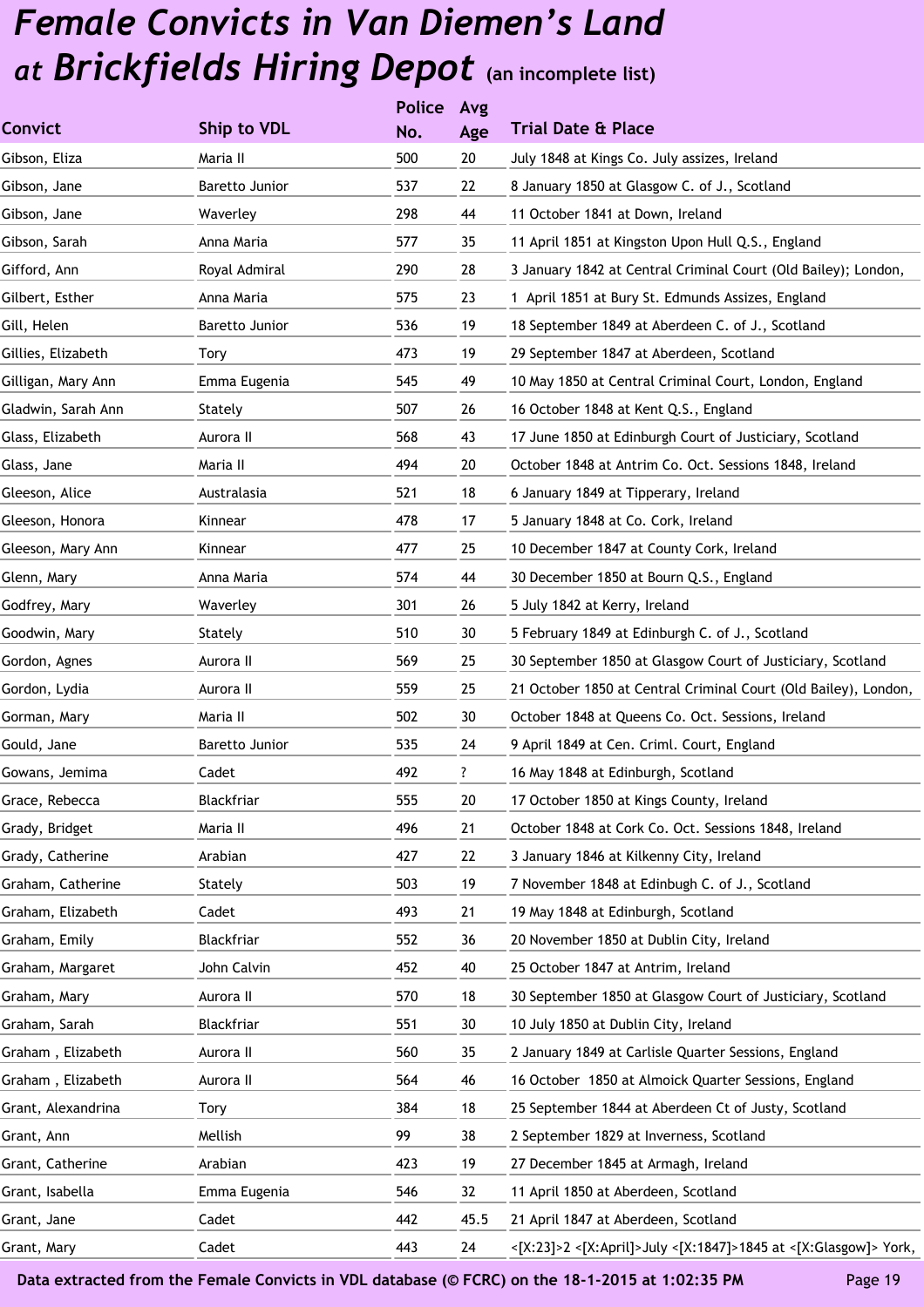# *Female Convicts in Van Diemen's Land at Brickfields Hiring Depot* (an incomplete list)

| Convict | Ship to VDL | Police No. | Avg Age | Trial Date & Place |
|---|---|---|---|---|
| Gibson, Eliza | Maria II | 500 | 20 | July 1848 at Kings Co. July assizes, Ireland |
| Gibson, Jane | Baretto Junior | 537 | 22 | 8 January 1850 at Glasgow C. of J., Scotland |
| Gibson, Jane | Waverley | 298 | 44 | 11 October 1841 at Down, Ireland |
| Gibson, Sarah | Anna Maria | 577 | 35 | 11 April 1851 at Kingston Upon Hull Q.S., England |
| Gifford, Ann | Royal Admiral | 290 | 28 | 3 January 1842 at Central Criminal Court (Old Bailey); London, |
| Gilbert, Esther | Anna Maria | 575 | 23 | 1  April 1851 at Bury St. Edmunds Assizes, England |
| Gill, Helen | Baretto Junior | 536 | 19 | 18 September 1849 at Aberdeen C. of J., Scotland |
| Gillies, Elizabeth | Tory | 473 | 19 | 29 September 1847 at Aberdeen, Scotland |
| Gilligan, Mary Ann | Emma Eugenia | 545 | 49 | 10 May 1850 at Central Criminal Court, London, England |
| Gladwin, Sarah Ann | Stately | 507 | 26 | 16 October 1848 at Kent Q.S., England |
| Glass, Elizabeth | Aurora II | 568 | 43 | 17 June 1850 at Edinburgh Court of Justiciary, Scotland |
| Glass, Jane | Maria II | 494 | 20 | October 1848 at Antrim Co. Oct. Sessions 1848, Ireland |
| Gleeson, Alice | Australasia | 521 | 18 | 6 January 1849 at Tipperary, Ireland |
| Gleeson, Honora | Kinnear | 478 | 17 | 5 January 1848 at Co. Cork, Ireland |
| Gleeson, Mary Ann | Kinnear | 477 | 25 | 10 December 1847 at County Cork, Ireland |
| Glenn, Mary | Anna Maria | 574 | 44 | 30 December 1850 at Bourn Q.S., England |
| Godfrey, Mary | Waverley | 301 | 26 | 5 July 1842 at Kerry, Ireland |
| Goodwin, Mary | Stately | 510 | 30 | 5 February 1849 at Edinburgh C. of J., Scotland |
| Gordon, Agnes | Aurora II | 569 | 25 | 30 September 1850 at Glasgow Court of Justiciary, Scotland |
| Gordon, Lydia | Aurora II | 559 | 25 | 21 October 1850 at Central Criminal Court (Old Bailey), London, |
| Gorman, Mary | Maria II | 502 | 30 | October 1848 at Queens Co. Oct. Sessions, Ireland |
| Gould, Jane | Baretto Junior | 535 | 24 | 9 April 1849 at Cen. Criml. Court, England |
| Gowans, Jemima | Cadet | 492 | ? | 16 May 1848 at Edinburgh, Scotland |
| Grace, Rebecca | Blackfriar | 555 | 20 | 17 October 1850 at Kings County, Ireland |
| Grady, Bridget | Maria II | 496 | 21 | October 1848 at Cork Co. Oct. Sessions 1848, Ireland |
| Grady, Catherine | Arabian | 427 | 22 | 3 January 1846 at Kilkenny City, Ireland |
| Graham, Catherine | Stately | 503 | 19 | 7 November 1848 at Edinbugh C. of J., Scotland |
| Graham, Elizabeth | Cadet | 493 | 21 | 19 May 1848 at Edinburgh, Scotland |
| Graham, Emily | Blackfriar | 552 | 36 | 20 November 1850 at Dublin City, Ireland |
| Graham, Margaret | John Calvin | 452 | 40 | 25 October 1847 at Antrim, Ireland |
| Graham, Mary | Aurora II | 570 | 18 | 30 September 1850 at Glasgow Court of Justiciary, Scotland |
| Graham, Sarah | Blackfriar | 551 | 30 | 10 July 1850 at Dublin City, Ireland |
| Graham , Elizabeth | Aurora II | 560 | 35 | 2 January 1849 at Carlisle Quarter Sessions, England |
| Graham , Elizabeth | Aurora II | 564 | 46 | 16 October  1850 at Almoick Quarter Sessions, England |
| Grant, Alexandrina | Tory | 384 | 18 | 25 September 1844 at Aberdeen Ct of Justy, Scotland |
| Grant, Ann | Mellish | 99 | 38 | 2 September 1829 at Inverness, Scotland |
| Grant, Catherine | Arabian | 423 | 19 | 27 December 1845 at Armagh, Ireland |
| Grant, Isabella | Emma Eugenia | 546 | 32 | 11 April 1850 at Aberdeen, Scotland |
| Grant, Jane | Cadet | 442 | 45.5 | 21 April 1847 at Aberdeen, Scotland |
| Grant, Mary | Cadet | 443 | 24 | <[X:23]>2 <[X:April]>July <[X:1847]>1845 at <[X:Glasgow]> York, |

Data extracted from the Female Convicts in VDL database (© FCRC) on the 18-1-2015 at 1:02:35 PM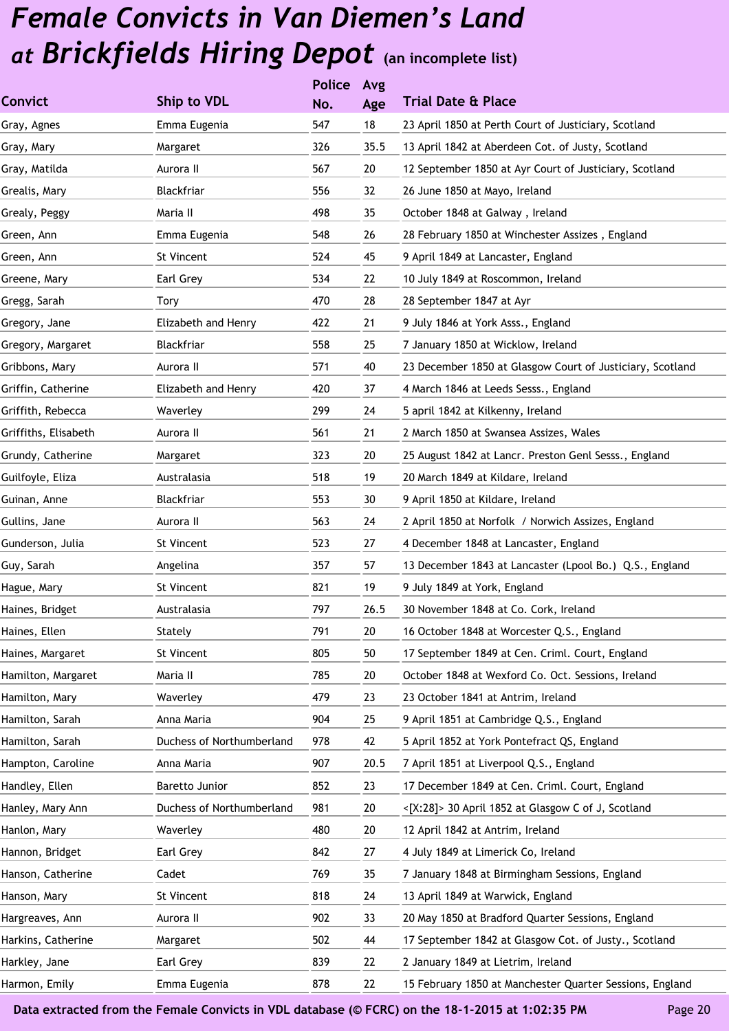# *Female Convicts in Van Diemen's Land at Brickfields Hiring Depot* (an incomplete list)

| Convict | Ship to VDL | Police No. | Avg Age | Trial Date & Place |
|---|---|---|---|---|
| Gray, Agnes | Emma Eugenia | 547 | 18 | 23 April 1850 at Perth Court of Justiciary, Scotland |
| Gray, Mary | Margaret | 326 | 35.5 | 13 April 1842 at Aberdeen Cot. of Justy, Scotland |
| Gray, Matilda | Aurora II | 567 | 20 | 12 September 1850 at Ayr Court of Justiciary, Scotland |
| Grealis, Mary | Blackfriar | 556 | 32 | 26 June 1850 at Mayo, Ireland |
| Grealy, Peggy | Maria II | 498 | 35 | October 1848 at Galway , Ireland |
| Green, Ann | Emma Eugenia | 548 | 26 | 28 February 1850 at Winchester Assizes , England |
| Green, Ann | St Vincent | 524 | 45 | 9 April 1849 at Lancaster, England |
| Greene, Mary | Earl Grey | 534 | 22 | 10 July 1849 at Roscommon, Ireland |
| Gregg, Sarah | Tory | 470 | 28 | 28 September 1847 at Ayr |
| Gregory, Jane | Elizabeth and Henry | 422 | 21 | 9 July 1846 at York Asss., England |
| Gregory, Margaret | Blackfriar | 558 | 25 | 7 January 1850 at Wicklow, Ireland |
| Gribbons, Mary | Aurora II | 571 | 40 | 23 December 1850 at Glasgow Court of Justiciary, Scotland |
| Griffin, Catherine | Elizabeth and Henry | 420 | 37 | 4 March 1846 at Leeds Sesss., England |
| Griffith, Rebecca | Waverley | 299 | 24 | 5 april 1842 at Kilkenny, Ireland |
| Griffiths, Elisabeth | Aurora II | 561 | 21 | 2 March 1850 at Swansea Assizes, Wales |
| Grundy, Catherine | Margaret | 323 | 20 | 25 August 1842 at Lancr. Preston Genl Sesss., England |
| Guilfoyle, Eliza | Australasia | 518 | 19 | 20 March 1849 at Kildare, Ireland |
| Guinan, Anne | Blackfriar | 553 | 30 | 9 April 1850 at Kildare, Ireland |
| Gullins, Jane | Aurora II | 563 | 24 | 2 April 1850 at Norfolk / Norwich Assizes, England |
| Gunderson, Julia | St Vincent | 523 | 27 | 4 December 1848 at Lancaster, England |
| Guy, Sarah | Angelina | 357 | 57 | 13 December 1843 at Lancaster (Lpool Bo.) Q.S., England |
| Hague, Mary | St Vincent | 821 | 19 | 9 July 1849 at York, England |
| Haines, Bridget | Australasia | 797 | 26.5 | 30 November 1848 at Co. Cork, Ireland |
| Haines, Ellen | Stately | 791 | 20 | 16 October 1848 at Worcester Q.S., England |
| Haines, Margaret | St Vincent | 805 | 50 | 17 September 1849 at Cen. Criml. Court, England |
| Hamilton, Margaret | Maria II | 785 | 20 | October 1848 at Wexford Co. Oct. Sessions, Ireland |
| Hamilton, Mary | Waverley | 479 | 23 | 23 October 1841 at Antrim, Ireland |
| Hamilton, Sarah | Anna Maria | 904 | 25 | 9 April 1851 at Cambridge Q.S., England |
| Hamilton, Sarah | Duchess of Northumberland | 978 | 42 | 5 April 1852 at York Pontefract QS, England |
| Hampton, Caroline | Anna Maria | 907 | 20.5 | 7 April 1851 at Liverpool Q.S., England |
| Handley, Ellen | Baretto Junior | 852 | 23 | 17 December 1849 at Cen. Criml. Court, England |
| Hanley, Mary Ann | Duchess of Northumberland | 981 | 20 | <[X:28]> 30 April 1852 at Glasgow C of J, Scotland |
| Hanlon, Mary | Waverley | 480 | 20 | 12 April 1842 at Antrim, Ireland |
| Hannon, Bridget | Earl Grey | 842 | 27 | 4 July 1849 at Limerick Co, Ireland |
| Hanson, Catherine | Cadet | 769 | 35 | 7 January 1848 at Birmingham Sessions, England |
| Hanson, Mary | St Vincent | 818 | 24 | 13 April 1849 at Warwick, England |
| Hargreaves, Ann | Aurora II | 902 | 33 | 20 May 1850 at Bradford Quarter Sessions, England |
| Harkins, Catherine | Margaret | 502 | 44 | 17 September 1842 at Glasgow Cot. of Justy., Scotland |
| Harkley, Jane | Earl Grey | 839 | 22 | 2 January 1849 at Lietrim, Ireland |
| Harmon, Emily | Emma Eugenia | 878 | 22 | 15 February 1850 at Manchester Quarter Sessions, England |

Data extracted from the Female Convicts in VDL database (© FCRC) on the 18-1-2015 at 1:02:35 PM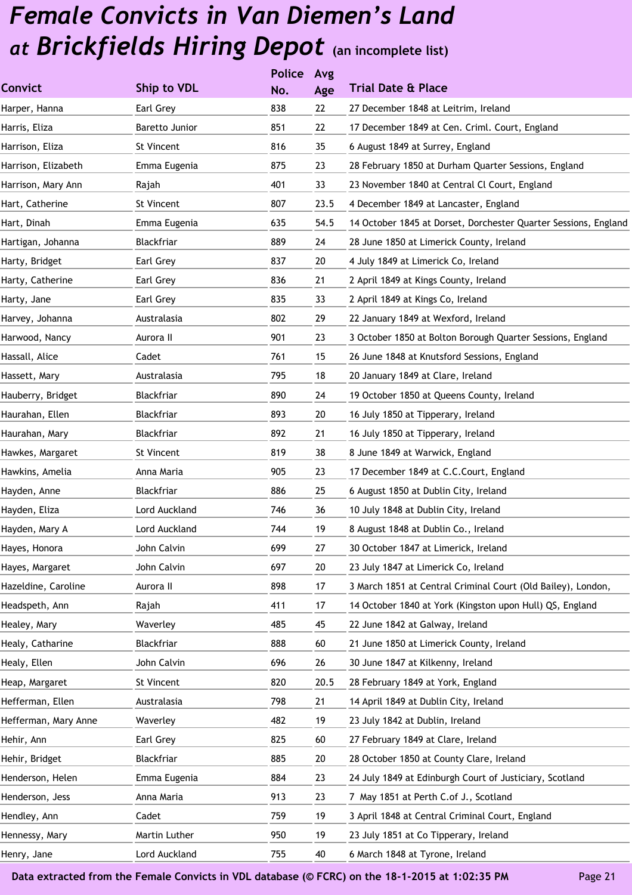# *Female Convicts in Van Diemen's Land at Brickfields Hiring Depot* (an incomplete list)

| Convict | Ship to VDL | Police No. | Avg Age | Trial Date & Place |
|---|---|---|---|---|
| Harper, Hanna | Earl Grey | 838 | 22 | 27 December 1848 at Leitrim, Ireland |
| Harris, Eliza | Baretto Junior | 851 | 22 | 17 December 1849 at Cen. Criml. Court, England |
| Harrison, Eliza | St Vincent | 816 | 35 | 6 August 1849 at Surrey, England |
| Harrison, Elizabeth | Emma Eugenia | 875 | 23 | 28 February 1850 at Durham Quarter Sessions, England |
| Harrison, Mary Ann | Rajah | 401 | 33 | 23 November 1840 at Central Cl Court, England |
| Hart, Catherine | St Vincent | 807 | 23.5 | 4 December 1849 at Lancaster, England |
| Hart, Dinah | Emma Eugenia | 635 | 54.5 | 14 October 1845 at Dorset, Dorchester Quarter Sessions, England |
| Hartigan, Johanna | Blackfriar | 889 | 24 | 28 June 1850 at Limerick County, Ireland |
| Harty, Bridget | Earl Grey | 837 | 20 | 4 July 1849 at Limerick Co, Ireland |
| Harty, Catherine | Earl Grey | 836 | 21 | 2 April 1849 at Kings County, Ireland |
| Harty, Jane | Earl Grey | 835 | 33 | 2 April 1849 at Kings Co, Ireland |
| Harvey, Johanna | Australasia | 802 | 29 | 22 January 1849 at Wexford, Ireland |
| Harwood, Nancy | Aurora II | 901 | 23 | 3 October 1850 at Bolton Borough Quarter Sessions, England |
| Hassall, Alice | Cadet | 761 | 15 | 26 June 1848 at Knutsford Sessions, England |
| Hassett, Mary | Australasia | 795 | 18 | 20 January 1849 at Clare, Ireland |
| Hauberry, Bridget | Blackfriar | 890 | 24 | 19 October 1850 at Queens County, Ireland |
| Haurahan, Ellen | Blackfriar | 893 | 20 | 16 July 1850 at Tipperary, Ireland |
| Haurahan, Mary | Blackfriar | 892 | 21 | 16 July 1850 at Tipperary, Ireland |
| Hawkes, Margaret | St Vincent | 819 | 38 | 8 June 1849 at Warwick, England |
| Hawkins, Amelia | Anna Maria | 905 | 23 | 17 December 1849 at C.C.Court, England |
| Hayden, Anne | Blackfriar | 886 | 25 | 6 August 1850 at Dublin City, Ireland |
| Hayden, Eliza | Lord Auckland | 746 | 36 | 10 July 1848 at Dublin City, Ireland |
| Hayden, Mary A | Lord Auckland | 744 | 19 | 8 August 1848 at Dublin Co., Ireland |
| Hayes, Honora | John Calvin | 699 | 27 | 30 October 1847 at Limerick, Ireland |
| Hayes, Margaret | John Calvin | 697 | 20 | 23 July 1847 at Limerick Co, Ireland |
| Hazeldine, Caroline | Aurora II | 898 | 17 | 3 March 1851 at Central Criminal Court (Old Bailey), London, |
| Headspeth, Ann | Rajah | 411 | 17 | 14 October 1840 at York (Kingston upon Hull) QS, England |
| Healey, Mary | Waverley | 485 | 45 | 22 June 1842 at Galway, Ireland |
| Healy, Catharine | Blackfriar | 888 | 60 | 21 June 1850 at Limerick County, Ireland |
| Healy, Ellen | John Calvin | 696 | 26 | 30 June 1847 at Kilkenny, Ireland |
| Heap, Margaret | St Vincent | 820 | 20.5 | 28 February 1849 at York, England |
| Hefferman, Ellen | Australasia | 798 | 21 | 14 April 1849 at Dublin City, Ireland |
| Hefferman, Mary Anne | Waverley | 482 | 19 | 23 July 1842 at Dublin, Ireland |
| Hehir, Ann | Earl Grey | 825 | 60 | 27 February 1849 at Clare, Ireland |
| Hehir, Bridget | Blackfriar | 885 | 20 | 28 October 1850 at County Clare, Ireland |
| Henderson, Helen | Emma Eugenia | 884 | 23 | 24 July 1849 at Edinburgh Court of Justiciary, Scotland |
| Henderson, Jess | Anna Maria | 913 | 23 | 7 May 1851 at Perth C.of J., Scotland |
| Hendley, Ann | Cadet | 759 | 19 | 3 April 1848 at Central Criminal Court, England |
| Hennessy, Mary | Martin Luther | 950 | 19 | 23 July 1851 at Co Tipperary, Ireland |
| Henry, Jane | Lord Auckland | 755 | 40 | 6 March 1848 at Tyrone, Ireland |

Data extracted from the Female Convicts in VDL database (© FCRC) on the 18-1-2015 at 1:02:35 PM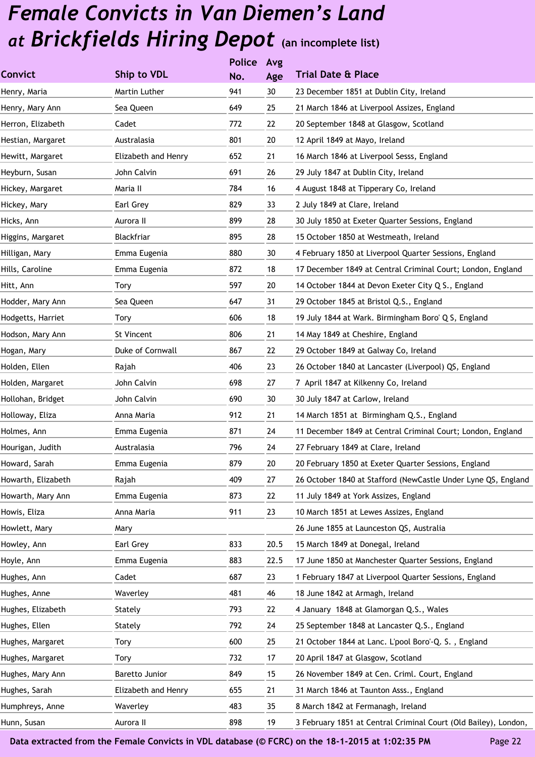# *Female Convicts in Van Diemen's Land at Brickfields Hiring Depot* (an incomplete list)

| Convict | Ship to VDL | Police No. | Avg Age | Trial Date & Place |
|---|---|---|---|---|
| Henry, Maria | Martin Luther | 941 | 30 | 23 December 1851 at Dublin City, Ireland |
| Henry, Mary Ann | Sea Queen | 649 | 25 | 21 March 1846 at Liverpool Assizes, England |
| Herron, Elizabeth | Cadet | 772 | 22 | 20 September 1848 at Glasgow, Scotland |
| Hestian, Margaret | Australasia | 801 | 20 | 12 April 1849 at Mayo, Ireland |
| Hewitt, Margaret | Elizabeth and Henry | 652 | 21 | 16 March 1846 at Liverpool Sesss, England |
| Heyburn, Susan | John Calvin | 691 | 26 | 29 July 1847 at Dublin City, Ireland |
| Hickey, Margaret | Maria II | 784 | 16 | 4 August 1848 at Tipperary Co, Ireland |
| Hickey, Mary | Earl Grey | 829 | 33 | 2 July 1849 at Clare, Ireland |
| Hicks, Ann | Aurora II | 899 | 28 | 30 July 1850 at Exeter Quarter Sessions, England |
| Higgins, Margaret | Blackfriar | 895 | 28 | 15 October 1850 at Westmeath, Ireland |
| Hilligan, Mary | Emma Eugenia | 880 | 30 | 4 February 1850 at Liverpool Quarter Sessions, England |
| Hills, Caroline | Emma Eugenia | 872 | 18 | 17 December 1849 at Central Criminal Court; London, England |
| Hitt, Ann | Tory | 597 | 20 | 14 October 1844 at Devon Exeter City Q S., England |
| Hodder, Mary Ann | Sea Queen | 647 | 31 | 29 October 1845 at Bristol Q.S., England |
| Hodgetts, Harriet | Tory | 606 | 18 | 19 July 1844 at Wark. Birmingham Boro' Q S, England |
| Hodson, Mary Ann | St Vincent | 806 | 21 | 14 May 1849 at Cheshire, England |
| Hogan, Mary | Duke of Cornwall | 867 | 22 | 29 October 1849 at Galway Co, Ireland |
| Holden, Ellen | Rajah | 406 | 23 | 26 October 1840 at Lancaster (Liverpool) QS, England |
| Holden, Margaret | John Calvin | 698 | 27 | 7 April 1847 at Kilkenny Co, Ireland |
| Hollohan, Bridget | John Calvin | 690 | 30 | 30 July 1847 at Carlow, Ireland |
| Holloway, Eliza | Anna Maria | 912 | 21 | 14 March 1851 at Birmingham Q.S., England |
| Holmes, Ann | Emma Eugenia | 871 | 24 | 11 December 1849 at Central Criminal Court; London, England |
| Hourigan, Judith | Australasia | 796 | 24 | 27 February 1849 at Clare, Ireland |
| Howard, Sarah | Emma Eugenia | 879 | 20 | 20 February 1850 at Exeter Quarter Sessions, England |
| Howarth, Elizabeth | Rajah | 409 | 27 | 26 October 1840 at Stafford (NewCastle Under Lyne QS, England |
| Howarth, Mary Ann | Emma Eugenia | 873 | 22 | 11 July 1849 at York Assizes, England |
| Howis, Eliza | Anna Maria | 911 | 23 | 10 March 1851 at Lewes Assizes, England |
| Howlett, Mary | Mary | | | 26 June 1855 at Launceston QS, Australia |
| Howley, Ann | Earl Grey | 833 | 20.5 | 15 March 1849 at Donegal, Ireland |
| Hoyle, Ann | Emma Eugenia | 883 | 22.5 | 17 June 1850 at Manchester Quarter Sessions, England |
| Hughes, Ann | Cadet | 687 | 23 | 1 February 1847 at Liverpool Quarter Sessions, England |
| Hughes, Anne | Waverley | 481 | 46 | 18 June 1842 at Armagh, Ireland |
| Hughes, Elizabeth | Stately | 793 | 22 | 4 January 1848 at Glamorgan Q.S., Wales |
| Hughes, Ellen | Stately | 792 | 24 | 25 September 1848 at Lancaster Q.S., England |
| Hughes, Margaret | Tory | 600 | 25 | 21 October 1844 at Lanc. L'pool Boro'-Q. S. , England |
| Hughes, Margaret | Tory | 732 | 17 | 20 April 1847 at Glasgow, Scotland |
| Hughes, Mary Ann | Baretto Junior | 849 | 15 | 26 November 1849 at Cen. Criml. Court, England |
| Hughes, Sarah | Elizabeth and Henry | 655 | 21 | 31 March 1846 at Taunton Asss., England |
| Humphreys, Anne | Waverley | 483 | 35 | 8 March 1842 at Fermanagh, Ireland |
| Hunn, Susan | Aurora II | 898 | 19 | 3 February 1851 at Central Criminal Court (Old Bailey), London, |

Data extracted from the Female Convicts in VDL database (© FCRC) on the 18-1-2015 at 1:02:35 PM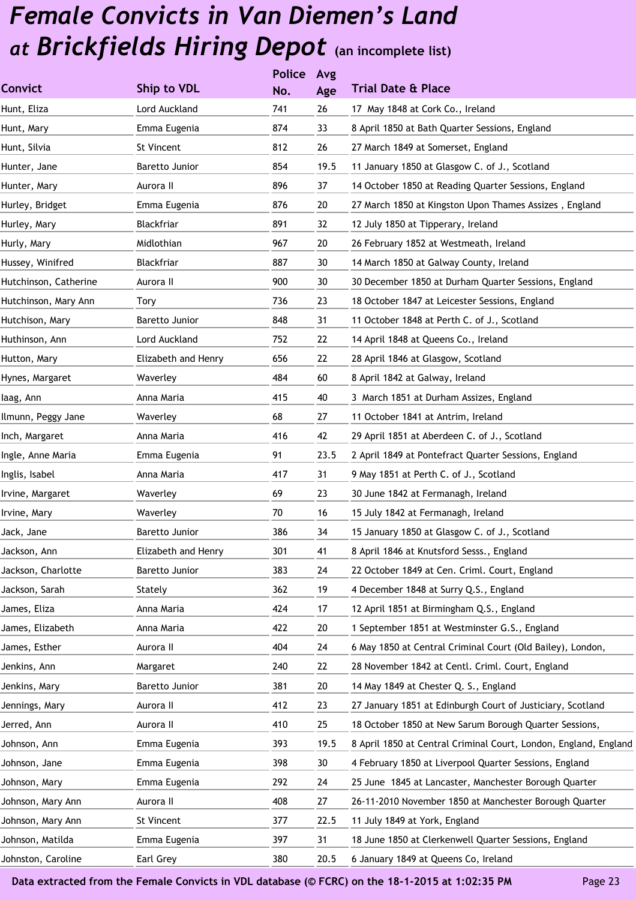# *Female Convicts in Van Diemen's Land at Brickfields Hiring Depot* (an incomplete list)

| Convict | Ship to VDL | Police No. | Avg Age | Trial Date & Place |
|---|---|---|---|---|
| Hunt, Eliza | Lord Auckland | 741 | 26 | 17 May 1848 at Cork Co., Ireland |
| Hunt, Mary | Emma Eugenia | 874 | 33 | 8 April 1850 at Bath Quarter Sessions, England |
| Hunt, Silvia | St Vincent | 812 | 26 | 27 March 1849 at Somerset, England |
| Hunter, Jane | Baretto Junior | 854 | 19.5 | 11 January 1850 at Glasgow C. of J., Scotland |
| Hunter, Mary | Aurora II | 896 | 37 | 14 October 1850 at Reading Quarter Sessions, England |
| Hurley, Bridget | Emma Eugenia | 876 | 20 | 27 March 1850 at Kingston Upon Thames Assizes , England |
| Hurley, Mary | Blackfriar | 891 | 32 | 12 July 1850 at Tipperary, Ireland |
| Hurly, Mary | Midlothian | 967 | 20 | 26 February 1852 at Westmeath, Ireland |
| Hussey, Winifred | Blackfriar | 887 | 30 | 14 March 1850 at Galway County, Ireland |
| Hutchinson, Catherine | Aurora II | 900 | 30 | 30 December 1850 at Durham Quarter Sessions, England |
| Hutchinson, Mary Ann | Tory | 736 | 23 | 18 October 1847 at Leicester Sessions, England |
| Hutchison, Mary | Baretto Junior | 848 | 31 | 11 October 1848 at Perth C. of J., Scotland |
| Huthinson, Ann | Lord Auckland | 752 | 22 | 14 April 1848 at Queens Co., Ireland |
| Hutton, Mary | Elizabeth and Henry | 656 | 22 | 28 April 1846 at Glasgow, Scotland |
| Hynes, Margaret | Waverley | 484 | 60 | 8 April 1842 at Galway, Ireland |
| Iaag, Ann | Anna Maria | 415 | 40 | 3 March 1851 at Durham Assizes, England |
| Ilmunn, Peggy Jane | Waverley | 68 | 27 | 11 October 1841 at Antrim, Ireland |
| Inch, Margaret | Anna Maria | 416 | 42 | 29 April 1851 at Aberdeen C. of J., Scotland |
| Ingle, Anne Maria | Emma Eugenia | 91 | 23.5 | 2 April 1849 at Pontefract Quarter Sessions, England |
| Inglis, Isabel | Anna Maria | 417 | 31 | 9 May 1851 at Perth C. of J., Scotland |
| Irvine, Margaret | Waverley | 69 | 23 | 30 June 1842 at Fermanagh, Ireland |
| Irvine, Mary | Waverley | 70 | 16 | 15 July 1842 at Fermanagh, Ireland |
| Jack, Jane | Baretto Junior | 386 | 34 | 15 January 1850 at Glasgow C. of J., Scotland |
| Jackson, Ann | Elizabeth and Henry | 301 | 41 | 8 April 1846 at Knutsford Sesss., England |
| Jackson, Charlotte | Baretto Junior | 383 | 24 | 22 October 1849 at Cen. Criml. Court, England |
| Jackson, Sarah | Stately | 362 | 19 | 4 December 1848 at Surry Q.S., England |
| James, Eliza | Anna Maria | 424 | 17 | 12 April 1851 at Birmingham Q.S., England |
| James, Elizabeth | Anna Maria | 422 | 20 | 1 September 1851 at Westminster G.S., England |
| James, Esther | Aurora II | 404 | 24 | 6 May 1850 at Central Criminal Court (Old Bailey), London, |
| Jenkins, Ann | Margaret | 240 | 22 | 28 November 1842 at Centl. Criml. Court, England |
| Jenkins, Mary | Baretto Junior | 381 | 20 | 14 May 1849 at Chester Q. S., England |
| Jennings, Mary | Aurora II | 412 | 23 | 27 January 1851 at Edinburgh Court of Justiciary, Scotland |
| Jerred, Ann | Aurora II | 410 | 25 | 18 October 1850 at New Sarum Borough Quarter Sessions, |
| Johnson, Ann | Emma Eugenia | 393 | 19.5 | 8 April 1850 at Central Criminal Court, London, England, England |
| Johnson, Jane | Emma Eugenia | 398 | 30 | 4 February 1850 at Liverpool Quarter Sessions, England |
| Johnson, Mary | Emma Eugenia | 292 | 24 | 25 June 1845 at Lancaster, Manchester Borough Quarter |
| Johnson, Mary Ann | Aurora II | 408 | 27 | 26-11-2010 November 1850 at Manchester Borough Quarter |
| Johnson, Mary Ann | St Vincent | 377 | 22.5 | 11 July 1849 at York, England |
| Johnson, Matilda | Emma Eugenia | 397 | 31 | 18 June 1850 at Clerkenwell Quarter Sessions, England |
| Johnston, Caroline | Earl Grey | 380 | 20.5 | 6 January 1849 at Queens Co, Ireland |

**Data extracted from the Female Convicts in VDL database (© FCRC) on the 18-1-2015 at 1:02:35 PM**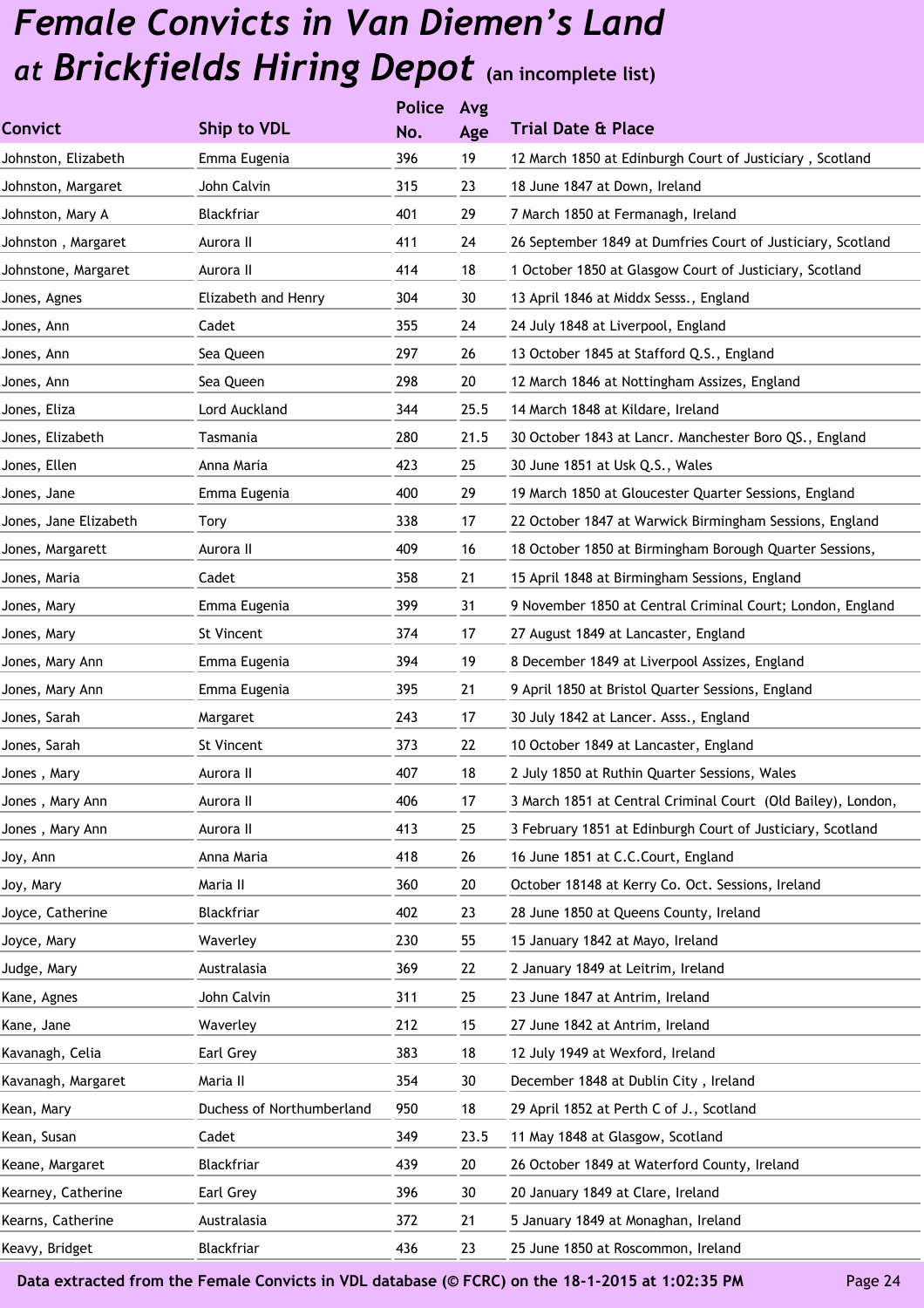# Female Convicts in Van Diemen's Land at Brickfields Hiring Depot (an incomplete list)

| Convict | Ship to VDL | Police No. | Avg Age | Trial Date & Place |
|---|---|---|---|---|
| Johnston, Elizabeth | Emma Eugenia | 396 | 19 | 12 March 1850 at Edinburgh Court of Justiciary , Scotland |
| Johnston, Margaret | John Calvin | 315 | 23 | 18 June 1847 at Down, Ireland |
| Johnston, Mary A | Blackfriar | 401 | 29 | 7 March 1850 at Fermanagh, Ireland |
| Johnston , Margaret | Aurora II | 411 | 24 | 26 September 1849 at Dumfries Court of Justiciary, Scotland |
| Johnstone, Margaret | Aurora II | 414 | 18 | 1 October 1850 at Glasgow Court of Justiciary, Scotland |
| Jones, Agnes | Elizabeth and Henry | 304 | 30 | 13 April 1846 at Middx Sesss., England |
| Jones, Ann | Cadet | 355 | 24 | 24 July 1848 at Liverpool, England |
| Jones, Ann | Sea Queen | 297 | 26 | 13 October 1845 at Stafford Q.S., England |
| Jones, Ann | Sea Queen | 298 | 20 | 12 March 1846 at Nottingham Assizes, England |
| Jones, Eliza | Lord Auckland | 344 | 25.5 | 14 March 1848 at Kildare, Ireland |
| Jones, Elizabeth | Tasmania | 280 | 21.5 | 30 October 1843 at Lancr. Manchester Boro QS., England |
| Jones, Ellen | Anna Maria | 423 | 25 | 30 June 1851 at Usk Q.S., Wales |
| Jones, Jane | Emma Eugenia | 400 | 29 | 19 March 1850 at Gloucester Quarter Sessions, England |
| Jones, Jane Elizabeth | Tory | 338 | 17 | 22 October 1847 at Warwick Birmingham Sessions, England |
| Jones, Margarett | Aurora II | 409 | 16 | 18 October 1850 at Birmingham Borough Quarter Sessions, |
| Jones, Maria | Cadet | 358 | 21 | 15 April 1848 at Birmingham Sessions, England |
| Jones, Mary | Emma Eugenia | 399 | 31 | 9 November 1850 at Central Criminal Court; London, England |
| Jones, Mary | St Vincent | 374 | 17 | 27 August 1849 at Lancaster, England |
| Jones, Mary Ann | Emma Eugenia | 394 | 19 | 8 December 1849 at Liverpool Assizes, England |
| Jones, Mary Ann | Emma Eugenia | 395 | 21 | 9 April 1850 at Bristol Quarter Sessions, England |
| Jones, Sarah | Margaret | 243 | 17 | 30 July 1842 at Lancer. Asss., England |
| Jones, Sarah | St Vincent | 373 | 22 | 10 October 1849 at Lancaster, England |
| Jones , Mary | Aurora II | 407 | 18 | 2 July 1850 at Ruthin Quarter Sessions, Wales |
| Jones , Mary Ann | Aurora II | 406 | 17 | 3 March 1851 at Central Criminal Court (Old Bailey), London, |
| Jones , Mary Ann | Aurora II | 413 | 25 | 3 February 1851 at Edinburgh Court of Justiciary, Scotland |
| Joy, Ann | Anna Maria | 418 | 26 | 16 June 1851 at C.C.Court, England |
| Joy, Mary | Maria II | 360 | 20 | October 18148 at Kerry Co. Oct. Sessions, Ireland |
| Joyce, Catherine | Blackfriar | 402 | 23 | 28 June 1850 at Queens County, Ireland |
| Joyce, Mary | Waverley | 230 | 55 | 15 January 1842 at Mayo, Ireland |
| Judge, Mary | Australasia | 369 | 22 | 2 January 1849 at Leitrim, Ireland |
| Kane, Agnes | John Calvin | 311 | 25 | 23 June 1847 at Antrim, Ireland |
| Kane, Jane | Waverley | 212 | 15 | 27 June 1842 at Antrim, Ireland |
| Kavanagh, Celia | Earl Grey | 383 | 18 | 12 July 1949 at Wexford, Ireland |
| Kavanagh, Margaret | Maria II | 354 | 30 | December 1848 at Dublin City , Ireland |
| Kean, Mary | Duchess of Northumberland | 950 | 18 | 29 April 1852 at Perth C of J., Scotland |
| Kean, Susan | Cadet | 349 | 23.5 | 11 May 1848 at Glasgow, Scotland |
| Keane, Margaret | Blackfriar | 439 | 20 | 26 October 1849 at Waterford County, Ireland |
| Kearney, Catherine | Earl Grey | 396 | 30 | 20 January 1849 at Clare, Ireland |
| Kearns, Catherine | Australasia | 372 | 21 | 5 January 1849 at Monaghan, Ireland |
| Keavy, Bridget | Blackfriar | 436 | 23 | 25 June 1850 at Roscommon, Ireland |

Data extracted from the Female Convicts in VDL database (© FCRC) on the 18-1-2015 at 1:02:35 PM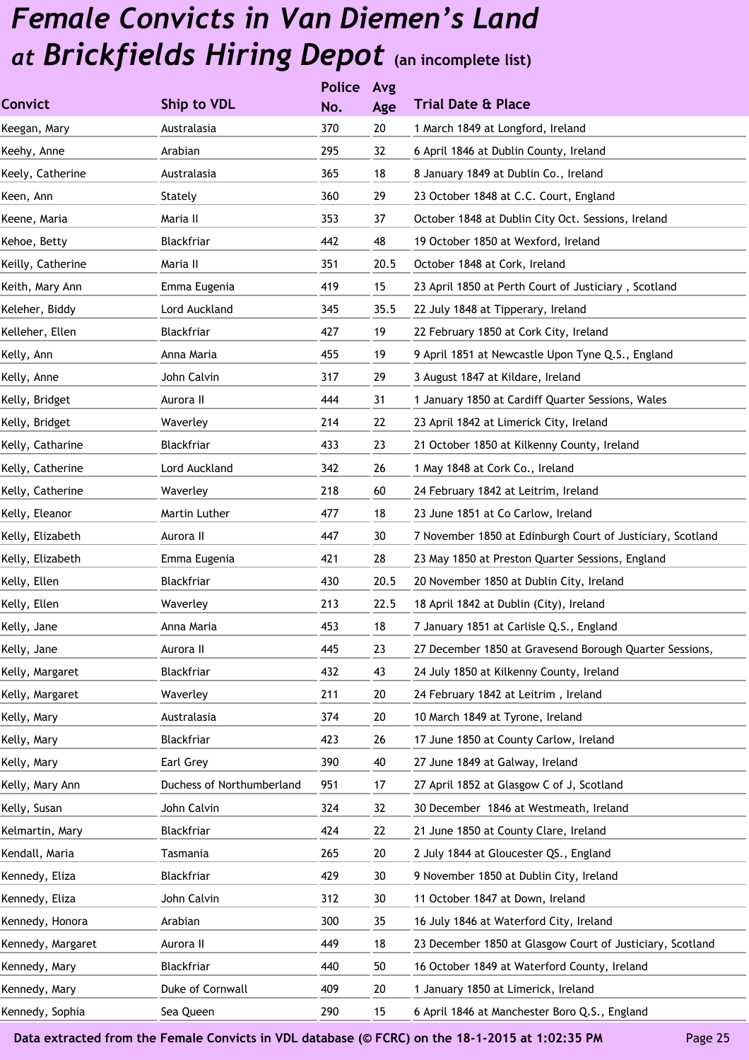# *Female Convicts in Van Diemen's Land at Brickfields Hiring Depot* (an incomplete list)

| Convict | Ship to VDL | Police No. | Avg Age | Trial Date & Place |
|---|---|---|---|---|
| Keegan, Mary | Australasia | 370 | 20 | 1 March 1849 at Longford, Ireland |
| Keehy, Anne | Arabian | 295 | 32 | 6 April 1846 at Dublin County, Ireland |
| Keely, Catherine | Australasia | 365 | 18 | 8 January 1849 at Dublin Co., Ireland |
| Keen, Ann | Stately | 360 | 29 | 23 October 1848 at C.C. Court, England |
| Keene, Maria | Maria II | 353 | 37 | October 1848 at Dublin City Oct. Sessions, Ireland |
| Kehoe, Betty | Blackfriar | 442 | 48 | 19 October 1850 at Wexford, Ireland |
| Keilly, Catherine | Maria II | 351 | 20.5 | October 1848 at Cork, Ireland |
| Keith, Mary Ann | Emma Eugenia | 419 | 15 | 23 April 1850 at Perth Court of Justiciary , Scotland |
| Keleher, Biddy | Lord Auckland | 345 | 35.5 | 22 July 1848 at Tipperary, Ireland |
| Kelleher, Ellen | Blackfriar | 427 | 19 | 22 February 1850 at Cork City, Ireland |
| Kelly, Ann | Anna Maria | 455 | 19 | 9 April 1851 at Newcastle Upon Tyne Q.S., England |
| Kelly, Anne | John Calvin | 317 | 29 | 3 August 1847 at Kildare, Ireland |
| Kelly, Bridget | Aurora II | 444 | 31 | 1 January 1850 at Cardiff Quarter Sessions, Wales |
| Kelly, Bridget | Waverley | 214 | 22 | 23 April 1842 at Limerick City, Ireland |
| Kelly, Catharine | Blackfriar | 433 | 23 | 21 October 1850 at Kilkenny County, Ireland |
| Kelly, Catherine | Lord Auckland | 342 | 26 | 1 May 1848 at Cork Co., Ireland |
| Kelly, Catherine | Waverley | 218 | 60 | 24 February 1842 at Leitrim, Ireland |
| Kelly, Eleanor | Martin Luther | 477 | 18 | 23 June 1851 at Co Carlow, Ireland |
| Kelly, Elizabeth | Aurora II | 447 | 30 | 7 November 1850 at Edinburgh Court of Justiciary, Scotland |
| Kelly, Elizabeth | Emma Eugenia | 421 | 28 | 23 May 1850 at Preston Quarter Sessions, England |
| Kelly, Ellen | Blackfriar | 430 | 20.5 | 20 November 1850 at Dublin City, Ireland |
| Kelly, Ellen | Waverley | 213 | 22.5 | 18 April 1842 at Dublin (City), Ireland |
| Kelly, Jane | Anna Maria | 453 | 18 | 7 January 1851 at Carlisle Q.S., England |
| Kelly, Jane | Aurora II | 445 | 23 | 27 December 1850 at Gravesend Borough Quarter Sessions, |
| Kelly, Margaret | Blackfriar | 432 | 43 | 24 July 1850 at Kilkenny County, Ireland |
| Kelly, Margaret | Waverley | 211 | 20 | 24 February 1842 at Leitrim , Ireland |
| Kelly, Mary | Australasia | 374 | 20 | 10 March 1849 at Tyrone, Ireland |
| Kelly, Mary | Blackfriar | 423 | 26 | 17 June 1850 at County Carlow, Ireland |
| Kelly, Mary | Earl Grey | 390 | 40 | 27 June 1849 at Galway, Ireland |
| Kelly, Mary Ann | Duchess of Northumberland | 951 | 17 | 27 April 1852 at Glasgow C of J, Scotland |
| Kelly, Susan | John Calvin | 324 | 32 | 30 December 1846 at Westmeath, Ireland |
| Kelmartin, Mary | Blackfriar | 424 | 22 | 21 June 1850 at County Clare, Ireland |
| Kendall, Maria | Tasmania | 265 | 20 | 2 July 1844 at Gloucester QS., England |
| Kennedy, Eliza | Blackfriar | 429 | 30 | 9 November 1850 at Dublin City, Ireland |
| Kennedy, Eliza | John Calvin | 312 | 30 | 11 October 1847 at Down, Ireland |
| Kennedy, Honora | Arabian | 300 | 35 | 16 July 1846 at Waterford City, Ireland |
| Kennedy, Margaret | Aurora II | 449 | 18 | 23 December 1850 at Glasgow Court of Justiciary, Scotland |
| Kennedy, Mary | Blackfriar | 440 | 50 | 16 October 1849 at Waterford County, Ireland |
| Kennedy, Mary | Duke of Cornwall | 409 | 20 | 1 January 1850 at Limerick, Ireland |
| Kennedy, Sophia | Sea Queen | 290 | 15 | 6 April 1846 at Manchester Boro Q.S., England |

Data extracted from the Female Convicts in VDL database (© FCRC) on the 18-1-2015 at 1:02:35 PM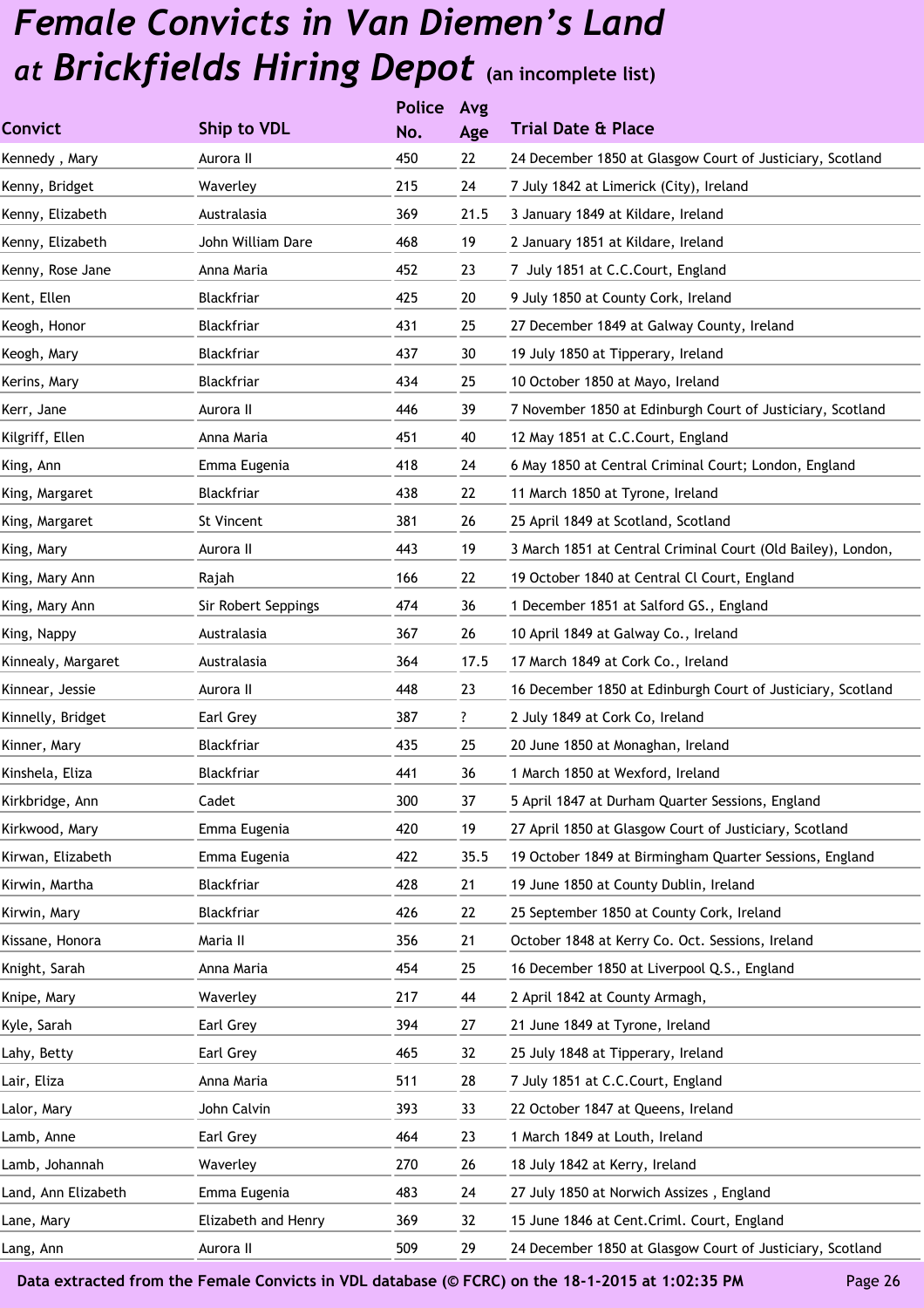# *Female Convicts in Van Diemen's Land at Brickfields Hiring Depot* (an incomplete list)

| Convict | Ship to VDL | Police No. | Avg Age | Trial Date & Place |
|---|---|---|---|---|
| Kennedy , Mary | Aurora II | 450 | 22 | 24 December 1850 at Glasgow Court of Justiciary, Scotland |
| Kenny, Bridget | Waverley | 215 | 24 | 7 July 1842 at Limerick (City), Ireland |
| Kenny, Elizabeth | Australasia | 369 | 21.5 | 3 January 1849 at Kildare, Ireland |
| Kenny, Elizabeth | John William Dare | 468 | 19 | 2 January 1851 at Kildare, Ireland |
| Kenny, Rose Jane | Anna Maria | 452 | 23 | 7 July 1851 at C.C.Court, England |
| Kent, Ellen | Blackfriar | 425 | 20 | 9 July 1850 at County Cork, Ireland |
| Keogh, Honor | Blackfriar | 431 | 25 | 27 December 1849 at Galway County, Ireland |
| Keogh, Mary | Blackfriar | 437 | 30 | 19 July 1850 at Tipperary, Ireland |
| Kerins, Mary | Blackfriar | 434 | 25 | 10 October 1850 at Mayo, Ireland |
| Kerr, Jane | Aurora II | 446 | 39 | 7 November 1850 at Edinburgh Court of Justiciary, Scotland |
| Kilgriff, Ellen | Anna Maria | 451 | 40 | 12 May 1851 at C.C.Court, England |
| King, Ann | Emma Eugenia | 418 | 24 | 6 May 1850 at Central Criminal Court; London, England |
| King, Margaret | Blackfriar | 438 | 22 | 11 March 1850 at Tyrone, Ireland |
| King, Margaret | St Vincent | 381 | 26 | 25 April 1849 at Scotland, Scotland |
| King, Mary | Aurora II | 443 | 19 | 3 March 1851 at Central Criminal Court (Old Bailey), London, |
| King, Mary Ann | Rajah | 166 | 22 | 19 October 1840 at Central Cl Court, England |
| King, Mary Ann | Sir Robert Seppings | 474 | 36 | 1 December 1851 at Salford GS., England |
| King, Nappy | Australasia | 367 | 26 | 10 April 1849 at Galway Co., Ireland |
| Kinnealy, Margaret | Australasia | 364 | 17.5 | 17 March 1849 at Cork Co., Ireland |
| Kinnear, Jessie | Aurora II | 448 | 23 | 16 December 1850 at Edinburgh Court of Justiciary, Scotland |
| Kinnelly, Bridget | Earl Grey | 387 | ? | 2 July 1849 at Cork Co, Ireland |
| Kinner, Mary | Blackfriar | 435 | 25 | 20 June 1850 at Monaghan, Ireland |
| Kinshela, Eliza | Blackfriar | 441 | 36 | 1 March 1850 at Wexford, Ireland |
| Kirkbridge, Ann | Cadet | 300 | 37 | 5 April 1847 at Durham Quarter Sessions, England |
| Kirkwood, Mary | Emma Eugenia | 420 | 19 | 27 April 1850 at Glasgow Court of Justiciary, Scotland |
| Kirwan, Elizabeth | Emma Eugenia | 422 | 35.5 | 19 October 1849 at Birmingham Quarter Sessions, England |
| Kirwin, Martha | Blackfriar | 428 | 21 | 19 June 1850 at County Dublin, Ireland |
| Kirwin, Mary | Blackfriar | 426 | 22 | 25 September 1850 at County Cork, Ireland |
| Kissane, Honora | Maria II | 356 | 21 | October 1848 at Kerry Co. Oct. Sessions, Ireland |
| Knight, Sarah | Anna Maria | 454 | 25 | 16 December 1850 at Liverpool Q.S., England |
| Knipe, Mary | Waverley | 217 | 44 | 2 April 1842 at County Armagh, |
| Kyle, Sarah | Earl Grey | 394 | 27 | 21 June 1849 at Tyrone, Ireland |
| Lahy, Betty | Earl Grey | 465 | 32 | 25 July 1848 at Tipperary, Ireland |
| Lair, Eliza | Anna Maria | 511 | 28 | 7 July 1851 at C.C.Court, England |
| Lalor, Mary | John Calvin | 393 | 33 | 22 October 1847 at Queens, Ireland |
| Lamb, Anne | Earl Grey | 464 | 23 | 1 March 1849 at Louth, Ireland |
| Lamb, Johannah | Waverley | 270 | 26 | 18 July 1842 at Kerry, Ireland |
| Land, Ann Elizabeth | Emma Eugenia | 483 | 24 | 27 July 1850 at Norwich Assizes , England |
| Lane, Mary | Elizabeth and Henry | 369 | 32 | 15 June 1846 at Cent.Criml. Court, England |
| Lang, Ann | Aurora II | 509 | 29 | 24 December 1850 at Glasgow Court of Justiciary, Scotland |

**Data extracted from the Female Convicts in VDL database (© FCRC) on the 18-1-2015 at 1:02:35 PM**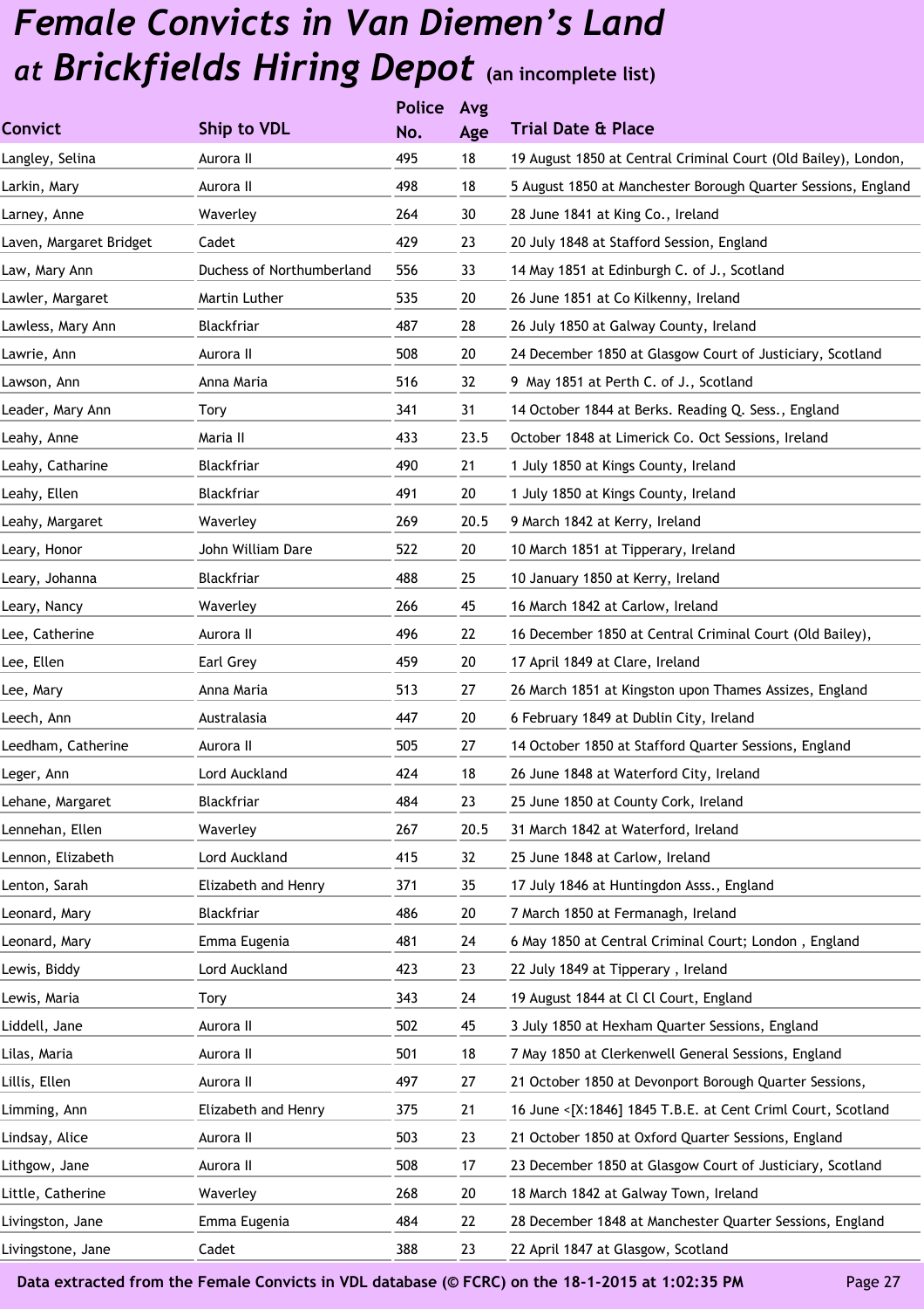# *Female Convicts in Van Diemen's Land at Brickfields Hiring Depot* (an incomplete list)

| Convict | Ship to VDL | Police No. | Avg Age | Trial Date & Place |
|---|---|---|---|---|
| Langley, Selina | Aurora II | 495 | 18 | 19 August 1850 at Central Criminal Court (Old Bailey), London, |
| Larkin, Mary | Aurora II | 498 | 18 | 5 August 1850 at Manchester Borough Quarter Sessions, England |
| Larney, Anne | Waverley | 264 | 30 | 28 June 1841 at King Co., Ireland |
| Laven, Margaret Bridget | Cadet | 429 | 23 | 20 July 1848 at Stafford Session, England |
| Law, Mary Ann | Duchess of Northumberland | 556 | 33 | 14 May 1851 at Edinburgh C. of J., Scotland |
| Lawler, Margaret | Martin Luther | 535 | 20 | 26 June 1851 at Co Kilkenny, Ireland |
| Lawless, Mary Ann | Blackfriar | 487 | 28 | 26 July 1850 at Galway County, Ireland |
| Lawrie, Ann | Aurora II | 508 | 20 | 24 December 1850 at Glasgow Court of Justiciary, Scotland |
| Lawson, Ann | Anna Maria | 516 | 32 | 9 May 1851 at Perth C. of J., Scotland |
| Leader, Mary Ann | Tory | 341 | 31 | 14 October 1844 at Berks. Reading Q. Sess., England |
| Leahy, Anne | Maria II | 433 | 23.5 | October 1848 at Limerick Co. Oct Sessions, Ireland |
| Leahy, Catharine | Blackfriar | 490 | 21 | 1 July 1850 at Kings County, Ireland |
| Leahy, Ellen | Blackfriar | 491 | 20 | 1 July 1850 at Kings County, Ireland |
| Leahy, Margaret | Waverley | 269 | 20.5 | 9 March 1842 at Kerry, Ireland |
| Leary, Honor | John William Dare | 522 | 20 | 10 March 1851 at Tipperary, Ireland |
| Leary, Johanna | Blackfriar | 488 | 25 | 10 January 1850 at Kerry, Ireland |
| Leary, Nancy | Waverley | 266 | 45 | 16 March 1842 at Carlow, Ireland |
| Lee, Catherine | Aurora II | 496 | 22 | 16 December 1850 at Central Criminal Court (Old Bailey), |
| Lee, Ellen | Earl Grey | 459 | 20 | 17 April 1849 at Clare, Ireland |
| Lee, Mary | Anna Maria | 513 | 27 | 26 March 1851 at Kingston upon Thames Assizes, England |
| Leech, Ann | Australasia | 447 | 20 | 6 February 1849 at Dublin City, Ireland |
| Leedham, Catherine | Aurora II | 505 | 27 | 14 October 1850 at Stafford Quarter Sessions, England |
| Leger, Ann | Lord Auckland | 424 | 18 | 26 June 1848 at Waterford City, Ireland |
| Lehane, Margaret | Blackfriar | 484 | 23 | 25 June 1850 at County Cork, Ireland |
| Lennehan, Ellen | Waverley | 267 | 20.5 | 31 March 1842 at Waterford, Ireland |
| Lennon, Elizabeth | Lord Auckland | 415 | 32 | 25 June 1848 at Carlow, Ireland |
| Lenton, Sarah | Elizabeth and Henry | 371 | 35 | 17 July 1846 at Huntingdon Asss., England |
| Leonard, Mary | Blackfriar | 486 | 20 | 7 March 1850 at Fermanagh, Ireland |
| Leonard, Mary | Emma Eugenia | 481 | 24 | 6 May 1850 at Central Criminal Court; London , England |
| Lewis, Biddy | Lord Auckland | 423 | 23 | 22 July 1849 at Tipperary , Ireland |
| Lewis, Maria | Tory | 343 | 24 | 19 August 1844 at Cl Cl Court, England |
| Liddell, Jane | Aurora II | 502 | 45 | 3 July 1850 at Hexham Quarter Sessions, England |
| Lilas, Maria | Aurora II | 501 | 18 | 7 May 1850 at Clerkenwell General Sessions, England |
| Lillis, Ellen | Aurora II | 497 | 27 | 21 October 1850 at Devonport Borough Quarter Sessions, |
| Limming, Ann | Elizabeth and Henry | 375 | 21 | 16 June <[X:1846] 1845 T.B.E. at Cent Criml Court, Scotland |
| Lindsay, Alice | Aurora II | 503 | 23 | 21 October 1850 at Oxford Quarter Sessions, England |
| Lithgow, Jane | Aurora II | 508 | 17 | 23 December 1850 at Glasgow Court of Justiciary, Scotland |
| Little, Catherine | Waverley | 268 | 20 | 18 March 1842 at Galway Town, Ireland |
| Livingston, Jane | Emma Eugenia | 484 | 22 | 28 December 1848 at Manchester Quarter Sessions, England |
| Livingstone, Jane | Cadet | 388 | 23 | 22 April 1847 at Glasgow, Scotland |

**Data extracted from the Female Convicts in VDL database (© FCRC) on the 18-1-2015 at 1:02:35 PM**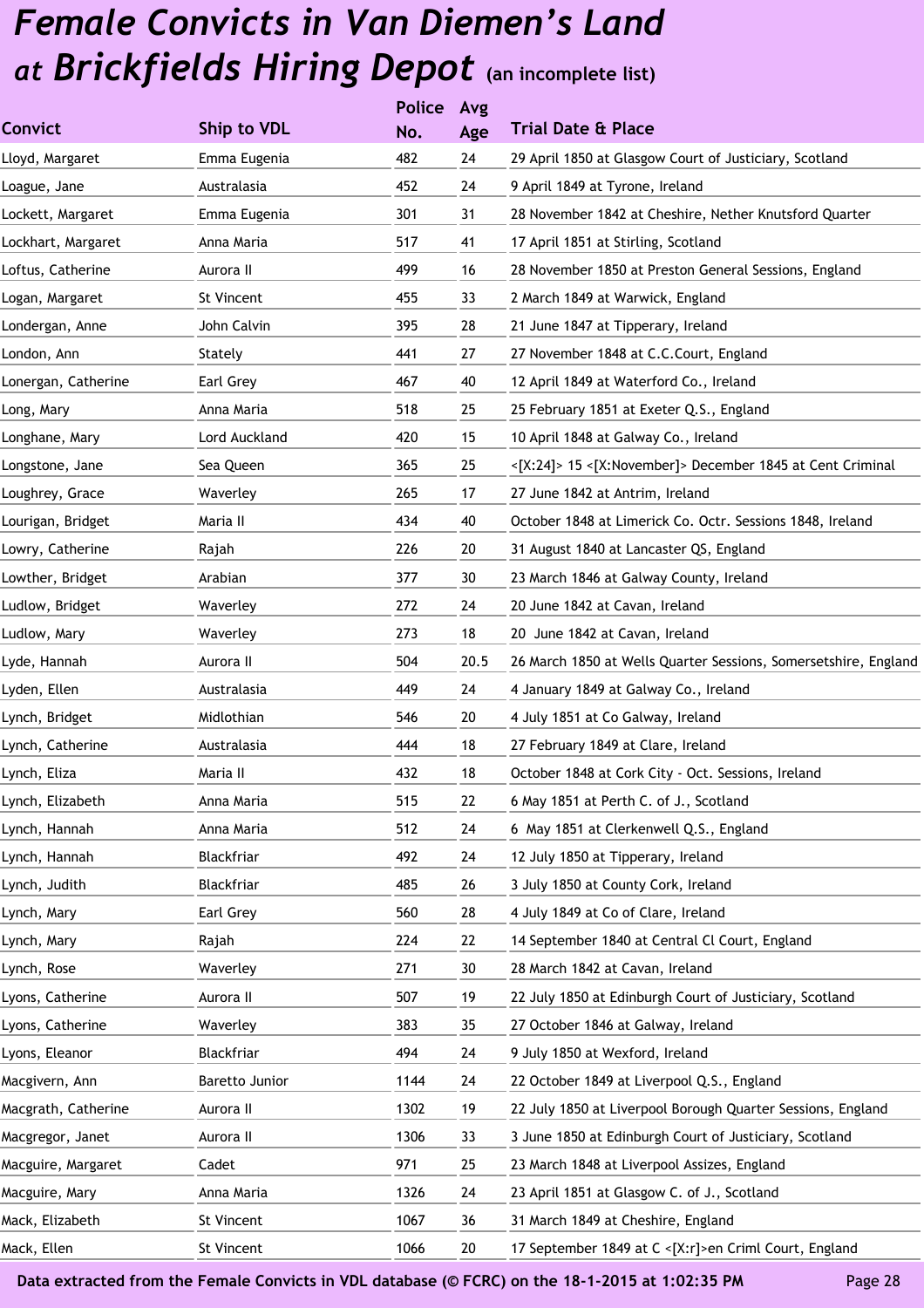# *Female Convicts in Van Diemen's Land at Brickfields Hiring Depot* (an incomplete list)

| Convict | Ship to VDL | Police No. | Avg Age | Trial Date & Place |
|---|---|---|---|---|
| Lloyd, Margaret | Emma Eugenia | 482 | 24 | 29 April 1850 at Glasgow Court of Justiciary, Scotland |
| Loague, Jane | Australasia | 452 | 24 | 9 April 1849 at Tyrone, Ireland |
| Lockett, Margaret | Emma Eugenia | 301 | 31 | 28 November 1842 at Cheshire, Nether Knutsford Quarter |
| Lockhart, Margaret | Anna Maria | 517 | 41 | 17 April 1851 at Stirling, Scotland |
| Loftus, Catherine | Aurora II | 499 | 16 | 28 November 1850 at Preston General Sessions, England |
| Logan, Margaret | St Vincent | 455 | 33 | 2 March 1849 at Warwick, England |
| Londergan, Anne | John Calvin | 395 | 28 | 21 June 1847 at Tipperary, Ireland |
| London, Ann | Stately | 441 | 27 | 27 November 1848 at C.C.Court, England |
| Lonergan, Catherine | Earl Grey | 467 | 40 | 12 April 1849 at Waterford Co., Ireland |
| Long, Mary | Anna Maria | 518 | 25 | 25 February 1851 at Exeter Q.S., England |
| Longhane, Mary | Lord Auckland | 420 | 15 | 10 April 1848 at Galway Co., Ireland |
| Longstone, Jane | Sea Queen | 365 | 25 | <[X:24]> 15 <[X:November]> December 1845 at Cent Criminal |
| Loughrey, Grace | Waverley | 265 | 17 | 27 June 1842 at Antrim, Ireland |
| Lourigan, Bridget | Maria II | 434 | 40 | October 1848 at Limerick Co. Octr. Sessions 1848, Ireland |
| Lowry, Catherine | Rajah | 226 | 20 | 31 August 1840 at Lancaster QS, England |
| Lowther, Bridget | Arabian | 377 | 30 | 23 March 1846 at Galway County, Ireland |
| Ludlow, Bridget | Waverley | 272 | 24 | 20 June 1842 at Cavan, Ireland |
| Ludlow, Mary | Waverley | 273 | 18 | 20 June 1842 at Cavan, Ireland |
| Lyde, Hannah | Aurora II | 504 | 20.5 | 26 March 1850 at Wells Quarter Sessions, Somersetshire, England |
| Lyden, Ellen | Australasia | 449 | 24 | 4 January 1849 at Galway Co., Ireland |
| Lynch, Bridget | Midlothian | 546 | 20 | 4 July 1851 at Co Galway, Ireland |
| Lynch, Catherine | Australasia | 444 | 18 | 27 February 1849 at Clare, Ireland |
| Lynch, Eliza | Maria II | 432 | 18 | October 1848 at Cork City - Oct. Sessions, Ireland |
| Lynch, Elizabeth | Anna Maria | 515 | 22 | 6 May 1851 at Perth C. of J., Scotland |
| Lynch, Hannah | Anna Maria | 512 | 24 | 6 May 1851 at Clerkenwell Q.S., England |
| Lynch, Hannah | Blackfriar | 492 | 24 | 12 July 1850 at Tipperary, Ireland |
| Lynch, Judith | Blackfriar | 485 | 26 | 3 July 1850 at County Cork, Ireland |
| Lynch, Mary | Earl Grey | 560 | 28 | 4 July 1849 at Co of Clare, Ireland |
| Lynch, Mary | Rajah | 224 | 22 | 14 September 1840 at Central Cl Court, England |
| Lynch, Rose | Waverley | 271 | 30 | 28 March 1842 at Cavan, Ireland |
| Lyons, Catherine | Aurora II | 507 | 19 | 22 July 1850 at Edinburgh Court of Justiciary, Scotland |
| Lyons, Catherine | Waverley | 383 | 35 | 27 October 1846 at Galway, Ireland |
| Lyons, Eleanor | Blackfriar | 494 | 24 | 9 July 1850 at Wexford, Ireland |
| Macgivern, Ann | Baretto Junior | 1144 | 24 | 22 October 1849 at Liverpool Q.S., England |
| Macgrath, Catherine | Aurora II | 1302 | 19 | 22 July 1850 at Liverpool Borough Quarter Sessions, England |
| Macgregor, Janet | Aurora II | 1306 | 33 | 3 June 1850 at Edinburgh Court of Justiciary, Scotland |
| Macguire, Margaret | Cadet | 971 | 25 | 23 March 1848 at Liverpool Assizes, England |
| Macguire, Mary | Anna Maria | 1326 | 24 | 23 April 1851 at Glasgow C. of J., Scotland |
| Mack, Elizabeth | St Vincent | 1067 | 36 | 31 March 1849 at Cheshire, England |
| Mack, Ellen | St Vincent | 1066 | 20 | 17 September 1849 at C <[X:r]>en Criml Court, England |

Data extracted from the Female Convicts in VDL database (© FCRC) on the 18-1-2015 at 1:02:35 PM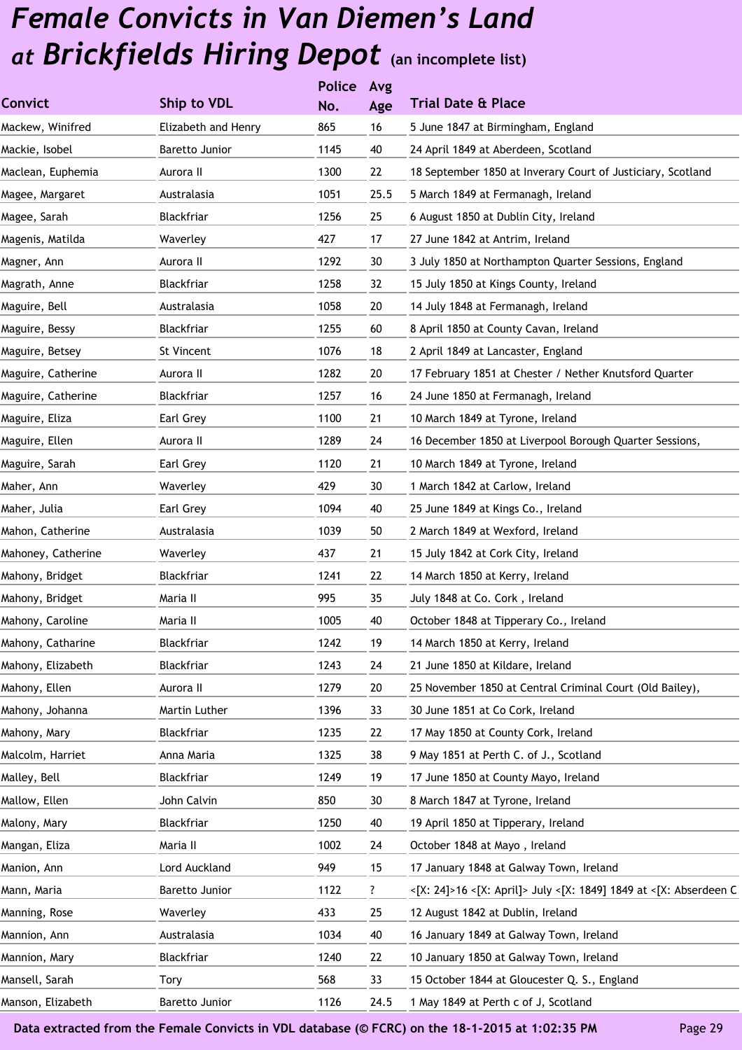# *Female Convicts in Van Diemen's Land at Brickfields Hiring Depot* (an incomplete list)

| Convict | Ship to VDL | Police No. | Avg Age | Trial Date & Place |
|---|---|---|---|---|
| Mackew, Winifred | Elizabeth and Henry | 865 | 16 | 5 June 1847 at Birmingham, England |
| Mackie, Isobel | Baretto Junior | 1145 | 40 | 24 April 1849 at Aberdeen, Scotland |
| Maclean, Euphemia | Aurora II | 1300 | 22 | 18 September 1850 at Inverary Court of Justiciary, Scotland |
| Magee, Margaret | Australasia | 1051 | 25.5 | 5 March 1849 at Fermanagh, Ireland |
| Magee, Sarah | Blackfriar | 1256 | 25 | 6 August 1850 at Dublin City, Ireland |
| Magenis, Matilda | Waverley | 427 | 17 | 27 June 1842 at Antrim, Ireland |
| Magner, Ann | Aurora II | 1292 | 30 | 3 July 1850 at Northampton Quarter Sessions, England |
| Magrath, Anne | Blackfriar | 1258 | 32 | 15 July 1850 at Kings County, Ireland |
| Maguire, Bell | Australasia | 1058 | 20 | 14 July 1848 at Fermanagh, Ireland |
| Maguire, Bessy | Blackfriar | 1255 | 60 | 8 April 1850 at County Cavan, Ireland |
| Maguire, Betsey | St Vincent | 1076 | 18 | 2 April 1849 at Lancaster, England |
| Maguire, Catherine | Aurora II | 1282 | 20 | 17 February 1851 at Chester / Nether Knutsford Quarter |
| Maguire, Catherine | Blackfriar | 1257 | 16 | 24 June 1850 at Fermanagh, Ireland |
| Maguire, Eliza | Earl Grey | 1100 | 21 | 10 March 1849 at Tyrone, Ireland |
| Maguire, Ellen | Aurora II | 1289 | 24 | 16 December 1850 at Liverpool Borough Quarter Sessions, |
| Maguire, Sarah | Earl Grey | 1120 | 21 | 10 March 1849 at Tyrone, Ireland |
| Maher, Ann | Waverley | 429 | 30 | 1 March 1842 at Carlow, Ireland |
| Maher, Julia | Earl Grey | 1094 | 40 | 25 June 1849 at Kings Co., Ireland |
| Mahon, Catherine | Australasia | 1039 | 50 | 2 March 1849 at Wexford, Ireland |
| Mahoney, Catherine | Waverley | 437 | 21 | 15 July 1842 at Cork City, Ireland |
| Mahony, Bridget | Blackfriar | 1241 | 22 | 14 March 1850 at Kerry, Ireland |
| Mahony, Bridget | Maria II | 995 | 35 | July 1848 at Co. Cork , Ireland |
| Mahony, Caroline | Maria II | 1005 | 40 | October 1848 at Tipperary Co., Ireland |
| Mahony, Catharine | Blackfriar | 1242 | 19 | 14 March 1850 at Kerry, Ireland |
| Mahony, Elizabeth | Blackfriar | 1243 | 24 | 21 June 1850 at Kildare, Ireland |
| Mahony, Ellen | Aurora II | 1279 | 20 | 25 November 1850 at Central Criminal Court (Old Bailey), |
| Mahony, Johanna | Martin Luther | 1396 | 33 | 30 June 1851 at Co Cork, Ireland |
| Mahony, Mary | Blackfriar | 1235 | 22 | 17 May 1850 at County Cork, Ireland |
| Malcolm, Harriet | Anna Maria | 1325 | 38 | 9 May 1851 at Perth C. of J., Scotland |
| Malley, Bell | Blackfriar | 1249 | 19 | 17 June 1850 at County Mayo, Ireland |
| Mallow, Ellen | John Calvin | 850 | 30 | 8 March 1847 at Tyrone, Ireland |
| Malony, Mary | Blackfriar | 1250 | 40 | 19 April 1850 at Tipperary, Ireland |
| Mangan, Eliza | Maria II | 1002 | 24 | October 1848 at Mayo , Ireland |
| Manion, Ann | Lord Auckland | 949 | 15 | 17 January 1848 at Galway Town, Ireland |
| Mann, Maria | Baretto Junior | 1122 | ? | <[X: 24]>16 <[X: April]> July <[X: 1849] 1849 at <[X: Abserdeen C |
| Manning, Rose | Waverley | 433 | 25 | 12 August 1842 at Dublin, Ireland |
| Mannion, Ann | Australasia | 1034 | 40 | 16 January 1849 at Galway Town, Ireland |
| Mannion, Mary | Blackfriar | 1240 | 22 | 10 January 1850 at Galway Town, Ireland |
| Mansell, Sarah | Tory | 568 | 33 | 15 October 1844 at Gloucester Q. S., England |
| Manson, Elizabeth | Baretto Junior | 1126 | 24.5 | 1 May 1849 at Perth c of J, Scotland |

**Data extracted from the Female Convicts in VDL database (© FCRC) on the 18-1-2015 at 1:02:35 PM**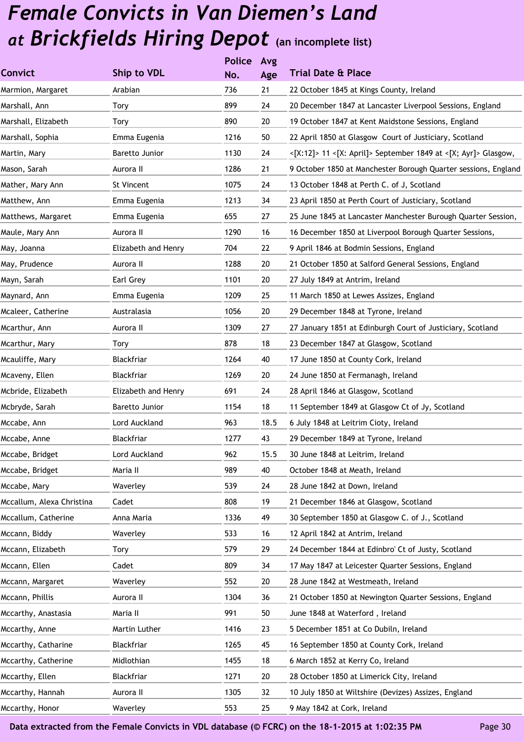# Female Convicts in Van Diemen's Land at Brickfields Hiring Depot (an incomplete list)

| Convict | Ship to VDL | Police No. | Avg Age | Trial Date & Place |
|---|---|---|---|---|
| Marmion, Margaret | Arabian | 736 | 21 | 22 October 1845 at Kings County, Ireland |
| Marshall, Ann | Tory | 899 | 24 | 20 December 1847 at Lancaster Liverpool Sessions, England |
| Marshall, Elizabeth | Tory | 890 | 20 | 19 October 1847 at Kent Maidstone Sessions, England |
| Marshall, Sophia | Emma Eugenia | 1216 | 50 | 22 April 1850 at Glasgow Court of Justiciary, Scotland |
| Martin, Mary | Baretto Junior | 1130 | 24 | <[X:12]> 11 <[X: April]> September 1849 at <[X; Ayr]> Glasgow, |
| Mason, Sarah | Aurora II | 1286 | 21 | 9 October 1850 at Manchester Borough Quarter sessions, England |
| Mather, Mary Ann | St Vincent | 1075 | 24 | 13 October 1848 at Perth C. of J, Scotland |
| Matthew, Ann | Emma Eugenia | 1213 | 34 | 23 April 1850 at Perth Court of Justiciary, Scotland |
| Matthews, Margaret | Emma Eugenia | 655 | 27 | 25 June 1845 at Lancaster Manchester Burough Quarter Session, |
| Maule, Mary Ann | Aurora II | 1290 | 16 | 16 December 1850 at Liverpool Borough Quarter Sessions, |
| May, Joanna | Elizabeth and Henry | 704 | 22 | 9 April 1846 at Bodmin Sessions, England |
| May, Prudence | Aurora II | 1288 | 20 | 21 October 1850 at Salford General Sessions, England |
| Mayn, Sarah | Earl Grey | 1101 | 20 | 27 July 1849 at Antrim, Ireland |
| Maynard, Ann | Emma Eugenia | 1209 | 25 | 11 March 1850 at Lewes Assizes, England |
| Mcaleer, Catherine | Australasia | 1056 | 20 | 29 December 1848 at Tyrone, Ireland |
| Mcarthur, Ann | Aurora II | 1309 | 27 | 27 January 1851 at Edinburgh Court of Justiciary, Scotland |
| Mcarthur, Mary | Tory | 878 | 18 | 23 December 1847 at Glasgow, Scotland |
| Mcauliffe, Mary | Blackfriar | 1264 | 40 | 17 June 1850 at County Cork, Ireland |
| Mcaveny, Ellen | Blackfriar | 1269 | 20 | 24 June 1850 at Fermanagh, Ireland |
| Mcbride, Elizabeth | Elizabeth and Henry | 691 | 24 | 28 April 1846 at Glasgow, Scotland |
| Mcbryde, Sarah | Baretto Junior | 1154 | 18 | 11 September 1849 at Glasgow Ct of Jy, Scotland |
| Mccabe, Ann | Lord Auckland | 963 | 18.5 | 6 July 1848 at Leitrim Cioty, Ireland |
| Mccabe, Anne | Blackfriar | 1277 | 43 | 29 December 1849 at Tyrone, Ireland |
| Mccabe, Bridget | Lord Auckland | 962 | 15.5 | 30 June 1848 at Leitrim, Ireland |
| Mccabe, Bridget | Maria II | 989 | 40 | October 1848 at Meath, Ireland |
| Mccabe, Mary | Waverley | 539 | 24 | 28 June 1842 at Down, Ireland |
| Mccallum, Alexa Christina | Cadet | 808 | 19 | 21 December 1846 at Glasgow, Scotland |
| Mccallum, Catherine | Anna Maria | 1336 | 49 | 30 September 1850 at Glasgow C. of J., Scotland |
| Mccann, Biddy | Waverley | 533 | 16 | 12 April 1842 at Antrim, Ireland |
| Mccann, Elizabeth | Tory | 579 | 29 | 24 December 1844 at Edinbro' Ct of Justy, Scotland |
| Mccann, Ellen | Cadet | 809 | 34 | 17 May 1847 at Leicester Quarter Sessions, England |
| Mccann, Margaret | Waverley | 552 | 20 | 28 June 1842 at Westmeath, Ireland |
| Mccann, Phillis | Aurora II | 1304 | 36 | 21 October 1850 at Newington Quarter Sessions, England |
| Mccarthy, Anastasia | Maria II | 991 | 50 | June 1848 at Waterford , Ireland |
| Mccarthy, Anne | Martin Luther | 1416 | 23 | 5 December 1851 at Co Dubiln, Ireland |
| Mccarthy, Catharine | Blackfriar | 1265 | 45 | 16 September 1850 at County Cork, Ireland |
| Mccarthy, Catherine | Midlothian | 1455 | 18 | 6 March 1852 at Kerry Co, Ireland |
| Mccarthy, Ellen | Blackfriar | 1271 | 20 | 28 October 1850 at Limerick City, Ireland |
| Mccarthy, Hannah | Aurora II | 1305 | 32 | 10 July 1850 at Wiltshire (Devizes) Assizes, England |
| Mccarthy, Honor | Waverley | 553 | 25 | 9 May 1842 at Cork, Ireland |

Data extracted from the Female Convicts in VDL database (© FCRC) on the 18-1-2015 at 1:02:35 PM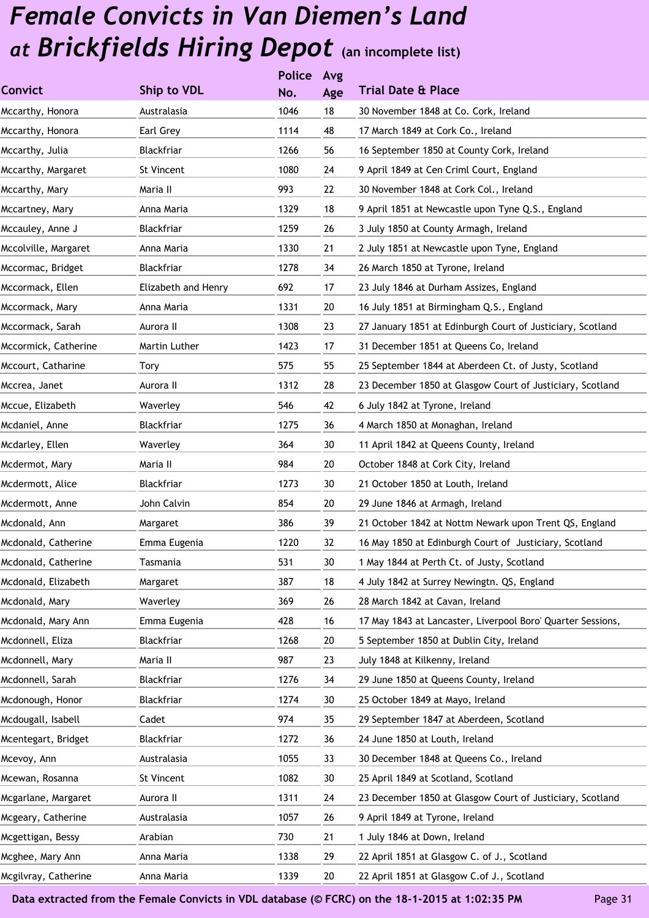# *Female Convicts in Van Diemen's Land at Brickfields Hiring Depot* (an incomplete list)

| Convict | Ship to VDL | Police No. | Avg Age | Trial Date & Place |
|---|---|---|---|---|
| Mccarthy, Honora | Australasia | 1046 | 18 | 30 November 1848 at Co. Cork, Ireland |
| Mccarthy, Honora | Earl Grey | 1114 | 48 | 17 March 1849 at Cork Co., Ireland |
| Mccarthy, Julia | Blackfriar | 1266 | 56 | 16 September 1850 at County Cork, Ireland |
| Mccarthy, Margaret | St Vincent | 1080 | 24 | 9 April 1849 at Cen Criml Court, England |
| Mccarthy, Mary | Maria II | 993 | 22 | 30 November 1848 at Cork Col., Ireland |
| Mccartney, Mary | Anna Maria | 1329 | 18 | 9 April 1851 at Newcastle upon Tyne Q.S., England |
| Mccauley, Anne J | Blackfriar | 1259 | 26 | 3 July 1850 at County Armagh, Ireland |
| Mccolville, Margaret | Anna Maria | 1330 | 21 | 2 July 1851 at Newcastle upon Tyne, England |
| Mccormac, Bridget | Blackfriar | 1278 | 34 | 26 March 1850 at Tyrone, Ireland |
| Mccormack, Ellen | Elizabeth and Henry | 692 | 17 | 23 July 1846 at Durham Assizes, England |
| Mccormack, Mary | Anna Maria | 1331 | 20 | 16 July 1851 at Birmingham Q.S., England |
| Mccormack, Sarah | Aurora II | 1308 | 23 | 27 January 1851 at Edinburgh Court of Justiciary, Scotland |
| Mccormick, Catherine | Martin Luther | 1423 | 17 | 31 December 1851 at Queens Co, Ireland |
| Mccourt, Catharine | Tory | 575 | 55 | 25 September 1844 at Aberdeen Ct. of Justy, Scotland |
| Mccrea, Janet | Aurora II | 1312 | 28 | 23 December 1850 at Glasgow Court of Justiciary, Scotland |
| Mccue, Elizabeth | Waverley | 546 | 42 | 6 July 1842 at Tyrone, Ireland |
| Mcdaniel, Anne | Blackfriar | 1275 | 36 | 4 March 1850 at Monaghan, Ireland |
| Mcdarley, Ellen | Waverley | 364 | 30 | 11 April 1842 at Queens County, Ireland |
| Mcdermot, Mary | Maria II | 984 | 20 | October 1848 at Cork City, Ireland |
| Mcdermott, Alice | Blackfriar | 1273 | 30 | 21 October 1850 at Louth, Ireland |
| Mcdermott, Anne | John Calvin | 854 | 20 | 29 June 1846 at Armagh, Ireland |
| Mcdonald, Ann | Margaret | 386 | 39 | 21 October 1842 at Nottm Newark upon Trent QS, England |
| Mcdonald, Catherine | Emma Eugenia | 1220 | 32 | 16 May 1850 at Edinburgh Court of Justiciary, Scotland |
| Mcdonald, Catherine | Tasmania | 531 | 30 | 1 May 1844 at Perth Ct. of Justy, Scotland |
| Mcdonald, Elizabeth | Margaret | 387 | 18 | 4 July 1842 at Surrey Newingtn. QS, England |
| Mcdonald, Mary | Waverley | 369 | 26 | 28 March 1842 at Cavan, Ireland |
| Mcdonald, Mary Ann | Emma Eugenia | 428 | 16 | 17 May 1843 at Lancaster, Liverpool Boro' Quarter Sessions, |
| Mcdonnell, Eliza | Blackfriar | 1268 | 20 | 5 September 1850 at Dublin City, Ireland |
| Mcdonnell, Mary | Maria II | 987 | 23 | July 1848 at Kilkenny, Ireland |
| Mcdonnell, Sarah | Blackfriar | 1276 | 34 | 29 June 1850 at Queens County, Ireland |
| Mcdonough, Honor | Blackfriar | 1274 | 30 | 25 October 1849 at Mayo, Ireland |
| Mcdougall, Isabell | Cadet | 974 | 35 | 29 September 1847 at Aberdeen, Scotland |
| Mcentegart, Bridget | Blackfriar | 1272 | 36 | 24 June 1850 at Louth, Ireland |
| Mcevoy, Ann | Australasia | 1055 | 33 | 30 December 1848 at Queens Co., Ireland |
| Mcewan, Rosanna | St Vincent | 1082 | 30 | 25 April 1849 at Scotland, Scotland |
| Mcgarlane, Margaret | Aurora II | 1311 | 24 | 23 December 1850 at Glasgow Court of Justiciary, Scotland |
| Mcgeary, Catherine | Australasia | 1057 | 26 | 9 April 1849 at Tyrone, Ireland |
| Mcgettigan, Bessy | Arabian | 730 | 21 | 1 July 1846 at Down, Ireland |
| Mcghee, Mary Ann | Anna Maria | 1338 | 29 | 22 April 1851 at Glasgow C. of J., Scotland |
| Mcgilvray, Catherine | Anna Maria | 1339 | 20 | 22 April 1851 at Glasgow C.of J., Scotland |

Data extracted from the Female Convicts in VDL database (© FCRC) on the 18-1-2015 at 1:02:35 PM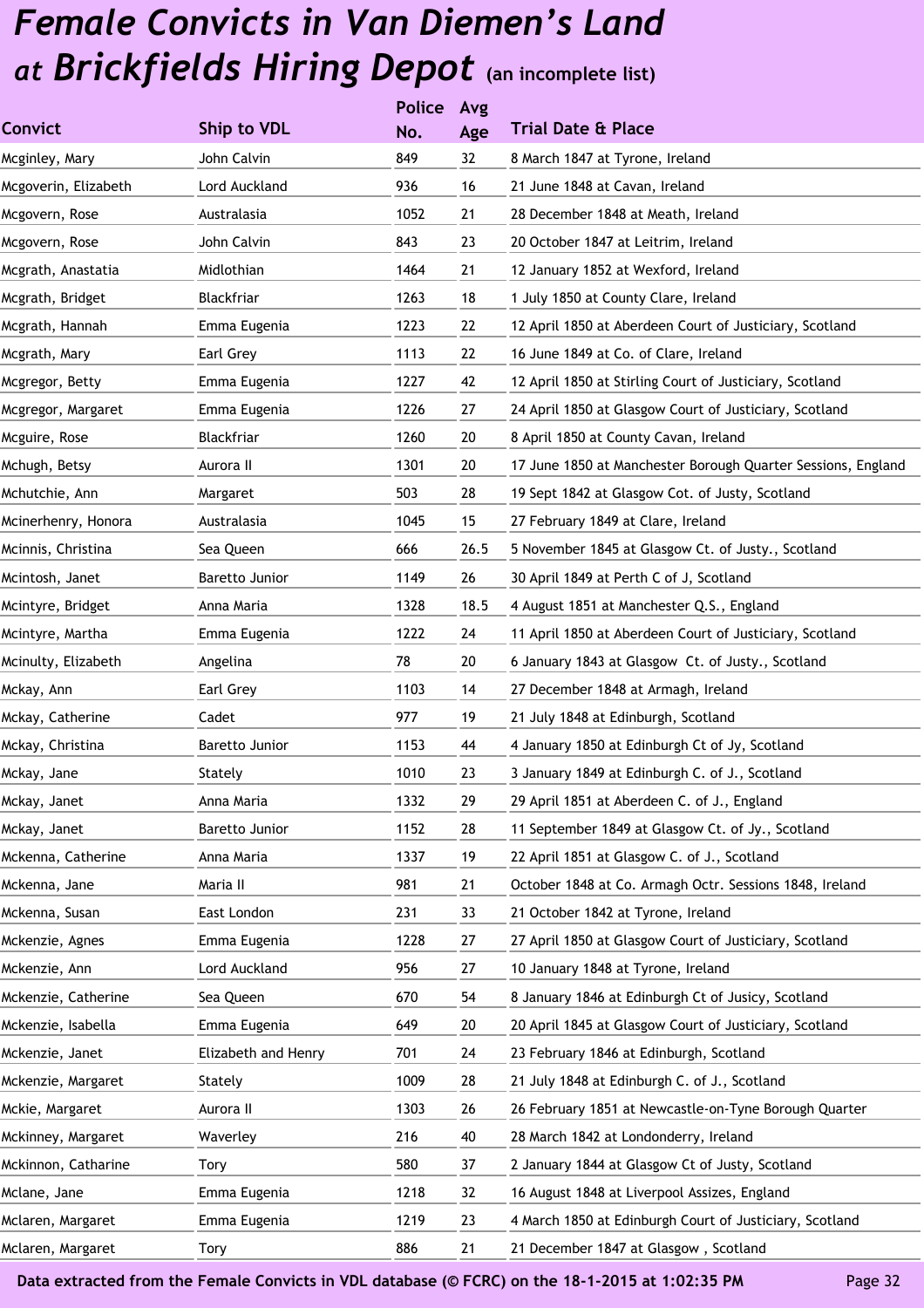# *Female Convicts in Van Diemen's Land at Brickfields Hiring Depot* (an incomplete list)

| Convict | Ship to VDL | Police No. | Avg Age | Trial Date & Place |
|---|---|---|---|---|
| Mcginley, Mary | John Calvin | 849 | 32 | 8 March 1847 at Tyrone, Ireland |
| Mcgoverin, Elizabeth | Lord Auckland | 936 | 16 | 21 June 1848 at Cavan, Ireland |
| Mcgovern, Rose | Australasia | 1052 | 21 | 28 December 1848 at Meath, Ireland |
| Mcgovern, Rose | John Calvin | 843 | 23 | 20 October 1847 at Leitrim, Ireland |
| Mcgrath, Anastatia | Midlothian | 1464 | 21 | 12 January 1852 at Wexford, Ireland |
| Mcgrath, Bridget | Blackfriar | 1263 | 18 | 1 July 1850 at County Clare, Ireland |
| Mcgrath, Hannah | Emma Eugenia | 1223 | 22 | 12 April 1850 at Aberdeen Court of Justiciary, Scotland |
| Mcgrath, Mary | Earl Grey | 1113 | 22 | 16 June 1849 at Co. of Clare, Ireland |
| Mcgregor, Betty | Emma Eugenia | 1227 | 42 | 12 April 1850 at Stirling Court of Justiciary, Scotland |
| Mcgregor, Margaret | Emma Eugenia | 1226 | 27 | 24 April 1850 at Glasgow Court of Justiciary, Scotland |
| Mcguire, Rose | Blackfriar | 1260 | 20 | 8 April 1850 at County Cavan, Ireland |
| Mchugh, Betsy | Aurora II | 1301 | 20 | 17 June 1850 at Manchester Borough Quarter Sessions, England |
| Mchutchie, Ann | Margaret | 503 | 28 | 19 Sept 1842 at Glasgow Cot. of Justy, Scotland |
| Mcinerhenry, Honora | Australasia | 1045 | 15 | 27 February 1849 at Clare, Ireland |
| Mcinnis, Christina | Sea Queen | 666 | 26.5 | 5 November 1845 at Glasgow Ct. of Justy., Scotland |
| Mcintosh, Janet | Baretto Junior | 1149 | 26 | 30 April 1849 at Perth C of J, Scotland |
| Mcintyre, Bridget | Anna Maria | 1328 | 18.5 | 4 August 1851 at Manchester Q.S., England |
| Mcintyre, Martha | Emma Eugenia | 1222 | 24 | 11 April 1850 at Aberdeen Court of Justiciary, Scotland |
| Mcinulty, Elizabeth | Angelina | 78 | 20 | 6 January 1843 at Glasgow Ct. of Justy., Scotland |
| Mckay, Ann | Earl Grey | 1103 | 14 | 27 December 1848 at Armagh, Ireland |
| Mckay, Catherine | Cadet | 977 | 19 | 21 July 1848 at Edinburgh, Scotland |
| Mckay, Christina | Baretto Junior | 1153 | 44 | 4 January 1850 at Edinburgh Ct of Jy, Scotland |
| Mckay, Jane | Stately | 1010 | 23 | 3 January 1849 at Edinburgh C. of J., Scotland |
| Mckay, Janet | Anna Maria | 1332 | 29 | 29 April 1851 at Aberdeen C. of J., England |
| Mckay, Janet | Baretto Junior | 1152 | 28 | 11 September 1849 at Glasgow Ct. of Jy., Scotland |
| Mckenna, Catherine | Anna Maria | 1337 | 19 | 22 April 1851 at Glasgow C. of J., Scotland |
| Mckenna, Jane | Maria II | 981 | 21 | October 1848 at Co. Armagh Octr. Sessions 1848, Ireland |
| Mckenna, Susan | East London | 231 | 33 | 21 October 1842 at Tyrone, Ireland |
| Mckenzie, Agnes | Emma Eugenia | 1228 | 27 | 27 April 1850 at Glasgow Court of Justiciary, Scotland |
| Mckenzie, Ann | Lord Auckland | 956 | 27 | 10 January 1848 at Tyrone, Ireland |
| Mckenzie, Catherine | Sea Queen | 670 | 54 | 8 January 1846 at Edinburgh Ct of Jusicy, Scotland |
| Mckenzie, Isabella | Emma Eugenia | 649 | 20 | 20 April 1845 at Glasgow Court of Justiciary, Scotland |
| Mckenzie, Janet | Elizabeth and Henry | 701 | 24 | 23 February 1846 at Edinburgh, Scotland |
| Mckenzie, Margaret | Stately | 1009 | 28 | 21 July 1848 at Edinburgh C. of J., Scotland |
| Mckie, Margaret | Aurora II | 1303 | 26 | 26 February 1851 at Newcastle-on-Tyne Borough Quarter |
| Mckinney, Margaret | Waverley | 216 | 40 | 28 March 1842 at Londonderry, Ireland |
| Mckinnon, Catharine | Tory | 580 | 37 | 2 January 1844 at Glasgow Ct of Justy, Scotland |
| Mclane, Jane | Emma Eugenia | 1218 | 32 | 16 August 1848 at Liverpool Assizes, England |
| Mclaren, Margaret | Emma Eugenia | 1219 | 23 | 4 March 1850 at Edinburgh Court of Justiciary, Scotland |
| Mclaren, Margaret | Tory | 886 | 21 | 21 December 1847 at Glasgow , Scotland |

**Data extracted from the Female Convicts in VDL database (© FCRC) on the 18-1-2015 at 1:02:35 PM**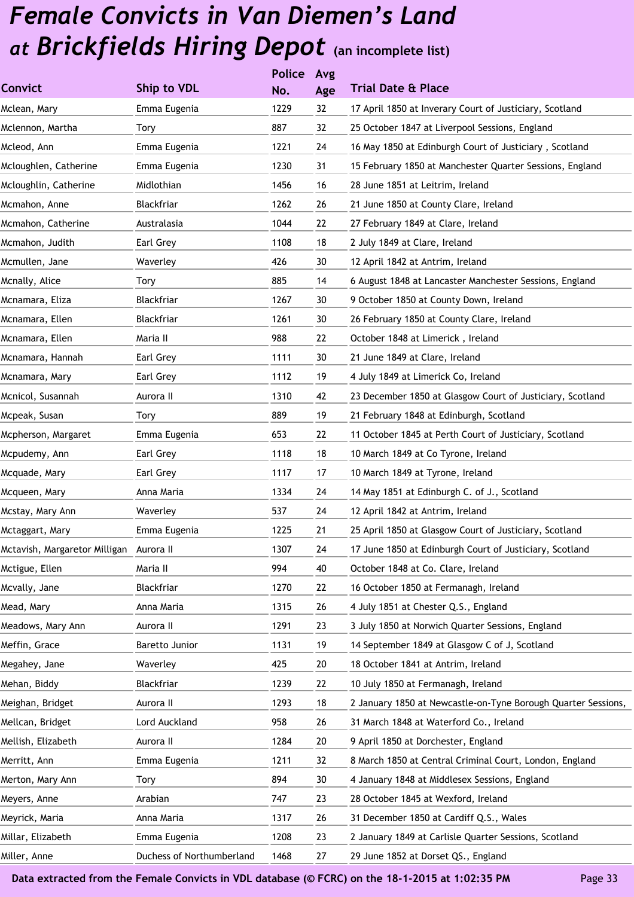# *Female Convicts in Van Diemen's Land at Brickfields Hiring Depot* (an incomplete list)

| Convict | Ship to VDL | Police No. | Avg Age | Trial Date & Place |
|---|---|---|---|---|
| Mclean, Mary | Emma Eugenia | 1229 | 32 | 17 April 1850 at Inverary Court of Justiciary, Scotland |
| Mclennon, Martha | Tory | 887 | 32 | 25 October 1847 at Liverpool Sessions, England |
| Mcleod, Ann | Emma Eugenia | 1221 | 24 | 16 May 1850 at Edinburgh Court of Justiciary , Scotland |
| Mcloughlen, Catherine | Emma Eugenia | 1230 | 31 | 15 February 1850 at Manchester Quarter Sessions, England |
| Mcloughlin, Catherine | Midlothian | 1456 | 16 | 28 June 1851 at Leitrim, Ireland |
| Mcmahon, Anne | Blackfriar | 1262 | 26 | 21 June 1850 at County Clare, Ireland |
| Mcmahon, Catherine | Australasia | 1044 | 22 | 27 February 1849 at Clare, Ireland |
| Mcmahon, Judith | Earl Grey | 1108 | 18 | 2 July 1849 at Clare, Ireland |
| Mcmullen, Jane | Waverley | 426 | 30 | 12 April 1842 at Antrim, Ireland |
| Mcnally, Alice | Tory | 885 | 14 | 6 August 1848 at Lancaster Manchester Sessions, England |
| Mcnamara, Eliza | Blackfriar | 1267 | 30 | 9 October 1850 at County Down, Ireland |
| Mcnamara, Ellen | Blackfriar | 1261 | 30 | 26 February 1850 at County Clare, Ireland |
| Mcnamara, Ellen | Maria II | 988 | 22 | October 1848 at Limerick , Ireland |
| Mcnamara, Hannah | Earl Grey | 1111 | 30 | 21 June 1849 at Clare, Ireland |
| Mcnamara, Mary | Earl Grey | 1112 | 19 | 4 July 1849 at Limerick Co, Ireland |
| Mcnicol, Susannah | Aurora II | 1310 | 42 | 23 December 1850 at Glasgow Court of Justiciary, Scotland |
| Mcpeak, Susan | Tory | 889 | 19 | 21 February 1848 at Edinburgh, Scotland |
| Mcpherson, Margaret | Emma Eugenia | 653 | 22 | 11 October 1845 at Perth Court of Justiciary, Scotland |
| Mcpudemy, Ann | Earl Grey | 1118 | 18 | 10 March 1849 at Co Tyrone, Ireland |
| Mcquade, Mary | Earl Grey | 1117 | 17 | 10 March 1849 at Tyrone, Ireland |
| Mcqueen, Mary | Anna Maria | 1334 | 24 | 14 May 1851 at Edinburgh C. of J., Scotland |
| Mcstay, Mary Ann | Waverley | 537 | 24 | 12 April 1842 at Antrim, Ireland |
| Mctaggart, Mary | Emma Eugenia | 1225 | 21 | 25 April 1850 at Glasgow Court of Justiciary, Scotland |
| Mctavish, Margaretor Milligan | Aurora II | 1307 | 24 | 17 June 1850 at Edinburgh Court of Justiciary, Scotland |
| Mctigue, Ellen | Maria II | 994 | 40 | October 1848 at Co. Clare, Ireland |
| Mcvally, Jane | Blackfriar | 1270 | 22 | 16 October 1850 at Fermanagh, Ireland |
| Mead, Mary | Anna Maria | 1315 | 26 | 4 July 1851 at Chester Q.S., England |
| Meadows, Mary Ann | Aurora II | 1291 | 23 | 3 July 1850 at Norwich Quarter Sessions, England |
| Meffin, Grace | Baretto Junior | 1131 | 19 | 14 September 1849 at Glasgow C of J, Scotland |
| Megahey, Jane | Waverley | 425 | 20 | 18 October 1841 at Antrim, Ireland |
| Mehan, Biddy | Blackfriar | 1239 | 22 | 10 July 1850 at Fermanagh, Ireland |
| Meighan, Bridget | Aurora II | 1293 | 18 | 2 January 1850 at Newcastle-on-Tyne Borough Quarter Sessions, |
| Mellcan, Bridget | Lord Auckland | 958 | 26 | 31 March 1848 at Waterford Co., Ireland |
| Mellish, Elizabeth | Aurora II | 1284 | 20 | 9 April 1850 at Dorchester, England |
| Merritt, Ann | Emma Eugenia | 1211 | 32 | 8 March 1850 at Central Criminal Court, London, England |
| Merton, Mary Ann | Tory | 894 | 30 | 4 January 1848 at Middlesex Sessions, England |
| Meyers, Anne | Arabian | 747 | 23 | 28 October 1845 at Wexford, Ireland |
| Meyrick, Maria | Anna Maria | 1317 | 26 | 31 December 1850 at Cardiff Q.S., Wales |
| Millar, Elizabeth | Emma Eugenia | 1208 | 23 | 2 January 1849 at Carlisle Quarter Sessions, Scotland |
| Miller, Anne | Duchess of Northumberland | 1468 | 27 | 29 June 1852 at Dorset QS., England |

Data extracted from the Female Convicts in VDL database (© FCRC) on the 18-1-2015 at 1:02:35 PM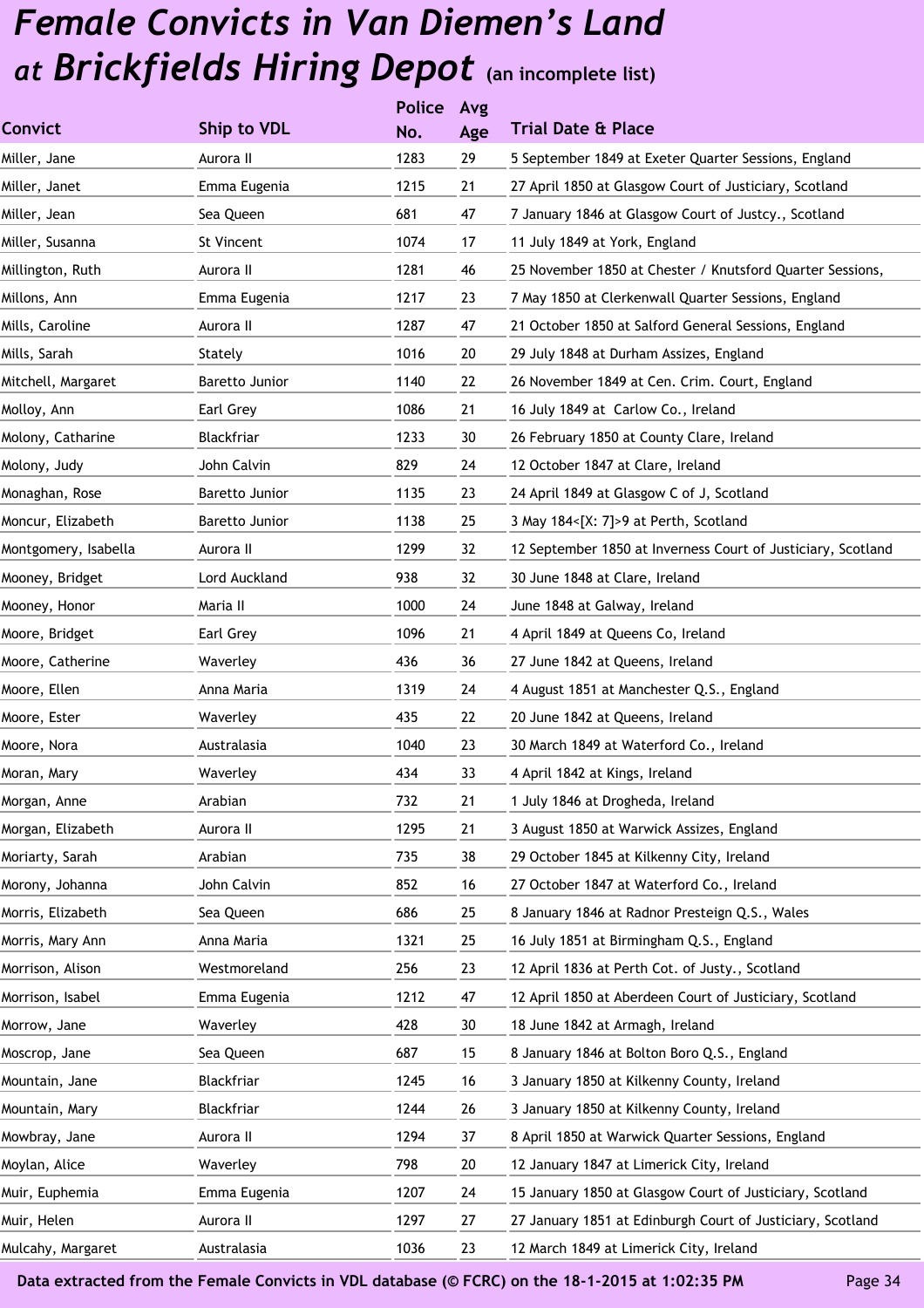# *Female Convicts in Van Diemen's Land at Brickfields Hiring Depot* (an incomplete list)

| Convict | Ship to VDL | Police No. | Avg Age | Trial Date & Place |
|---|---|---|---|---|
| Miller, Jane | Aurora II | 1283 | 29 | 5 September 1849 at Exeter Quarter Sessions, England |
| Miller, Janet | Emma Eugenia | 1215 | 21 | 27 April 1850 at Glasgow Court of Justiciary, Scotland |
| Miller, Jean | Sea Queen | 681 | 47 | 7 January 1846 at Glasgow Court of Justcy., Scotland |
| Miller, Susanna | St Vincent | 1074 | 17 | 11 July 1849 at York, England |
| Millington, Ruth | Aurora II | 1281 | 46 | 25 November 1850 at Chester / Knutsford Quarter Sessions, |
| Millons, Ann | Emma Eugenia | 1217 | 23 | 7 May 1850 at Clerkenwall Quarter Sessions, England |
| Mills, Caroline | Aurora II | 1287 | 47 | 21 October 1850 at Salford General Sessions, England |
| Mills, Sarah | Stately | 1016 | 20 | 29 July 1848 at Durham Assizes, England |
| Mitchell, Margaret | Baretto Junior | 1140 | 22 | 26 November 1849 at Cen. Crim. Court, England |
| Molloy, Ann | Earl Grey | 1086 | 21 | 16 July 1849 at Carlow Co., Ireland |
| Molony, Catharine | Blackfriar | 1233 | 30 | 26 February 1850 at County Clare, Ireland |
| Molony, Judy | John Calvin | 829 | 24 | 12 October 1847 at Clare, Ireland |
| Monaghan, Rose | Baretto Junior | 1135 | 23 | 24 April 1849 at Glasgow C of J, Scotland |
| Moncur, Elizabeth | Baretto Junior | 1138 | 25 | 3 May 184<[X: 7]>9 at Perth, Scotland |
| Montgomery, Isabella | Aurora II | 1299 | 32 | 12 September 1850 at Inverness Court of Justiciary, Scotland |
| Mooney, Bridget | Lord Auckland | 938 | 32 | 30 June 1848 at Clare, Ireland |
| Mooney, Honor | Maria II | 1000 | 24 | June 1848 at Galway, Ireland |
| Moore, Bridget | Earl Grey | 1096 | 21 | 4 April 1849 at Queens Co, Ireland |
| Moore, Catherine | Waverley | 436 | 36 | 27 June 1842 at Queens, Ireland |
| Moore, Ellen | Anna Maria | 1319 | 24 | 4 August 1851 at Manchester Q.S., England |
| Moore, Ester | Waverley | 435 | 22 | 20 June 1842 at Queens, Ireland |
| Moore, Nora | Australasia | 1040 | 23 | 30 March 1849 at Waterford Co., Ireland |
| Moran, Mary | Waverley | 434 | 33 | 4 April 1842 at Kings, Ireland |
| Morgan, Anne | Arabian | 732 | 21 | 1 July 1846 at Drogheda, Ireland |
| Morgan, Elizabeth | Aurora II | 1295 | 21 | 3 August 1850 at Warwick Assizes, England |
| Moriarty, Sarah | Arabian | 735 | 38 | 29 October 1845 at Kilkenny City, Ireland |
| Morony, Johanna | John Calvin | 852 | 16 | 27 October 1847 at Waterford Co., Ireland |
| Morris, Elizabeth | Sea Queen | 686 | 25 | 8 January 1846 at Radnor Presteign Q.S., Wales |
| Morris, Mary Ann | Anna Maria | 1321 | 25 | 16 July 1851 at Birmingham Q.S., England |
| Morrison, Alison | Westmoreland | 256 | 23 | 12 April 1836 at Perth Cot. of Justy., Scotland |
| Morrison, Isabel | Emma Eugenia | 1212 | 47 | 12 April 1850 at Aberdeen Court of Justiciary, Scotland |
| Morrow, Jane | Waverley | 428 | 30 | 18 June 1842 at Armagh, Ireland |
| Moscrop, Jane | Sea Queen | 687 | 15 | 8 January 1846 at Bolton Boro Q.S., England |
| Mountain, Jane | Blackfriar | 1245 | 16 | 3 January 1850 at Kilkenny County, Ireland |
| Mountain, Mary | Blackfriar | 1244 | 26 | 3 January 1850 at Kilkenny County, Ireland |
| Mowbray, Jane | Aurora II | 1294 | 37 | 8 April 1850 at Warwick Quarter Sessions, England |
| Moylan, Alice | Waverley | 798 | 20 | 12 January 1847 at Limerick City, Ireland |
| Muir, Euphemia | Emma Eugenia | 1207 | 24 | 15 January 1850 at Glasgow Court of Justiciary, Scotland |
| Muir, Helen | Aurora II | 1297 | 27 | 27 January 1851 at Edinburgh Court of Justiciary, Scotland |
| Mulcahy, Margaret | Australasia | 1036 | 23 | 12 March 1849 at Limerick City, Ireland |

**Data extracted from the Female Convicts in VDL database (© FCRC) on the 18-1-2015 at 1:02:35 PM**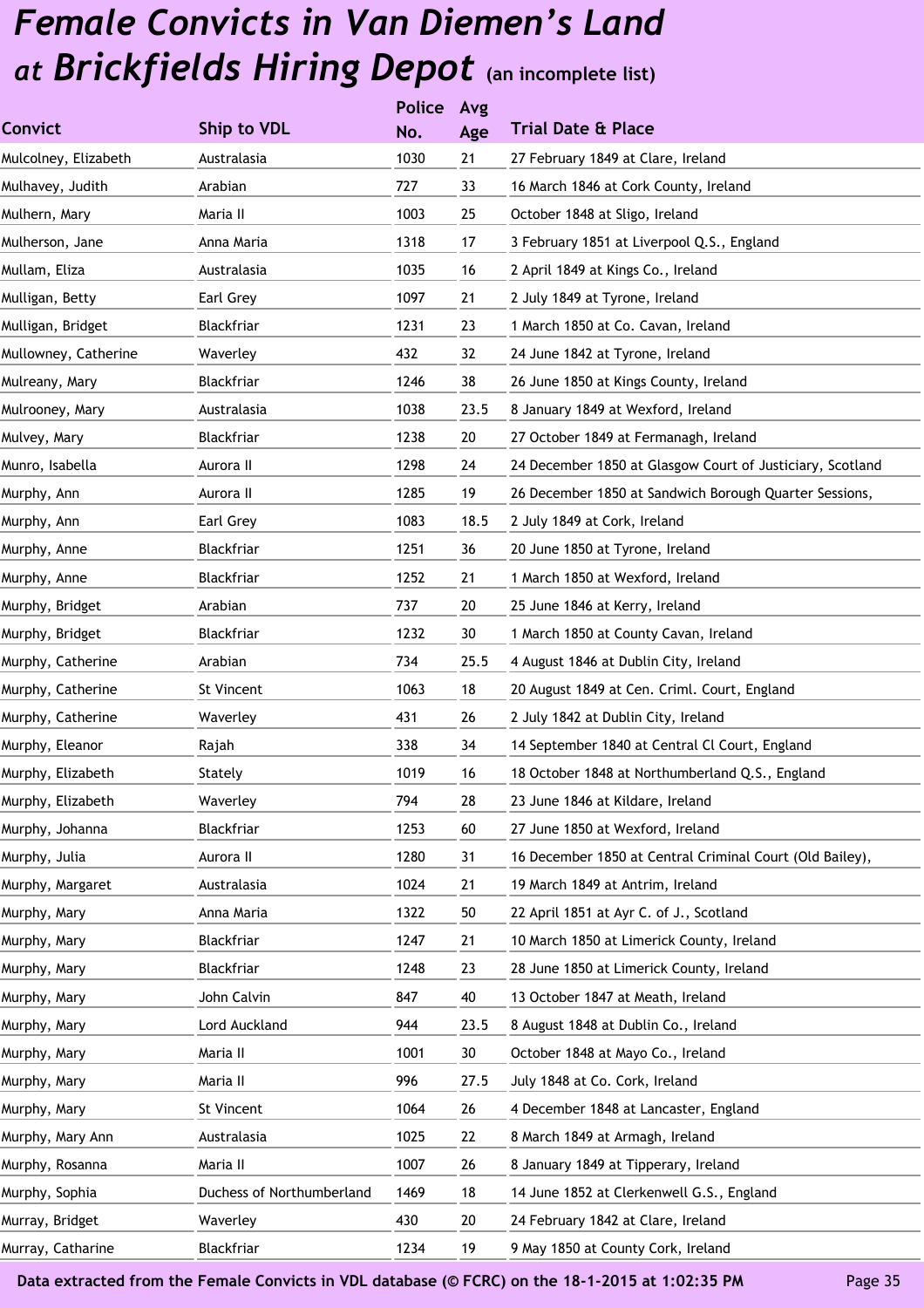# *Female Convicts in Van Diemen's Land at Brickfields Hiring Depot* (an incomplete list)

| Convict | Ship to VDL | Police No. | Avg Age | Trial Date & Place |
|---|---|---|---|---|
| Mulcolney, Elizabeth | Australasia | 1030 | 21 | 27 February 1849 at Clare, Ireland |
| Mulhavey, Judith | Arabian | 727 | 33 | 16 March 1846 at Cork County, Ireland |
| Mulhern, Mary | Maria II | 1003 | 25 | October 1848 at Sligo, Ireland |
| Mulherson, Jane | Anna Maria | 1318 | 17 | 3 February 1851 at Liverpool Q.S., England |
| Mullam, Eliza | Australasia | 1035 | 16 | 2 April 1849 at Kings Co., Ireland |
| Mulligan, Betty | Earl Grey | 1097 | 21 | 2 July 1849 at Tyrone, Ireland |
| Mulligan, Bridget | Blackfriar | 1231 | 23 | 1 March 1850 at Co. Cavan, Ireland |
| Mullowney, Catherine | Waverley | 432 | 32 | 24 June 1842 at Tyrone, Ireland |
| Mulreany, Mary | Blackfriar | 1246 | 38 | 26 June 1850 at Kings County, Ireland |
| Mulrooney, Mary | Australasia | 1038 | 23.5 | 8 January 1849 at Wexford, Ireland |
| Mulvey, Mary | Blackfriar | 1238 | 20 | 27 October 1849 at Fermanagh, Ireland |
| Munro, Isabella | Aurora II | 1298 | 24 | 24 December 1850 at Glasgow Court of Justiciary, Scotland |
| Murphy, Ann | Aurora II | 1285 | 19 | 26 December 1850 at Sandwich Borough Quarter Sessions, |
| Murphy, Ann | Earl Grey | 1083 | 18.5 | 2 July 1849 at Cork, Ireland |
| Murphy, Anne | Blackfriar | 1251 | 36 | 20 June 1850 at Tyrone, Ireland |
| Murphy, Anne | Blackfriar | 1252 | 21 | 1 March 1850 at Wexford, Ireland |
| Murphy, Bridget | Arabian | 737 | 20 | 25 June 1846 at Kerry, Ireland |
| Murphy, Bridget | Blackfriar | 1232 | 30 | 1 March 1850 at County Cavan, Ireland |
| Murphy, Catherine | Arabian | 734 | 25.5 | 4 August 1846 at Dublin City, Ireland |
| Murphy, Catherine | St Vincent | 1063 | 18 | 20 August 1849 at Cen. Criml. Court, England |
| Murphy, Catherine | Waverley | 431 | 26 | 2 July 1842 at Dublin City, Ireland |
| Murphy, Eleanor | Rajah | 338 | 34 | 14 September 1840 at Central Cl Court, England |
| Murphy, Elizabeth | Stately | 1019 | 16 | 18 October 1848 at Northumberland Q.S., England |
| Murphy, Elizabeth | Waverley | 794 | 28 | 23 June 1846 at Kildare, Ireland |
| Murphy, Johanna | Blackfriar | 1253 | 60 | 27 June 1850 at Wexford, Ireland |
| Murphy, Julia | Aurora II | 1280 | 31 | 16 December 1850 at Central Criminal Court (Old Bailey), |
| Murphy, Margaret | Australasia | 1024 | 21 | 19 March 1849 at Antrim, Ireland |
| Murphy, Mary | Anna Maria | 1322 | 50 | 22 April 1851 at Ayr C. of J., Scotland |
| Murphy, Mary | Blackfriar | 1247 | 21 | 10 March 1850 at Limerick County, Ireland |
| Murphy, Mary | Blackfriar | 1248 | 23 | 28 June 1850 at Limerick County, Ireland |
| Murphy, Mary | John Calvin | 847 | 40 | 13 October 1847 at Meath, Ireland |
| Murphy, Mary | Lord Auckland | 944 | 23.5 | 8 August 1848 at Dublin Co., Ireland |
| Murphy, Mary | Maria II | 1001 | 30 | October 1848 at Mayo Co., Ireland |
| Murphy, Mary | Maria II | 996 | 27.5 | July 1848 at Co. Cork, Ireland |
| Murphy, Mary | St Vincent | 1064 | 26 | 4 December 1848 at Lancaster, England |
| Murphy, Mary Ann | Australasia | 1025 | 22 | 8 March 1849 at Armagh, Ireland |
| Murphy, Rosanna | Maria II | 1007 | 26 | 8 January 1849 at Tipperary, Ireland |
| Murphy, Sophia | Duchess of Northumberland | 1469 | 18 | 14 June 1852 at Clerkenwell G.S., England |
| Murray, Bridget | Waverley | 430 | 20 | 24 February 1842 at Clare, Ireland |
| Murray, Catharine | Blackfriar | 1234 | 19 | 9 May 1850 at County Cork, Ireland |

Data extracted from the Female Convicts in VDL database (© FCRC) on the 18-1-2015 at 1:02:35 PM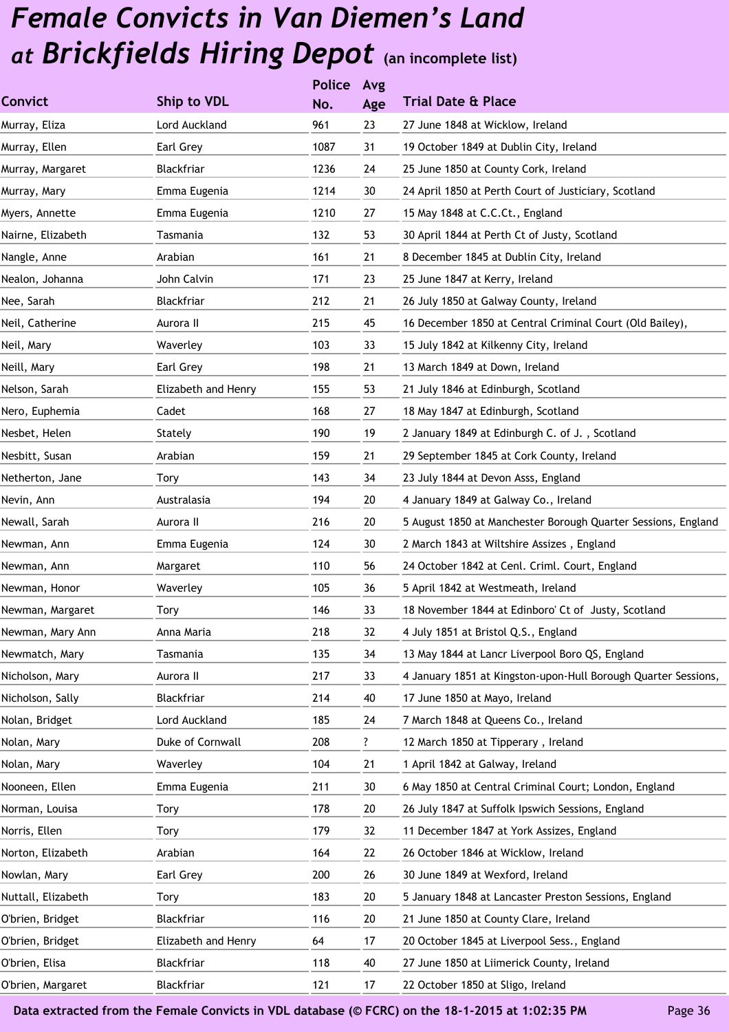# *Female Convicts in Van Diemen's Land at Brickfields Hiring Depot* (an incomplete list)

| Convict | Ship to VDL | Police No. | Avg Age | Trial Date & Place |
|---|---|---|---|---|
| Murray, Eliza | Lord Auckland | 961 | 23 | 27 June 1848 at Wicklow, Ireland |
| Murray, Ellen | Earl Grey | 1087 | 31 | 19 October 1849 at Dublin City, Ireland |
| Murray, Margaret | Blackfriar | 1236 | 24 | 25 June 1850 at County Cork, Ireland |
| Murray, Mary | Emma Eugenia | 1214 | 30 | 24 April 1850 at Perth Court of Justiciary, Scotland |
| Myers, Annette | Emma Eugenia | 1210 | 27 | 15 May 1848 at C.C.Ct., England |
| Nairne, Elizabeth | Tasmania | 132 | 53 | 30 April 1844 at Perth Ct of Justy, Scotland |
| Nangle, Anne | Arabian | 161 | 21 | 8 December 1845 at Dublin City, Ireland |
| Nealon, Johanna | John Calvin | 171 | 23 | 25 June 1847 at Kerry, Ireland |
| Nee, Sarah | Blackfriar | 212 | 21 | 26 July 1850 at Galway County, Ireland |
| Neil, Catherine | Aurora II | 215 | 45 | 16 December 1850 at Central Criminal Court (Old Bailey), |
| Neil, Mary | Waverley | 103 | 33 | 15 July 1842 at Kilkenny City, Ireland |
| Neill, Mary | Earl Grey | 198 | 21 | 13 March 1849 at Down, Ireland |
| Nelson, Sarah | Elizabeth and Henry | 155 | 53 | 21 July 1846 at Edinburgh, Scotland |
| Nero, Euphemia | Cadet | 168 | 27 | 18 May 1847 at Edinburgh, Scotland |
| Nesbet, Helen | Stately | 190 | 19 | 2 January 1849 at Edinburgh C. of J. , Scotland |
| Nesbitt, Susan | Arabian | 159 | 21 | 29 September 1845 at Cork County, Ireland |
| Netherton, Jane | Tory | 143 | 34 | 23 July 1844 at Devon Asss, England |
| Nevin, Ann | Australasia | 194 | 20 | 4 January 1849 at Galway Co., Ireland |
| Newall, Sarah | Aurora II | 216 | 20 | 5 August 1850 at Manchester Borough Quarter Sessions, England |
| Newman, Ann | Emma Eugenia | 124 | 30 | 2 March 1843 at Wiltshire Assizes , England |
| Newman, Ann | Margaret | 110 | 56 | 24 October 1842 at Cenl. Criml. Court, England |
| Newman, Honor | Waverley | 105 | 36 | 5 April 1842 at Westmeath, Ireland |
| Newman, Margaret | Tory | 146 | 33 | 18 November 1844 at Edinboro' Ct of Justy, Scotland |
| Newman, Mary Ann | Anna Maria | 218 | 32 | 4 July 1851 at Bristol Q.S., England |
| Newmatch, Mary | Tasmania | 135 | 34 | 13 May 1844 at Lancr Liverpool Boro QS, England |
| Nicholson, Mary | Aurora II | 217 | 33 | 4 January 1851 at Kingston-upon-Hull Borough Quarter Sessions, |
| Nicholson, Sally | Blackfriar | 214 | 40 | 17 June 1850 at Mayo, Ireland |
| Nolan, Bridget | Lord Auckland | 185 | 24 | 7 March 1848 at Queens Co., Ireland |
| Nolan, Mary | Duke of Cornwall | 208 | ? | 12 March 1850 at Tipperary , Ireland |
| Nolan, Mary | Waverley | 104 | 21 | 1 April 1842 at Galway, Ireland |
| Nooneen, Ellen | Emma Eugenia | 211 | 30 | 6 May 1850 at Central Criminal Court; London, England |
| Norman, Louisa | Tory | 178 | 20 | 26 July 1847 at Suffolk Ipswich Sessions, England |
| Norris, Ellen | Tory | 179 | 32 | 11 December 1847 at York Assizes, England |
| Norton, Elizabeth | Arabian | 164 | 22 | 26 October 1846 at Wicklow, Ireland |
| Nowlan, Mary | Earl Grey | 200 | 26 | 30 June 1849 at Wexford, Ireland |
| Nuttall, Elizabeth | Tory | 183 | 20 | 5 January 1848 at Lancaster Preston Sessions, England |
| O'brien, Bridget | Blackfriar | 116 | 20 | 21 June 1850 at County Clare, Ireland |
| O'brien, Bridget | Elizabeth and Henry | 64 | 17 | 20 October 1845 at Liverpool Sess., England |
| O'brien, Elisa | Blackfriar | 118 | 40 | 27 June 1850 at Liimerick County, Ireland |
| O'brien, Margaret | Blackfriar | 121 | 17 | 22 October 1850 at Sligo, Ireland |

**Data extracted from the Female Convicts in VDL database (© FCRC) on the 18-1-2015 at 1:02:35 PM**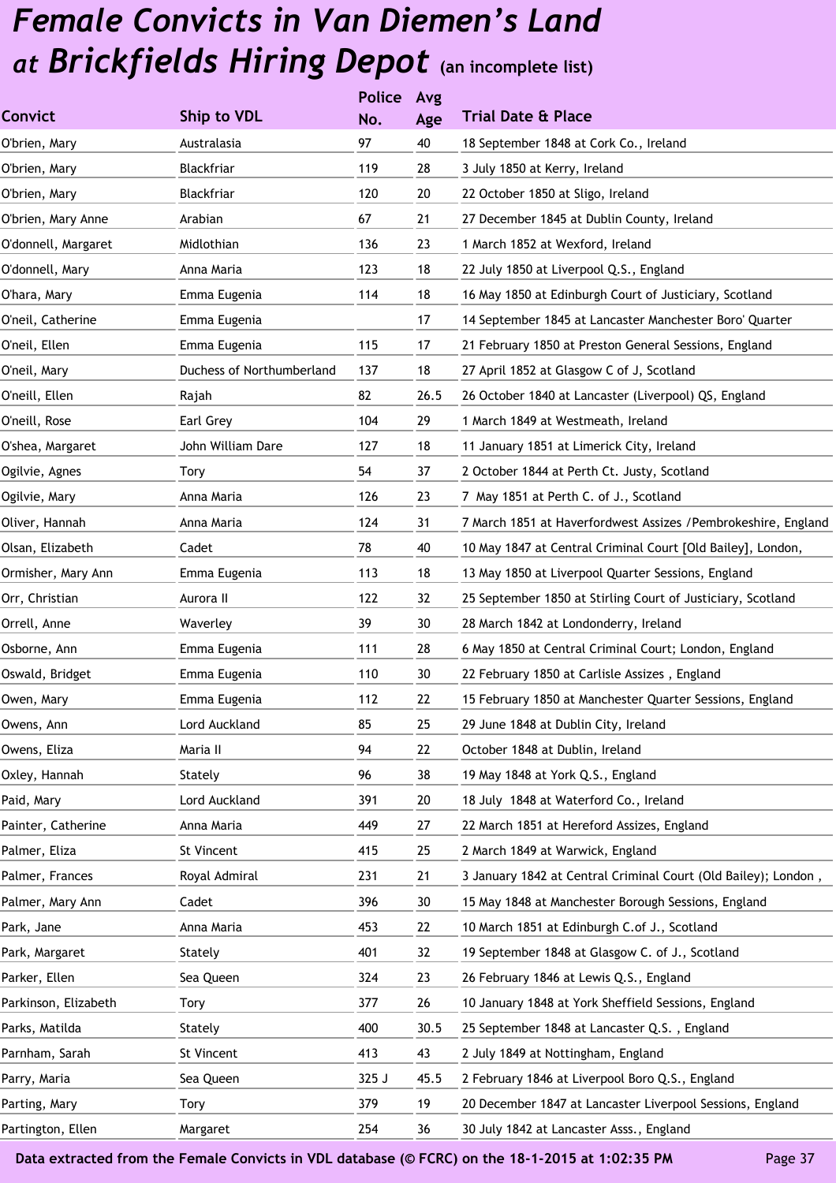# *Female Convicts in Van Diemen's Land at Brickfields Hiring Depot* (an incomplete list)

| Convict | Ship to VDL | Police No. | Avg Age | Trial Date & Place |
|---|---|---|---|---|
| O'brien, Mary | Australasia | 97 | 40 | 18 September 1848 at Cork Co., Ireland |
| O'brien, Mary | Blackfriar | 119 | 28 | 3 July 1850 at Kerry, Ireland |
| O'brien, Mary | Blackfriar | 120 | 20 | 22 October 1850 at Sligo, Ireland |
| O'brien, Mary Anne | Arabian | 67 | 21 | 27 December 1845 at Dublin County, Ireland |
| O'donnell, Margaret | Midlothian | 136 | 23 | 1 March 1852 at Wexford, Ireland |
| O'donnell, Mary | Anna Maria | 123 | 18 | 22 July 1850 at Liverpool Q.S., England |
| O'hara, Mary | Emma Eugenia | 114 | 18 | 16 May 1850 at Edinburgh Court of Justiciary, Scotland |
| O'neil, Catherine | Emma Eugenia | | 17 | 14 September 1845 at Lancaster Manchester Boro' Quarter |
| O'neil, Ellen | Emma Eugenia | 115 | 17 | 21 February 1850 at Preston General Sessions, England |
| O'neil, Mary | Duchess of Northumberland | 137 | 18 | 27 April 1852 at Glasgow C of J, Scotland |
| O'neill, Ellen | Rajah | 82 | 26.5 | 26 October 1840 at Lancaster (Liverpool) QS, England |
| O'neill, Rose | Earl Grey | 104 | 29 | 1 March 1849 at Westmeath, Ireland |
| O'shea, Margaret | John William Dare | 127 | 18 | 11 January 1851 at Limerick City, Ireland |
| Ogilvie, Agnes | Tory | 54 | 37 | 2 October 1844 at Perth Ct. Justy, Scotland |
| Ogilvie, Mary | Anna Maria | 126 | 23 | 7 May 1851 at Perth C. of J., Scotland |
| Oliver, Hannah | Anna Maria | 124 | 31 | 7 March 1851 at Haverfordwest Assizes /Pembrokeshire, England |
| Olsan, Elizabeth | Cadet | 78 | 40 | 10 May 1847 at Central Criminal Court [Old Bailey], London, |
| Ormisher, Mary Ann | Emma Eugenia | 113 | 18 | 13 May 1850 at Liverpool Quarter Sessions, England |
| Orr, Christian | Aurora II | 122 | 32 | 25 September 1850 at Stirling Court of Justiciary, Scotland |
| Orrell, Anne | Waverley | 39 | 30 | 28 March 1842 at Londonderry, Ireland |
| Osborne, Ann | Emma Eugenia | 111 | 28 | 6 May 1850 at Central Criminal Court; London, England |
| Oswald, Bridget | Emma Eugenia | 110 | 30 | 22 February 1850 at Carlisle Assizes , England |
| Owen, Mary | Emma Eugenia | 112 | 22 | 15 February 1850 at Manchester Quarter Sessions, England |
| Owens, Ann | Lord Auckland | 85 | 25 | 29 June 1848 at Dublin City, Ireland |
| Owens, Eliza | Maria II | 94 | 22 | October 1848 at Dublin, Ireland |
| Oxley, Hannah | Stately | 96 | 38 | 19 May 1848 at York Q.S., England |
| Paid, Mary | Lord Auckland | 391 | 20 | 18 July 1848 at Waterford Co., Ireland |
| Painter, Catherine | Anna Maria | 449 | 27 | 22 March 1851 at Hereford Assizes, England |
| Palmer, Eliza | St Vincent | 415 | 25 | 2 March 1849 at Warwick, England |
| Palmer, Frances | Royal Admiral | 231 | 21 | 3 January 1842 at Central Criminal Court (Old Bailey); London , |
| Palmer, Mary Ann | Cadet | 396 | 30 | 15 May 1848 at Manchester Borough Sessions, England |
| Park, Jane | Anna Maria | 453 | 22 | 10 March 1851 at Edinburgh C.of J., Scotland |
| Park, Margaret | Stately | 401 | 32 | 19 September 1848 at Glasgow C. of J., Scotland |
| Parker, Ellen | Sea Queen | 324 | 23 | 26 February 1846 at Lewis Q.S., England |
| Parkinson, Elizabeth | Tory | 377 | 26 | 10 January 1848 at York Sheffield Sessions, England |
| Parks, Matilda | Stately | 400 | 30.5 | 25 September 1848 at Lancaster Q.S. , England |
| Parnham, Sarah | St Vincent | 413 | 43 | 2 July 1849 at Nottingham, England |
| Parry, Maria | Sea Queen | 325 J | 45.5 | 2 February 1846 at Liverpool Boro Q.S., England |
| Parting, Mary | Tory | 379 | 19 | 20 December 1847 at Lancaster Liverpool Sessions, England |
| Partington, Ellen | Margaret | 254 | 36 | 30 July 1842 at Lancaster Asss., England |

**Data extracted from the Female Convicts in VDL database (© FCRC) on the 18-1-2015 at 1:02:35 PM**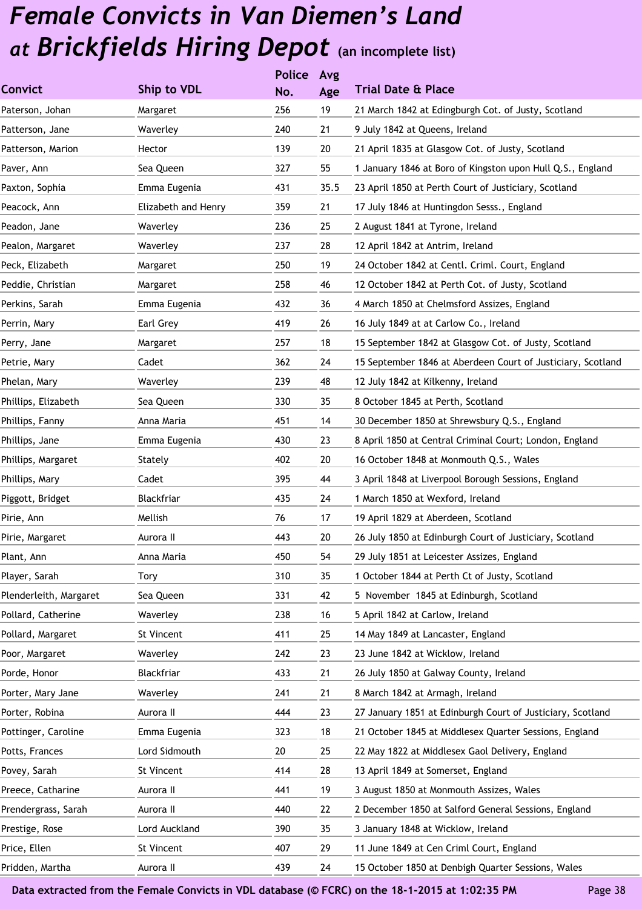# *Female Convicts in Van Diemen's Land at Brickfields Hiring Depot* (an incomplete list)

| Convict | Ship to VDL | Police No. | Avg Age | Trial Date & Place |
|---|---|---|---|---|
| Paterson, Johan | Margaret | 256 | 19 | 21 March 1842 at Edingburgh Cot. of Justy, Scotland |
| Patterson, Jane | Waverley | 240 | 21 | 9 July 1842 at Queens, Ireland |
| Patterson, Marion | Hector | 139 | 20 | 21 April 1835 at Glasgow Cot. of Justy, Scotland |
| Paver, Ann | Sea Queen | 327 | 55 | 1 January 1846 at Boro of Kingston upon Hull Q.S., England |
| Paxton, Sophia | Emma Eugenia | 431 | 35.5 | 23 April 1850 at Perth Court of Justiciary, Scotland |
| Peacock, Ann | Elizabeth and Henry | 359 | 21 | 17 July 1846 at Huntingdon Sesss., England |
| Peadon, Jane | Waverley | 236 | 25 | 2 August 1841 at Tyrone, Ireland |
| Pealon, Margaret | Waverley | 237 | 28 | 12 April 1842 at Antrim, Ireland |
| Peck, Elizabeth | Margaret | 250 | 19 | 24 October 1842 at Centl. Criml. Court, England |
| Peddie, Christian | Margaret | 258 | 46 | 12 October 1842 at Perth Cot. of Justy, Scotland |
| Perkins, Sarah | Emma Eugenia | 432 | 36 | 4 March 1850 at Chelmsford Assizes, England |
| Perrin, Mary | Earl Grey | 419 | 26 | 16 July 1849 at at Carlow Co., Ireland |
| Perry, Jane | Margaret | 257 | 18 | 15 September 1842 at Glasgow Cot. of Justy, Scotland |
| Petrie, Mary | Cadet | 362 | 24 | 15 September 1846 at Aberdeen Court of Justiciary, Scotland |
| Phelan, Mary | Waverley | 239 | 48 | 12 July 1842 at Kilkenny, Ireland |
| Phillips, Elizabeth | Sea Queen | 330 | 35 | 8 October 1845 at Perth, Scotland |
| Phillips, Fanny | Anna Maria | 451 | 14 | 30 December 1850 at Shrewsbury Q.S., England |
| Phillips, Jane | Emma Eugenia | 430 | 23 | 8 April 1850 at Central Criminal Court; London, England |
| Phillips, Margaret | Stately | 402 | 20 | 16 October 1848 at Monmouth Q.S., Wales |
| Phillips, Mary | Cadet | 395 | 44 | 3 April 1848 at Liverpool Borough Sessions, England |
| Piggott, Bridget | Blackfriar | 435 | 24 | 1 March 1850 at Wexford, Ireland |
| Pirie, Ann | Mellish | 76 | 17 | 19 April 1829 at Aberdeen, Scotland |
| Pirie, Margaret | Aurora II | 443 | 20 | 26 July 1850 at Edinburgh Court of Justiciary, Scotland |
| Plant, Ann | Anna Maria | 450 | 54 | 29 July 1851 at Leicester Assizes, England |
| Player, Sarah | Tory | 310 | 35 | 1 October 1844 at Perth Ct of Justy, Scotland |
| Plenderleith, Margaret | Sea Queen | 331 | 42 | 5 November 1845 at Edinburgh, Scotland |
| Pollard, Catherine | Waverley | 238 | 16 | 5 April 1842 at Carlow, Ireland |
| Pollard, Margaret | St Vincent | 411 | 25 | 14 May 1849 at Lancaster, England |
| Poor, Margaret | Waverley | 242 | 23 | 23 June 1842 at Wicklow, Ireland |
| Porde, Honor | Blackfriar | 433 | 21 | 26 July 1850 at Galway County, Ireland |
| Porter, Mary Jane | Waverley | 241 | 21 | 8 March 1842 at Armagh, Ireland |
| Porter, Robina | Aurora II | 444 | 23 | 27 January 1851 at Edinburgh Court of Justiciary, Scotland |
| Pottinger, Caroline | Emma Eugenia | 323 | 18 | 21 October 1845 at Middlesex Quarter Sessions, England |
| Potts, Frances | Lord Sidmouth | 20 | 25 | 22 May 1822 at Middlesex Gaol Delivery, England |
| Povey, Sarah | St Vincent | 414 | 28 | 13 April 1849 at Somerset, England |
| Preece, Catharine | Aurora II | 441 | 19 | 3 August 1850 at Monmouth Assizes, Wales |
| Prendergrass, Sarah | Aurora II | 440 | 22 | 2 December 1850 at Salford General Sessions, England |
| Prestige, Rose | Lord Auckland | 390 | 35 | 3 January 1848 at Wicklow, Ireland |
| Price, Ellen | St Vincent | 407 | 29 | 11 June 1849 at Cen Criml Court, England |
| Pridden, Martha | Aurora II | 439 | 24 | 15 October 1850 at Denbigh Quarter Sessions, Wales |

**Data extracted from the Female Convicts in VDL database (© FCRC) on the 18-1-2015 at 1:02:35 PM**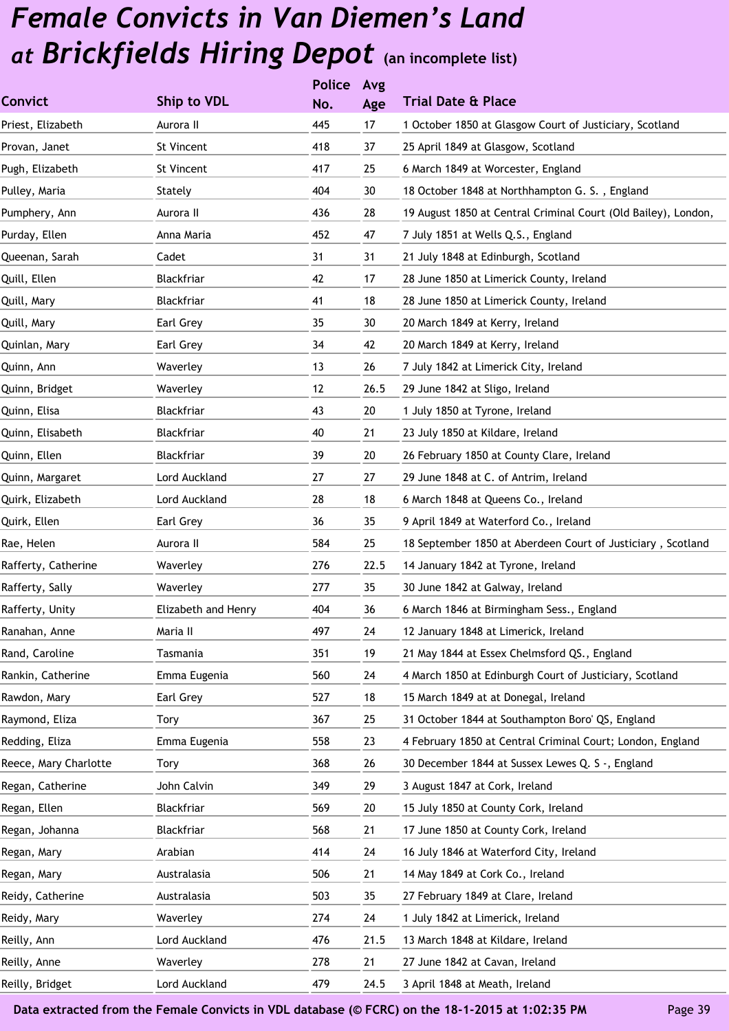# *Female Convicts in Van Diemen's Land at Brickfields Hiring Depot* (an incomplete list)

| Convict | Ship to VDL | Police No. | Avg Age | Trial Date & Place |
|---|---|---|---|---|
| Priest, Elizabeth | Aurora II | 445 | 17 | 1 October 1850 at Glasgow Court of Justiciary, Scotland |
| Provan, Janet | St Vincent | 418 | 37 | 25 April 1849 at Glasgow, Scotland |
| Pugh, Elizabeth | St Vincent | 417 | 25 | 6 March 1849 at Worcester, England |
| Pulley, Maria | Stately | 404 | 30 | 18 October 1848 at Northhampton G. S. , England |
| Pumphery, Ann | Aurora II | 436 | 28 | 19 August 1850 at Central Criminal Court (Old Bailey), London, |
| Purday, Ellen | Anna Maria | 452 | 47 | 7 July 1851 at Wells Q.S., England |
| Queenan, Sarah | Cadet | 31 | 31 | 21 July 1848 at Edinburgh, Scotland |
| Quill, Ellen | Blackfriar | 42 | 17 | 28 June 1850 at Limerick County, Ireland |
| Quill, Mary | Blackfriar | 41 | 18 | 28 June 1850 at Limerick County, Ireland |
| Quill, Mary | Earl Grey | 35 | 30 | 20 March 1849 at Kerry, Ireland |
| Quinlan, Mary | Earl Grey | 34 | 42 | 20 March 1849 at Kerry, Ireland |
| Quinn, Ann | Waverley | 13 | 26 | 7 July 1842 at Limerick City, Ireland |
| Quinn, Bridget | Waverley | 12 | 26.5 | 29 June 1842 at Sligo, Ireland |
| Quinn, Elisa | Blackfriar | 43 | 20 | 1 July 1850 at Tyrone, Ireland |
| Quinn, Elisabeth | Blackfriar | 40 | 21 | 23 July 1850 at Kildare, Ireland |
| Quinn, Ellen | Blackfriar | 39 | 20 | 26 February 1850 at County Clare, Ireland |
| Quinn, Margaret | Lord Auckland | 27 | 27 | 29 June 1848 at C. of Antrim, Ireland |
| Quirk, Elizabeth | Lord Auckland | 28 | 18 | 6 March 1848 at Queens Co., Ireland |
| Quirk, Ellen | Earl Grey | 36 | 35 | 9 April 1849 at Waterford Co., Ireland |
| Rae, Helen | Aurora II | 584 | 25 | 18 September 1850 at Aberdeen Court of Justiciary , Scotland |
| Rafferty, Catherine | Waverley | 276 | 22.5 | 14 January 1842 at Tyrone, Ireland |
| Rafferty, Sally | Waverley | 277 | 35 | 30 June 1842 at Galway, Ireland |
| Rafferty, Unity | Elizabeth and Henry | 404 | 36 | 6 March 1846 at Birmingham Sess., England |
| Ranahan, Anne | Maria II | 497 | 24 | 12 January 1848 at Limerick, Ireland |
| Rand, Caroline | Tasmania | 351 | 19 | 21 May 1844 at Essex Chelmsford QS., England |
| Rankin, Catherine | Emma Eugenia | 560 | 24 | 4 March 1850 at Edinburgh Court of Justiciary, Scotland |
| Rawdon, Mary | Earl Grey | 527 | 18 | 15 March 1849 at at Donegal, Ireland |
| Raymond, Eliza | Tory | 367 | 25 | 31 October 1844 at Southampton Boro' QS, England |
| Redding, Eliza | Emma Eugenia | 558 | 23 | 4 February 1850 at Central Criminal Court; London, England |
| Reece, Mary Charlotte | Tory | 368 | 26 | 30 December 1844 at Sussex Lewes Q. S -, England |
| Regan, Catherine | John Calvin | 349 | 29 | 3 August 1847 at Cork, Ireland |
| Regan, Ellen | Blackfriar | 569 | 20 | 15 July 1850 at County Cork, Ireland |
| Regan, Johanna | Blackfriar | 568 | 21 | 17 June 1850 at County Cork, Ireland |
| Regan, Mary | Arabian | 414 | 24 | 16 July 1846 at Waterford City, Ireland |
| Regan, Mary | Australasia | 506 | 21 | 14 May 1849 at Cork Co., Ireland |
| Reidy, Catherine | Australasia | 503 | 35 | 27 February 1849 at Clare, Ireland |
| Reidy, Mary | Waverley | 274 | 24 | 1 July 1842 at Limerick, Ireland |
| Reilly, Ann | Lord Auckland | 476 | 21.5 | 13 March 1848 at Kildare, Ireland |
| Reilly, Anne | Waverley | 278 | 21 | 27 June 1842 at Cavan, Ireland |
| Reilly, Bridget | Lord Auckland | 479 | 24.5 | 3 April 1848 at Meath, Ireland |

Data extracted from the Female Convicts in VDL database (© FCRC) on the 18-1-2015 at 1:02:35 PM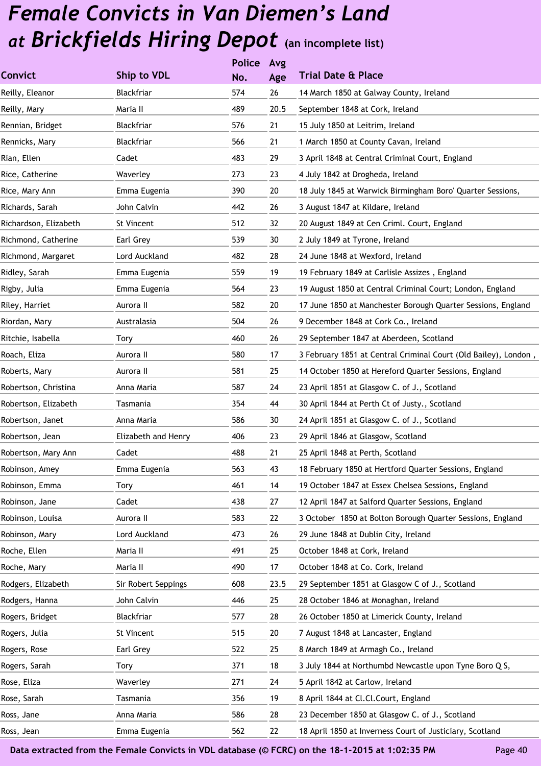# *Female Convicts in Van Diemen's Land at Brickfields Hiring Depot* (an incomplete list)

| Convict | Ship to VDL | Police No. | Avg Age | Trial Date & Place |
|---|---|---|---|---|
| Reilly, Eleanor | Blackfriar | 574 | 26 | 14 March 1850 at Galway County, Ireland |
| Reilly, Mary | Maria II | 489 | 20.5 | September 1848 at Cork, Ireland |
| Rennian, Bridget | Blackfriar | 576 | 21 | 15 July 1850 at Leitrim, Ireland |
| Rennicks, Mary | Blackfriar | 566 | 21 | 1 March 1850 at County Cavan, Ireland |
| Rian, Ellen | Cadet | 483 | 29 | 3 April 1848 at Central Criminal Court, England |
| Rice, Catherine | Waverley | 273 | 23 | 4 July 1842 at Drogheda, Ireland |
| Rice, Mary Ann | Emma Eugenia | 390 | 20 | 18 July 1845 at Warwick Birmingham Boro' Quarter Sessions, |
| Richards, Sarah | John Calvin | 442 | 26 | 3 August 1847 at Kildare, Ireland |
| Richardson, Elizabeth | St Vincent | 512 | 32 | 20 August 1849 at Cen Criml. Court, England |
| Richmond, Catherine | Earl Grey | 539 | 30 | 2 July 1849 at Tyrone, Ireland |
| Richmond, Margaret | Lord Auckland | 482 | 28 | 24 June 1848 at Wexford, Ireland |
| Ridley, Sarah | Emma Eugenia | 559 | 19 | 19 February 1849 at Carlisle Assizes , England |
| Rigby, Julia | Emma Eugenia | 564 | 23 | 19 August 1850 at Central Criminal Court; London, England |
| Riley, Harriet | Aurora II | 582 | 20 | 17 June 1850 at Manchester Borough Quarter Sessions, England |
| Riordan, Mary | Australasia | 504 | 26 | 9 December 1848 at Cork Co., Ireland |
| Ritchie, Isabella | Tory | 460 | 26 | 29 September 1847 at Aberdeen, Scotland |
| Roach, Eliza | Aurora II | 580 | 17 | 3 February 1851 at Central Criminal Court (Old Bailey), London , |
| Roberts, Mary | Aurora II | 581 | 25 | 14 October 1850 at Hereford Quarter Sessions, England |
| Robertson, Christina | Anna Maria | 587 | 24 | 23 April 1851 at Glasgow C. of J., Scotland |
| Robertson, Elizabeth | Tasmania | 354 | 44 | 30 April 1844 at Perth Ct of Justy., Scotland |
| Robertson, Janet | Anna Maria | 586 | 30 | 24 April 1851 at Glasgow C. of J., Scotland |
| Robertson, Jean | Elizabeth and Henry | 406 | 23 | 29 April 1846 at Glasgow, Scotland |
| Robertson, Mary Ann | Cadet | 488 | 21 | 25 April 1848 at Perth, Scotland |
| Robinson, Amey | Emma Eugenia | 563 | 43 | 18 February 1850 at Hertford Quarter Sessions, England |
| Robinson, Emma | Tory | 461 | 14 | 19 October 1847 at Essex Chelsea Sessions, England |
| Robinson, Jane | Cadet | 438 | 27 | 12 April 1847 at Salford Quarter Sessions, England |
| Robinson, Louisa | Aurora II | 583 | 22 | 3 October 1850 at Bolton Borough Quarter Sessions, England |
| Robinson, Mary | Lord Auckland | 473 | 26 | 29 June 1848 at Dublin City, Ireland |
| Roche, Ellen | Maria II | 491 | 25 | October 1848 at Cork, Ireland |
| Roche, Mary | Maria II | 490 | 17 | October 1848 at Co. Cork, Ireland |
| Rodgers, Elizabeth | Sir Robert Seppings | 608 | 23.5 | 29 September 1851 at Glasgow C of J., Scotland |
| Rodgers, Hanna | John Calvin | 446 | 25 | 28 October 1846 at Monaghan, Ireland |
| Rogers, Bridget | Blackfriar | 577 | 28 | 26 October 1850 at Limerick County, Ireland |
| Rogers, Julia | St Vincent | 515 | 20 | 7 August 1848 at Lancaster, England |
| Rogers, Rose | Earl Grey | 522 | 25 | 8 March 1849 at Armagh Co., Ireland |
| Rogers, Sarah | Tory | 371 | 18 | 3 July 1844 at Northumbd Newcastle upon Tyne Boro Q S, |
| Rose, Eliza | Waverley | 271 | 24 | 5 April 1842 at Carlow, Ireland |
| Rose, Sarah | Tasmania | 356 | 19 | 8 April 1844 at Cl.Cl.Court, England |
| Ross, Jane | Anna Maria | 586 | 28 | 23 December 1850 at Glasgow C. of J., Scotland |
| Ross, Jean | Emma Eugenia | 562 | 22 | 18 April 1850 at Inverness Court of Justiciary, Scotland |

**Data extracted from the Female Convicts in VDL database (© FCRC) on the 18-1-2015 at 1:02:35 PM**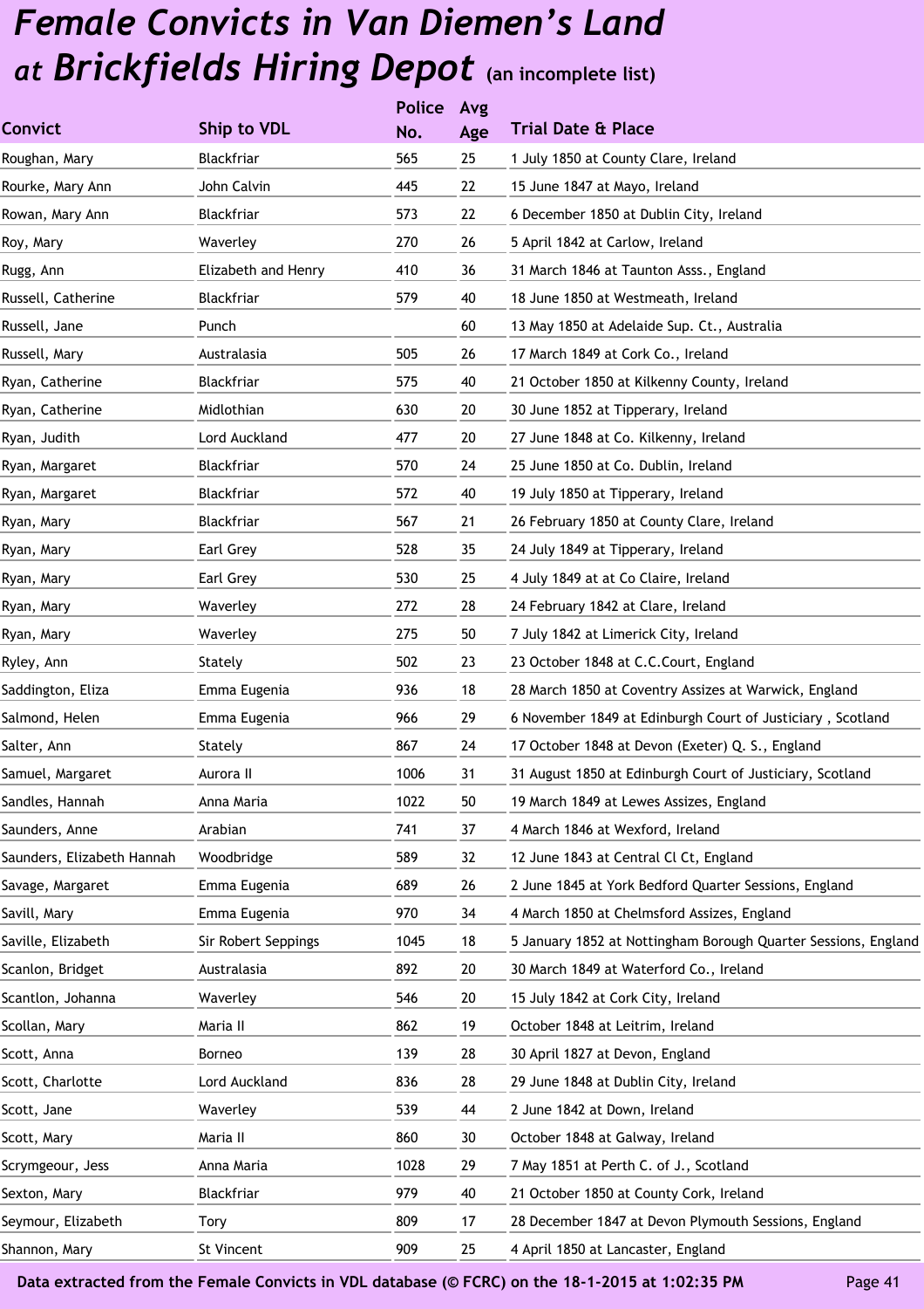# *Female Convicts in Van Diemen's Land at Brickfields Hiring Depot* (an incomplete list)

| Convict | Ship to VDL | Police No. | Avg Age | Trial Date & Place |
|---|---|---|---|---|
| Roughan, Mary | Blackfriar | 565 | 25 | 1 July 1850 at County Clare, Ireland |
| Rourke, Mary Ann | John Calvin | 445 | 22 | 15 June 1847 at Mayo, Ireland |
| Rowan, Mary Ann | Blackfriar | 573 | 22 | 6 December 1850 at Dublin City, Ireland |
| Roy, Mary | Waverley | 270 | 26 | 5 April 1842 at Carlow, Ireland |
| Rugg, Ann | Elizabeth and Henry | 410 | 36 | 31 March 1846 at Taunton Asss., England |
| Russell, Catherine | Blackfriar | 579 | 40 | 18 June 1850 at Westmeath, Ireland |
| Russell, Jane | Punch | | 60 | 13 May 1850 at Adelaide Sup. Ct., Australia |
| Russell, Mary | Australasia | 505 | 26 | 17 March 1849 at Cork Co., Ireland |
| Ryan, Catherine | Blackfriar | 575 | 40 | 21 October 1850 at Kilkenny County, Ireland |
| Ryan, Catherine | Midlothian | 630 | 20 | 30 June 1852 at Tipperary, Ireland |
| Ryan, Judith | Lord Auckland | 477 | 20 | 27 June 1848 at Co. Kilkenny, Ireland |
| Ryan, Margaret | Blackfriar | 570 | 24 | 25 June 1850 at Co. Dublin, Ireland |
| Ryan, Margaret | Blackfriar | 572 | 40 | 19 July 1850 at Tipperary, Ireland |
| Ryan, Mary | Blackfriar | 567 | 21 | 26 February 1850 at County Clare, Ireland |
| Ryan, Mary | Earl Grey | 528 | 35 | 24 July 1849 at Tipperary, Ireland |
| Ryan, Mary | Earl Grey | 530 | 25 | 4 July 1849 at at Co Claire, Ireland |
| Ryan, Mary | Waverley | 272 | 28 | 24 February 1842 at Clare, Ireland |
| Ryan, Mary | Waverley | 275 | 50 | 7 July 1842 at Limerick City, Ireland |
| Ryley, Ann | Stately | 502 | 23 | 23 October 1848 at C.C.Court, England |
| Saddington, Eliza | Emma Eugenia | 936 | 18 | 28 March 1850 at Coventry Assizes at Warwick, England |
| Salmond, Helen | Emma Eugenia | 966 | 29 | 6 November 1849 at Edinburgh Court of Justiciary , Scotland |
| Salter, Ann | Stately | 867 | 24 | 17 October 1848 at Devon (Exeter) Q. S., England |
| Samuel, Margaret | Aurora II | 1006 | 31 | 31 August 1850 at Edinburgh Court of Justiciary, Scotland |
| Sandles, Hannah | Anna Maria | 1022 | 50 | 19 March 1849 at Lewes Assizes, England |
| Saunders, Anne | Arabian | 741 | 37 | 4 March 1846 at Wexford, Ireland |
| Saunders, Elizabeth Hannah | Woodbridge | 589 | 32 | 12 June 1843 at Central Cl Ct, England |
| Savage, Margaret | Emma Eugenia | 689 | 26 | 2 June 1845 at York Bedford Quarter Sessions, England |
| Savill, Mary | Emma Eugenia | 970 | 34 | 4 March 1850 at Chelmsford Assizes, England |
| Saville, Elizabeth | Sir Robert Seppings | 1045 | 18 | 5 January 1852 at Nottingham Borough Quarter Sessions, England |
| Scanlon, Bridget | Australasia | 892 | 20 | 30 March 1849 at Waterford Co., Ireland |
| Scantlon, Johanna | Waverley | 546 | 20 | 15 July 1842 at Cork City, Ireland |
| Scollan, Mary | Maria II | 862 | 19 | October 1848 at Leitrim, Ireland |
| Scott, Anna | Borneo | 139 | 28 | 30 April 1827 at Devon, England |
| Scott, Charlotte | Lord Auckland | 836 | 28 | 29 June 1848 at Dublin City, Ireland |
| Scott, Jane | Waverley | 539 | 44 | 2 June 1842 at Down, Ireland |
| Scott, Mary | Maria II | 860 | 30 | October 1848 at Galway, Ireland |
| Scrymgeour, Jess | Anna Maria | 1028 | 29 | 7 May 1851 at Perth C. of J., Scotland |
| Sexton, Mary | Blackfriar | 979 | 40 | 21 October 1850 at County Cork, Ireland |
| Seymour, Elizabeth | Tory | 809 | 17 | 28 December 1847 at Devon Plymouth Sessions, England |
| Shannon, Mary | St Vincent | 909 | 25 | 4 April 1850 at Lancaster, England |

Data extracted from the Female Convicts in VDL database (© FCRC) on the 18-1-2015 at 1:02:35 PM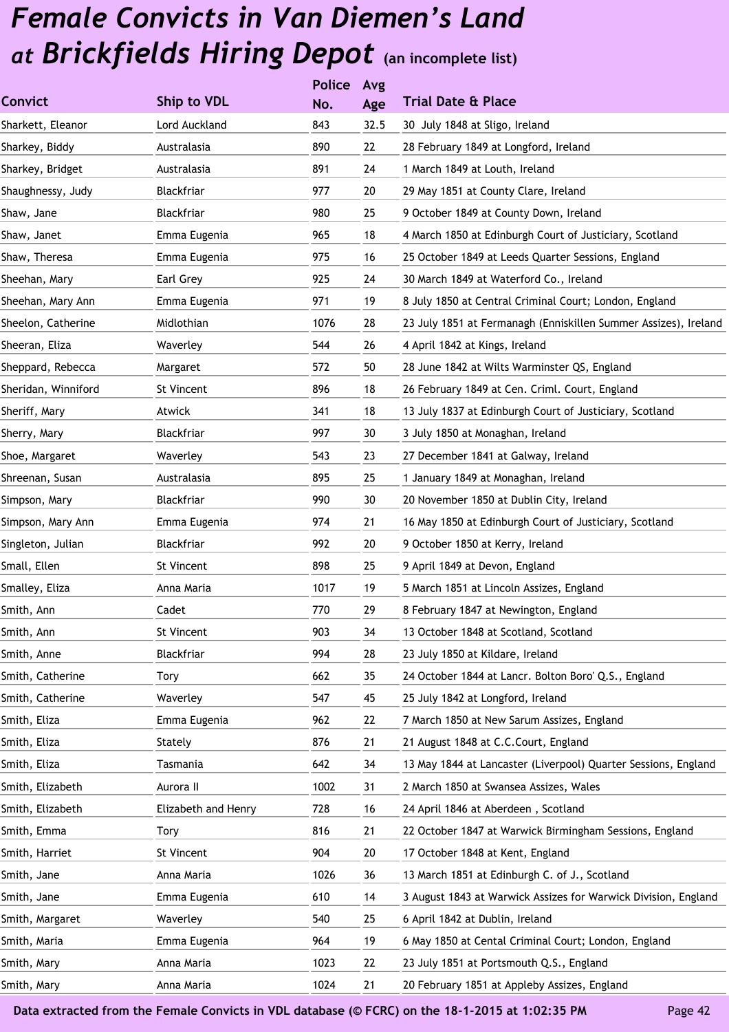# *Female Convicts in Van Diemen's Land at Brickfields Hiring Depot* (an incomplete list)

| Convict | Ship to VDL | Police No. | Avg Age | Trial Date & Place |
|---|---|---|---|---|
| Sharkett, Eleanor | Lord Auckland | 843 | 32.5 | 30 July 1848 at Sligo, Ireland |
| Sharkey, Biddy | Australasia | 890 | 22 | 28 February 1849 at Longford, Ireland |
| Sharkey, Bridget | Australasia | 891 | 24 | 1 March 1849 at Louth, Ireland |
| Shaughnessy, Judy | Blackfriar | 977 | 20 | 29 May 1851 at County Clare, Ireland |
| Shaw, Jane | Blackfriar | 980 | 25 | 9 October 1849 at County Down, Ireland |
| Shaw, Janet | Emma Eugenia | 965 | 18 | 4 March 1850 at Edinburgh Court of Justiciary, Scotland |
| Shaw, Theresa | Emma Eugenia | 975 | 16 | 25 October 1849 at Leeds Quarter Sessions, England |
| Sheehan, Mary | Earl Grey | 925 | 24 | 30 March 1849 at Waterford Co., Ireland |
| Sheehan, Mary Ann | Emma Eugenia | 971 | 19 | 8 July 1850 at Central Criminal Court; London, England |
| Sheelon, Catherine | Midlothian | 1076 | 28 | 23 July 1851 at Fermanagh (Enniskillen Summer Assizes), Ireland |
| Sheeran, Eliza | Waverley | 544 | 26 | 4 April 1842 at Kings, Ireland |
| Sheppard, Rebecca | Margaret | 572 | 50 | 28 June 1842 at Wilts Warminster QS, England |
| Sheridan, Winniford | St Vincent | 896 | 18 | 26 February 1849 at Cen. Criml. Court, England |
| Sheriff, Mary | Atwick | 341 | 18 | 13 July 1837 at Edinburgh Court of Justiciary, Scotland |
| Sherry, Mary | Blackfriar | 997 | 30 | 3 July 1850 at Monaghan, Ireland |
| Shoe, Margaret | Waverley | 543 | 23 | 27 December 1841 at Galway, Ireland |
| Shreenan, Susan | Australasia | 895 | 25 | 1 January 1849 at Monaghan, Ireland |
| Simpson, Mary | Blackfriar | 990 | 30 | 20 November 1850 at Dublin City, Ireland |
| Simpson, Mary Ann | Emma Eugenia | 974 | 21 | 16 May 1850 at Edinburgh Court of Justiciary, Scotland |
| Singleton, Julian | Blackfriar | 992 | 20 | 9 October 1850 at Kerry, Ireland |
| Small, Ellen | St Vincent | 898 | 25 | 9 April 1849 at Devon, England |
| Smalley, Eliza | Anna Maria | 1017 | 19 | 5 March 1851 at Lincoln Assizes, England |
| Smith, Ann | Cadet | 770 | 29 | 8 February 1847 at Newington, England |
| Smith, Ann | St Vincent | 903 | 34 | 13 October 1848 at Scotland, Scotland |
| Smith, Anne | Blackfriar | 994 | 28 | 23 July 1850 at Kildare, Ireland |
| Smith, Catherine | Tory | 662 | 35 | 24 October 1844 at Lancr. Bolton Boro' Q.S., England |
| Smith, Catherine | Waverley | 547 | 45 | 25 July 1842 at Longford, Ireland |
| Smith, Eliza | Emma Eugenia | 962 | 22 | 7 March 1850 at New Sarum Assizes, England |
| Smith, Eliza | Stately | 876 | 21 | 21 August 1848 at C.C.Court, England |
| Smith, Eliza | Tasmania | 642 | 34 | 13 May 1844 at Lancaster (Liverpool) Quarter Sessions, England |
| Smith, Elizabeth | Aurora II | 1002 | 31 | 2 March 1850 at Swansea Assizes, Wales |
| Smith, Elizabeth | Elizabeth and Henry | 728 | 16 | 24 April 1846 at Aberdeen , Scotland |
| Smith, Emma | Tory | 816 | 21 | 22 October 1847 at Warwick Birmingham Sessions, England |
| Smith, Harriet | St Vincent | 904 | 20 | 17 October 1848 at Kent, England |
| Smith, Jane | Anna Maria | 1026 | 36 | 13 March 1851 at Edinburgh C. of J., Scotland |
| Smith, Jane | Emma Eugenia | 610 | 14 | 3 August 1843 at Warwick Assizes for Warwick Division, England |
| Smith, Margaret | Waverley | 540 | 25 | 6 April 1842 at Dublin, Ireland |
| Smith, Maria | Emma Eugenia | 964 | 19 | 6 May 1850 at Cental Criminal Court; London, England |
| Smith, Mary | Anna Maria | 1023 | 22 | 23 July 1851 at Portsmouth Q.S., England |
| Smith, Mary | Anna Maria | 1024 | 21 | 20 February 1851 at Appleby Assizes, England |

**Data extracted from the Female Convicts in VDL database (© FCRC) on the 18-1-2015 at 1:02:35 PM**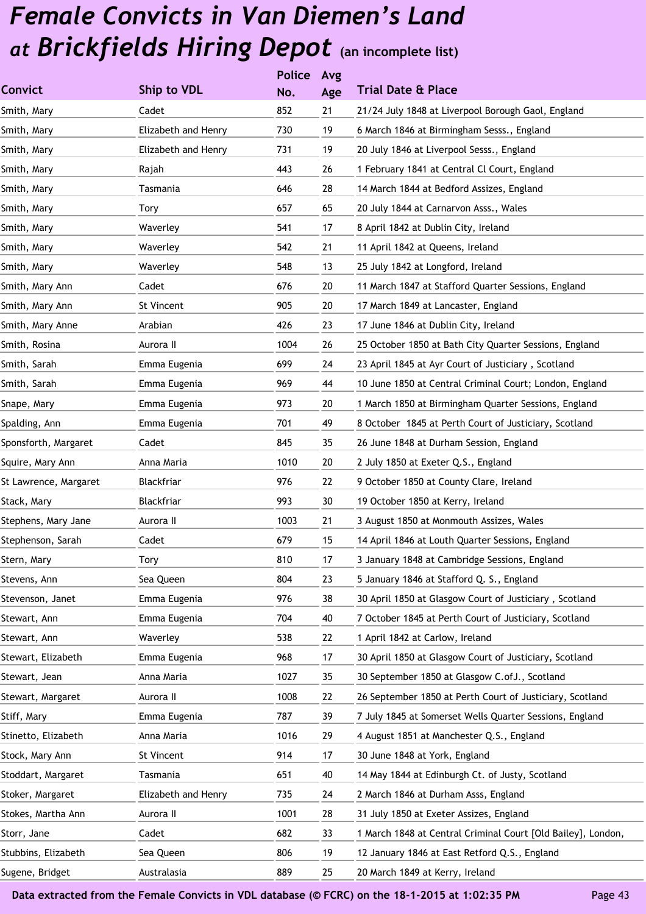# *Female Convicts in Van Diemen's Land at Brickfields Hiring Depot* (an incomplete list)

| Convict | Ship to VDL | Police No. | Avg Age | Trial Date & Place |
|---|---|---|---|---|
| Smith, Mary | Cadet | 852 | 21 | 21/24 July 1848 at Liverpool Borough Gaol, England |
| Smith, Mary | Elizabeth and Henry | 730 | 19 | 6 March 1846 at Birmingham Sesss., England |
| Smith, Mary | Elizabeth and Henry | 731 | 19 | 20 July 1846 at Liverpool Sesss., England |
| Smith, Mary | Rajah | 443 | 26 | 1 February 1841 at Central Cl Court, England |
| Smith, Mary | Tasmania | 646 | 28 | 14 March 1844 at Bedford Assizes, England |
| Smith, Mary | Tory | 657 | 65 | 20 July 1844 at Carnarvon Asss., Wales |
| Smith, Mary | Waverley | 541 | 17 | 8 April 1842 at Dublin City, Ireland |
| Smith, Mary | Waverley | 542 | 21 | 11 April 1842 at Queens, Ireland |
| Smith, Mary | Waverley | 548 | 13 | 25 July 1842 at Longford, Ireland |
| Smith, Mary Ann | Cadet | 676 | 20 | 11 March 1847 at Stafford Quarter Sessions, England |
| Smith, Mary Ann | St Vincent | 905 | 20 | 17 March 1849 at Lancaster, England |
| Smith, Mary Anne | Arabian | 426 | 23 | 17 June 1846 at Dublin City, Ireland |
| Smith, Rosina | Aurora II | 1004 | 26 | 25 October 1850 at Bath City Quarter Sessions, England |
| Smith, Sarah | Emma Eugenia | 699 | 24 | 23 April 1845 at Ayr Court of Justiciary , Scotland |
| Smith, Sarah | Emma Eugenia | 969 | 44 | 10 June 1850 at Central Criminal Court; London, England |
| Snape, Mary | Emma Eugenia | 973 | 20 | 1 March 1850 at Birmingham Quarter Sessions, England |
| Spalding, Ann | Emma Eugenia | 701 | 49 | 8 October 1845 at Perth Court of Justiciary, Scotland |
| Sponsforth, Margaret | Cadet | 845 | 35 | 26 June 1848 at Durham Session, England |
| Squire, Mary Ann | Anna Maria | 1010 | 20 | 2 July 1850 at Exeter Q.S., England |
| St Lawrence, Margaret | Blackfriar | 976 | 22 | 9 October 1850 at County Clare, Ireland |
| Stack, Mary | Blackfriar | 993 | 30 | 19 October 1850 at Kerry, Ireland |
| Stephens, Mary Jane | Aurora II | 1003 | 21 | 3 August 1850 at Monmouth Assizes, Wales |
| Stephenson, Sarah | Cadet | 679 | 15 | 14 April 1846 at Louth Quarter Sessions, England |
| Stern, Mary | Tory | 810 | 17 | 3 January 1848 at Cambridge Sessions, England |
| Stevens, Ann | Sea Queen | 804 | 23 | 5 January 1846 at Stafford Q. S., England |
| Stevenson, Janet | Emma Eugenia | 976 | 38 | 30 April 1850 at Glasgow Court of Justiciary , Scotland |
| Stewart, Ann | Emma Eugenia | 704 | 40 | 7 October 1845 at Perth Court of Justiciary, Scotland |
| Stewart, Ann | Waverley | 538 | 22 | 1 April 1842 at Carlow, Ireland |
| Stewart, Elizabeth | Emma Eugenia | 968 | 17 | 30 April 1850 at Glasgow Court of Justiciary, Scotland |
| Stewart, Jean | Anna Maria | 1027 | 35 | 30 September 1850 at Glasgow C.ofJ., Scotland |
| Stewart, Margaret | Aurora II | 1008 | 22 | 26 September 1850 at Perth Court of Justiciary, Scotland |
| Stiff, Mary | Emma Eugenia | 787 | 39 | 7 July 1845 at Somerset Wells Quarter Sessions, England |
| Stinetto, Elizabeth | Anna Maria | 1016 | 29 | 4 August 1851 at Manchester Q.S., England |
| Stock, Mary Ann | St Vincent | 914 | 17 | 30 June 1848 at York, England |
| Stoddart, Margaret | Tasmania | 651 | 40 | 14 May 1844 at Edinburgh Ct. of Justy, Scotland |
| Stoker, Margaret | Elizabeth and Henry | 735 | 24 | 2 March 1846 at Durham Asss, England |
| Stokes, Martha Ann | Aurora II | 1001 | 28 | 31 July 1850 at Exeter Assizes, England |
| Storr, Jane | Cadet | 682 | 33 | 1 March 1848 at Central Criminal Court [Old Bailey], London, |
| Stubbins, Elizabeth | Sea Queen | 806 | 19 | 12 January 1846 at East Retford Q.S., England |
| Sugene, Bridget | Australasia | 889 | 25 | 20 March 1849 at Kerry, Ireland |

**Data extracted from the Female Convicts in VDL database (© FCRC) on the 18-1-2015 at 1:02:35 PM**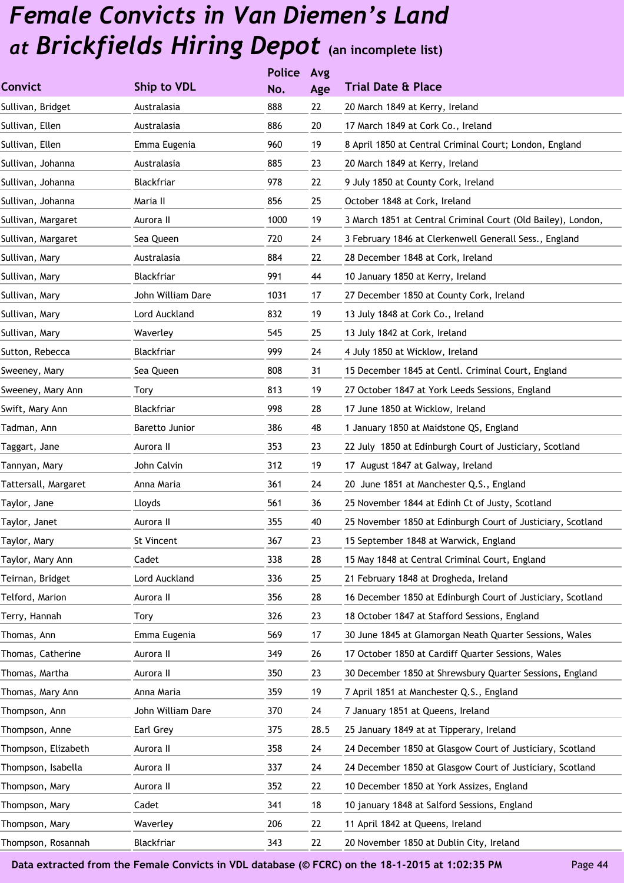# *Female Convicts in Van Diemen's Land at Brickfields Hiring Depot* (an incomplete list)

| Convict | Ship to VDL | Police No. | Avg Age | Trial Date & Place |
|---|---|---|---|---|
| Sullivan, Bridget | Australasia | 888 | 22 | 20 March 1849 at Kerry, Ireland |
| Sullivan, Ellen | Australasia | 886 | 20 | 17 March 1849 at Cork Co., Ireland |
| Sullivan, Ellen | Emma Eugenia | 960 | 19 | 8 April 1850 at Central Criminal Court; London, England |
| Sullivan, Johanna | Australasia | 885 | 23 | 20 March 1849 at Kerry, Ireland |
| Sullivan, Johanna | Blackfriar | 978 | 22 | 9 July 1850 at County Cork, Ireland |
| Sullivan, Johanna | Maria II | 856 | 25 | October 1848 at Cork, Ireland |
| Sullivan, Margaret | Aurora II | 1000 | 19 | 3 March 1851 at Central Criminal Court (Old Bailey), London, |
| Sullivan, Margaret | Sea Queen | 720 | 24 | 3 February 1846 at Clerkenwell Generall Sess., England |
| Sullivan, Mary | Australasia | 884 | 22 | 28 December 1848 at Cork, Ireland |
| Sullivan, Mary | Blackfriar | 991 | 44 | 10 January 1850 at Kerry, Ireland |
| Sullivan, Mary | John William Dare | 1031 | 17 | 27 December 1850 at County Cork, Ireland |
| Sullivan, Mary | Lord Auckland | 832 | 19 | 13 July 1848 at Cork Co., Ireland |
| Sullivan, Mary | Waverley | 545 | 25 | 13 July 1842 at Cork, Ireland |
| Sutton, Rebecca | Blackfriar | 999 | 24 | 4 July 1850 at Wicklow, Ireland |
| Sweeney, Mary | Sea Queen | 808 | 31 | 15 December 1845 at Centl. Criminal Court, England |
| Sweeney, Mary Ann | Tory | 813 | 19 | 27 October 1847 at York Leeds Sessions, England |
| Swift, Mary Ann | Blackfriar | 998 | 28 | 17 June 1850 at Wicklow, Ireland |
| Tadman, Ann | Baretto Junior | 386 | 48 | 1 January 1850 at Maidstone QS, England |
| Taggart, Jane | Aurora II | 353 | 23 | 22 July 1850 at Edinburgh Court of Justiciary, Scotland |
| Tannyan, Mary | John Calvin | 312 | 19 | 17 August 1847 at Galway, Ireland |
| Tattersall, Margaret | Anna Maria | 361 | 24 | 20 June 1851 at Manchester Q.S., England |
| Taylor, Jane | Lloyds | 561 | 36 | 25 November 1844 at Edinh Ct of Justy, Scotland |
| Taylor, Janet | Aurora II | 355 | 40 | 25 November 1850 at Edinburgh Court of Justiciary, Scotland |
| Taylor, Mary | St Vincent | 367 | 23 | 15 September 1848 at Warwick, England |
| Taylor, Mary Ann | Cadet | 338 | 28 | 15 May 1848 at Central Criminal Court, England |
| Teirnan, Bridget | Lord Auckland | 336 | 25 | 21 February 1848 at Drogheda, Ireland |
| Telford, Marion | Aurora II | 356 | 28 | 16 December 1850 at Edinburgh Court of Justiciary, Scotland |
| Terry, Hannah | Tory | 326 | 23 | 18 October 1847 at Stafford Sessions, England |
| Thomas, Ann | Emma Eugenia | 569 | 17 | 30 June 1845 at Glamorgan Neath Quarter Sessions, Wales |
| Thomas, Catherine | Aurora II | 349 | 26 | 17 October 1850 at Cardiff Quarter Sessions, Wales |
| Thomas, Martha | Aurora II | 350 | 23 | 30 December 1850 at Shrewsbury Quarter Sessions, England |
| Thomas, Mary Ann | Anna Maria | 359 | 19 | 7 April 1851 at Manchester Q.S., England |
| Thompson, Ann | John William Dare | 370 | 24 | 7 January 1851 at Queens, Ireland |
| Thompson, Anne | Earl Grey | 375 | 28.5 | 25 January 1849 at at Tipperary, Ireland |
| Thompson, Elizabeth | Aurora II | 358 | 24 | 24 December 1850 at Glasgow Court of Justiciary, Scotland |
| Thompson, Isabella | Aurora II | 337 | 24 | 24 December 1850 at Glasgow Court of Justiciary, Scotland |
| Thompson, Mary | Aurora II | 352 | 22 | 10 December 1850 at York Assizes, England |
| Thompson, Mary | Cadet | 341 | 18 | 10 january 1848 at Salford Sessions, England |
| Thompson, Mary | Waverley | 206 | 22 | 11 April 1842 at Queens, Ireland |
| Thompson, Rosannah | Blackfriar | 343 | 22 | 20 November 1850 at Dublin City, Ireland |

**Data extracted from the Female Convicts in VDL database (© FCRC) on the 18-1-2015 at 1:02:35 PM**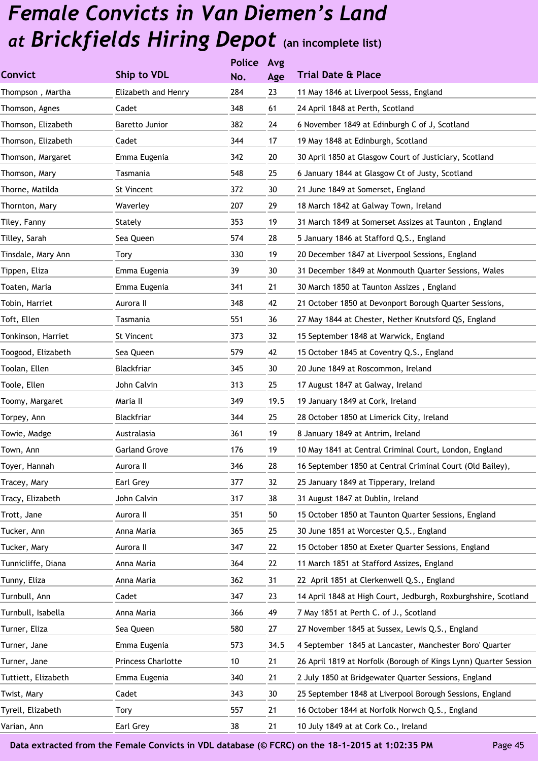# *Female Convicts in Van Diemen's Land at Brickfields Hiring Depot* (an incomplete list)

| Convict | Ship to VDL | Police No. | Avg Age | Trial Date & Place |
|---|---|---|---|---|
| Thompson , Martha | Elizabeth and Henry | 284 | 23 | 11 May 1846 at Liverpool Sesss, England |
| Thomson, Agnes | Cadet | 348 | 61 | 24 April 1848 at Perth, Scotland |
| Thomson, Elizabeth | Baretto Junior | 382 | 24 | 6 November 1849 at Edinburgh C of J, Scotland |
| Thomson, Elizabeth | Cadet | 344 | 17 | 19 May 1848 at Edinburgh, Scotland |
| Thomson, Margaret | Emma Eugenia | 342 | 20 | 30 April 1850 at Glasgow Court of Justiciary, Scotland |
| Thomson, Mary | Tasmania | 548 | 25 | 6 January 1844 at Glasgow Ct of Justy, Scotland |
| Thorne, Matilda | St Vincent | 372 | 30 | 21 June 1849 at Somerset, England |
| Thornton, Mary | Waverley | 207 | 29 | 18 March 1842 at Galway Town, Ireland |
| Tiley, Fanny | Stately | 353 | 19 | 31 March 1849 at Somerset Assizes at Taunton , England |
| Tilley, Sarah | Sea Queen | 574 | 28 | 5 January 1846 at Stafford Q.S., England |
| Tinsdale, Mary Ann | Tory | 330 | 19 | 20 December 1847 at Liverpool Sessions, England |
| Tippen, Eliza | Emma Eugenia | 39 | 30 | 31 December 1849 at Monmouth Quarter Sessions, Wales |
| Toaten, Maria | Emma Eugenia | 341 | 21 | 30 March 1850 at Taunton Assizes , England |
| Tobin, Harriet | Aurora II | 348 | 42 | 21 October 1850 at Devonport Borough Quarter Sessions, |
| Toft, Ellen | Tasmania | 551 | 36 | 27 May 1844 at Chester, Nether Knutsford QS, England |
| Tonkinson, Harriet | St Vincent | 373 | 32 | 15 September 1848 at Warwick, England |
| Toogood, Elizabeth | Sea Queen | 579 | 42 | 15 October 1845 at Coventry Q.S., England |
| Toolan, Ellen | Blackfriar | 345 | 30 | 20 June 1849 at Roscommon, Ireland |
| Toole, Ellen | John Calvin | 313 | 25 | 17 August 1847 at Galway, Ireland |
| Toomy, Margaret | Maria II | 349 | 19.5 | 19 January 1849 at Cork, Ireland |
| Torpey, Ann | Blackfriar | 344 | 25 | 28 October 1850 at Limerick City, Ireland |
| Towie, Madge | Australasia | 361 | 19 | 8 January 1849 at Antrim, Ireland |
| Town, Ann | Garland Grove | 176 | 19 | 10 May 1841 at Central Criminal Court, London, England |
| Toyer, Hannah | Aurora II | 346 | 28 | 16 September 1850 at Central Criminal Court (Old Bailey), |
| Tracey, Mary | Earl Grey | 377 | 32 | 25 January 1849 at Tipperary, Ireland |
| Tracy, Elizabeth | John Calvin | 317 | 38 | 31 August 1847 at Dublin, Ireland |
| Trott, Jane | Aurora II | 351 | 50 | 15 October 1850 at Taunton Quarter Sessions, England |
| Tucker, Ann | Anna Maria | 365 | 25 | 30 June 1851 at Worcester Q.S., England |
| Tucker, Mary | Aurora II | 347 | 22 | 15 October 1850 at Exeter Quarter Sessions, England |
| Tunnicliffe, Diana | Anna Maria | 364 | 22 | 11 March 1851 at Stafford Assizes, England |
| Tunny, Eliza | Anna Maria | 362 | 31 | 22 April 1851 at Clerkenwell Q.S., England |
| Turnbull, Ann | Cadet | 347 | 23 | 14 April 1848 at High Court, Jedburgh, Roxburghshire, Scotland |
| Turnbull, Isabella | Anna Maria | 366 | 49 | 7 May 1851 at Perth C. of J., Scotland |
| Turner, Eliza | Sea Queen | 580 | 27 | 27 November 1845 at Sussex, Lewis Q.S., England |
| Turner, Jane | Emma Eugenia | 573 | 34.5 | 4 September 1845 at Lancaster, Manchester Boro' Quarter |
| Turner, Jane | Princess Charlotte | 10 | 21 | 26 April 1819 at Norfolk (Borough of Kings Lynn) Quarter Session |
| Tuttiett, Elizabeth | Emma Eugenia | 340 | 21 | 2 July 1850 at Bridgewater Quarter Sessions, England |
| Twist, Mary | Cadet | 343 | 30 | 25 September 1848 at Liverpool Borough Sessions, England |
| Tyrell, Elizabeth | Tory | 557 | 21 | 16 October 1844 at Norfolk Norwch Q.S., England |
| Varian, Ann | Earl Grey | 38 | 21 | 10 July 1849 at at Cork Co., Ireland |

Data extracted from the Female Convicts in VDL database (© FCRC) on the 18-1-2015 at 1:02:35 PM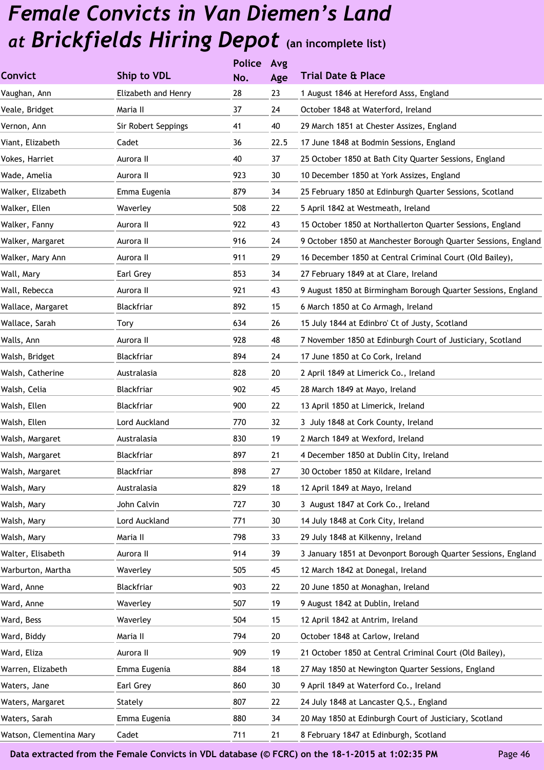# *Female Convicts in Van Diemen's Land at Brickfields Hiring Depot* (an incomplete list)

| Convict | Ship to VDL | Police No. | Avg Age | Trial Date & Place |
|---|---|---|---|---|
| Vaughan, Ann | Elizabeth and Henry | 28 | 23 | 1 August 1846 at Hereford Asss, England |
| Veale, Bridget | Maria II | 37 | 24 | October 1848 at Waterford, Ireland |
| Vernon, Ann | Sir Robert Seppings | 41 | 40 | 29 March 1851 at Chester Assizes, England |
| Viant, Elizabeth | Cadet | 36 | 22.5 | 17 June 1848 at Bodmin Sessions, England |
| Vokes, Harriet | Aurora II | 40 | 37 | 25 October 1850 at Bath City Quarter Sessions, England |
| Wade, Amelia | Aurora II | 923 | 30 | 10 December 1850 at York Assizes, England |
| Walker, Elizabeth | Emma Eugenia | 879 | 34 | 25 February 1850 at Edinburgh Quarter Sessions, Scotland |
| Walker, Ellen | Waverley | 508 | 22 | 5 April 1842 at Westmeath, Ireland |
| Walker, Fanny | Aurora II | 922 | 43 | 15 October 1850 at Northallerton Quarter Sessions, England |
| Walker, Margaret | Aurora II | 916 | 24 | 9 October 1850 at Manchester Borough Quarter Sessions, England |
| Walker, Mary Ann | Aurora II | 911 | 29 | 16 December 1850 at Central Criminal Court (Old Bailey), |
| Wall, Mary | Earl Grey | 853 | 34 | 27 February 1849 at at Clare, Ireland |
| Wall, Rebecca | Aurora II | 921 | 43 | 9 August 1850 at Birmingham Borough Quarter Sessions, England |
| Wallace, Margaret | Blackfriar | 892 | 15 | 6 March 1850 at Co Armagh, Ireland |
| Wallace, Sarah | Tory | 634 | 26 | 15 July 1844 at Edinbro' Ct of Justy, Scotland |
| Walls, Ann | Aurora II | 928 | 48 | 7 November 1850 at Edinburgh Court of Justiciary, Scotland |
| Walsh, Bridget | Blackfriar | 894 | 24 | 17 June 1850 at Co Cork, Ireland |
| Walsh, Catherine | Australasia | 828 | 20 | 2 April 1849 at Limerick Co., Ireland |
| Walsh, Celia | Blackfriar | 902 | 45 | 28 March 1849 at Mayo, Ireland |
| Walsh, Ellen | Blackfriar | 900 | 22 | 13 April 1850 at Limerick, Ireland |
| Walsh, Ellen | Lord Auckland | 770 | 32 | 3 July 1848 at Cork County, Ireland |
| Walsh, Margaret | Australasia | 830 | 19 | 2 March 1849 at Wexford, Ireland |
| Walsh, Margaret | Blackfriar | 897 | 21 | 4 December 1850 at Dublin City, Ireland |
| Walsh, Margaret | Blackfriar | 898 | 27 | 30 October 1850 at Kildare, Ireland |
| Walsh, Mary | Australasia | 829 | 18 | 12 April 1849 at Mayo, Ireland |
| Walsh, Mary | John Calvin | 727 | 30 | 3 August 1847 at Cork Co., Ireland |
| Walsh, Mary | Lord Auckland | 771 | 30 | 14 July 1848 at Cork City, Ireland |
| Walsh, Mary | Maria II | 798 | 33 | 29 July 1848 at Kilkenny, Ireland |
| Walter, Elisabeth | Aurora II | 914 | 39 | 3 January 1851 at Devonport Borough Quarter Sessions, England |
| Warburton, Martha | Waverley | 505 | 45 | 12 March 1842 at Donegal, Ireland |
| Ward, Anne | Blackfriar | 903 | 22 | 20 June 1850 at Monaghan, Ireland |
| Ward, Anne | Waverley | 507 | 19 | 9 August 1842 at Dublin, Ireland |
| Ward, Bess | Waverley | 504 | 15 | 12 April 1842 at Antrim, Ireland |
| Ward, Biddy | Maria II | 794 | 20 | October 1848 at Carlow, Ireland |
| Ward, Eliza | Aurora II | 909 | 19 | 21 October 1850 at Central Criminal Court (Old Bailey), |
| Warren, Elizabeth | Emma Eugenia | 884 | 18 | 27 May 1850 at Newington Quarter Sessions, England |
| Waters, Jane | Earl Grey | 860 | 30 | 9 April 1849 at Waterford Co., Ireland |
| Waters, Margaret | Stately | 807 | 22 | 24 July 1848 at Lancaster Q.S., England |
| Waters, Sarah | Emma Eugenia | 880 | 34 | 20 May 1850 at Edinburgh Court of Justiciary, Scotland |
| Watson, Clementina Mary | Cadet | 711 | 21 | 8 February 1847 at Edinburgh, Scotland |

**Data extracted from the Female Convicts in VDL database (© FCRC) on the 18-1-2015 at 1:02:35 PM**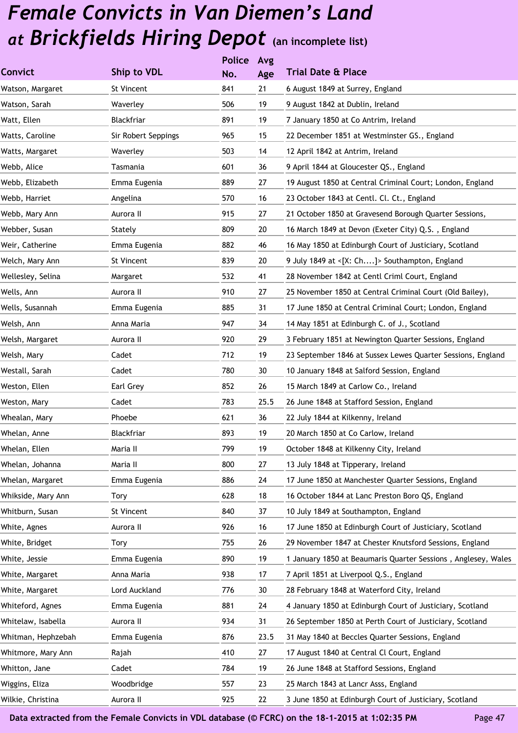# *Female Convicts in Van Diemen's Land at Brickfields Hiring Depot* (an incomplete list)

| Convict | Ship to VDL | Police No. | Avg Age | Trial Date & Place |
|---|---|---|---|---|
| Watson, Margaret | St Vincent | 841 | 21 | 6 August 1849 at Surrey, England |
| Watson, Sarah | Waverley | 506 | 19 | 9 August 1842 at Dublin, Ireland |
| Watt, Ellen | Blackfriar | 891 | 19 | 7 January 1850 at Co Antrim, Ireland |
| Watts, Caroline | Sir Robert Seppings | 965 | 15 | 22 December 1851 at Westminster GS., England |
| Watts, Margaret | Waverley | 503 | 14 | 12 April 1842 at Antrim, Ireland |
| Webb, Alice | Tasmania | 601 | 36 | 9 April 1844 at Gloucester QS., England |
| Webb, Elizabeth | Emma Eugenia | 889 | 27 | 19 August 1850 at Central Criminal Court; London, England |
| Webb, Harriet | Angelina | 570 | 16 | 23 October 1843 at Centl. Cl. Ct., England |
| Webb, Mary Ann | Aurora II | 915 | 27 | 21 October 1850 at Gravesend Borough Quarter Sessions, |
| Webber, Susan | Stately | 809 | 20 | 16 March 1849 at Devon (Exeter City) Q.S. , England |
| Weir, Catherine | Emma Eugenia | 882 | 46 | 16 May 1850 at Edinburgh Court of Justiciary, Scotland |
| Welch, Mary Ann | St Vincent | 839 | 20 | 9 July 1849 at <[X: Ch....]> Southampton, England |
| Wellesley, Selina | Margaret | 532 | 41 | 28 November 1842 at Centl Criml Court, England |
| Wells, Ann | Aurora II | 910 | 27 | 25 November 1850 at Central Criminal Court (Old Bailey), |
| Wells, Susannah | Emma Eugenia | 885 | 31 | 17 June 1850 at Central Criminal Court; London, England |
| Welsh, Ann | Anna Maria | 947 | 34 | 14 May 1851 at Edinburgh C. of J., Scotland |
| Welsh, Margaret | Aurora II | 920 | 29 | 3 February 1851 at Newington Quarter Sessions, England |
| Welsh, Mary | Cadet | 712 | 19 | 23 September 1846 at Sussex Lewes Quarter Sessions, England |
| Westall, Sarah | Cadet | 780 | 30 | 10 January 1848 at Salford Session, England |
| Weston, Ellen | Earl Grey | 852 | 26 | 15 March 1849 at Carlow Co., Ireland |
| Weston, Mary | Cadet | 783 | 25.5 | 26 June 1848 at Stafford Session, England |
| Whealan, Mary | Phoebe | 621 | 36 | 22 July 1844 at Kilkenny, Ireland |
| Whelan, Anne | Blackfriar | 893 | 19 | 20 March 1850 at Co Carlow, Ireland |
| Whelan, Ellen | Maria II | 799 | 19 | October 1848 at Kilkenny City, Ireland |
| Whelan, Johanna | Maria II | 800 | 27 | 13 July 1848 at Tipperary, Ireland |
| Whelan, Margaret | Emma Eugenia | 886 | 24 | 17 June 1850 at Manchester Quarter Sessions, England |
| Whikside, Mary Ann | Tory | 628 | 18 | 16 October 1844 at Lanc Preston Boro QS, England |
| Whitburn, Susan | St Vincent | 840 | 37 | 10 July 1849 at Southampton, England |
| White, Agnes | Aurora II | 926 | 16 | 17 June 1850 at Edinburgh Court of Justiciary, Scotland |
| White, Bridget | Tory | 755 | 26 | 29 November 1847 at Chester Knutsford Sessions, England |
| White, Jessie | Emma Eugenia | 890 | 19 | 1 January 1850 at Beaumaris Quarter Sessions , Anglesey, Wales |
| White, Margaret | Anna Maria | 938 | 17 | 7 April 1851 at Liverpool Q.S., England |
| White, Margaret | Lord Auckland | 776 | 30 | 28 February 1848 at Waterford City, Ireland |
| Whiteford, Agnes | Emma Eugenia | 881 | 24 | 4 January 1850 at Edinburgh Court of Justiciary, Scotland |
| Whitelaw, Isabella | Aurora II | 934 | 31 | 26 September 1850 at Perth Court of Justiciary, Scotland |
| Whitman, Hephzebah | Emma Eugenia | 876 | 23.5 | 31 May 1840 at Beccles Quarter Sessions, England |
| Whitmore, Mary Ann | Rajah | 410 | 27 | 17 August 1840 at Central Cl Court, England |
| Whitton, Jane | Cadet | 784 | 19 | 26 June 1848 at Stafford Sessions, England |
| Wiggins, Eliza | Woodbridge | 557 | 23 | 25 March 1843 at Lancr Asss, England |
| Wilkie, Christina | Aurora II | 925 | 22 | 3 June 1850 at Edinburgh Court of Justiciary, Scotland |

**Data extracted from the Female Convicts in VDL database (© FCRC) on the 18-1-2015 at 1:02:35 PM**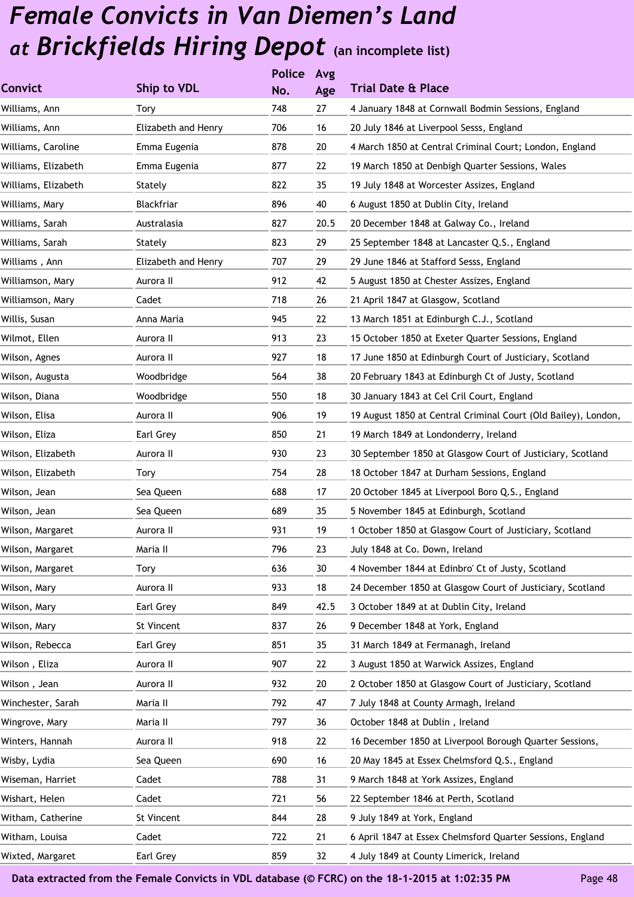# *Female Convicts in Van Diemen's Land at Brickfields Hiring Depot* (an incomplete list)

| Convict | Ship to VDL | Police No. | Avg Age | Trial Date & Place |
|---|---|---|---|---|
| Williams, Ann | Tory | 748 | 27 | 4 January 1848 at Cornwall Bodmin Sessions, England |
| Williams, Ann | Elizabeth and Henry | 706 | 16 | 20 July 1846 at Liverpool Sesss, England |
| Williams, Caroline | Emma Eugenia | 878 | 20 | 4 March 1850 at Central Criminal Court; London, England |
| Williams, Elizabeth | Emma Eugenia | 877 | 22 | 19 March 1850 at Denbigh Quarter Sessions, Wales |
| Williams, Elizabeth | Stately | 822 | 35 | 19 July 1848 at Worcester Assizes, England |
| Williams, Mary | Blackfriar | 896 | 40 | 6 August 1850 at Dublin City, Ireland |
| Williams, Sarah | Australasia | 827 | 20.5 | 20 December 1848 at Galway Co., Ireland |
| Williams, Sarah | Stately | 823 | 29 | 25 September 1848 at Lancaster Q.S., England |
| Williams , Ann | Elizabeth and Henry | 707 | 29 | 29 June 1846 at Stafford Sesss, England |
| Williamson, Mary | Aurora II | 912 | 42 | 5 August 1850 at Chester Assizes, England |
| Williamson, Mary | Cadet | 718 | 26 | 21 April 1847 at Glasgow, Scotland |
| Willis, Susan | Anna Maria | 945 | 22 | 13 March 1851 at Edinburgh C.J., Scotland |
| Wilmot, Ellen | Aurora II | 913 | 23 | 15 October 1850 at Exeter Quarter Sessions, England |
| Wilson, Agnes | Aurora II | 927 | 18 | 17 June 1850 at Edinburgh Court of Justiciary, Scotland |
| Wilson, Augusta | Woodbridge | 564 | 38 | 20 February 1843 at Edinburgh Ct of Justy, Scotland |
| Wilson, Diana | Woodbridge | 550 | 18 | 30 January 1843 at Cel Cril Court, England |
| Wilson, Elisa | Aurora II | 906 | 19 | 19 August 1850 at Central Criminal Court (Old Bailey), London, |
| Wilson, Eliza | Earl Grey | 850 | 21 | 19 March 1849 at Londonderry, Ireland |
| Wilson, Elizabeth | Aurora II | 930 | 23 | 30 September 1850 at Glasgow Court of Justiciary, Scotland |
| Wilson, Elizabeth | Tory | 754 | 28 | 18 October 1847 at Durham Sessions, England |
| Wilson, Jean | Sea Queen | 688 | 17 | 20 October 1845 at Liverpool Boro Q.S., England |
| Wilson, Jean | Sea Queen | 689 | 35 | 5 November 1845 at Edinburgh, Scotland |
| Wilson, Margaret | Aurora II | 931 | 19 | 1 October 1850 at Glasgow Court of Justiciary, Scotland |
| Wilson, Margaret | Maria II | 796 | 23 | July 1848 at Co. Down, Ireland |
| Wilson, Margaret | Tory | 636 | 30 | 4 November 1844 at Edinbro' Ct of Justy, Scotland |
| Wilson, Mary | Aurora II | 933 | 18 | 24 December 1850 at Glasgow Court of Justiciary, Scotland |
| Wilson, Mary | Earl Grey | 849 | 42.5 | 3 October 1849 at at Dublin City, Ireland |
| Wilson, Mary | St Vincent | 837 | 26 | 9 December 1848 at York, England |
| Wilson, Rebecca | Earl Grey | 851 | 35 | 31 March 1849 at Fermanagh, Ireland |
| Wilson , Eliza | Aurora II | 907 | 22 | 3 August 1850 at Warwick Assizes, England |
| Wilson , Jean | Aurora II | 932 | 20 | 2 October 1850 at Glasgow Court of Justiciary, Scotland |
| Winchester, Sarah | Maria II | 792 | 47 | 7 July 1848 at County Armagh, Ireland |
| Wingrove, Mary | Maria II | 797 | 36 | October 1848 at Dublin , Ireland |
| Winters, Hannah | Aurora II | 918 | 22 | 16 December 1850 at Liverpool Borough Quarter Sessions, |
| Wisby, Lydia | Sea Queen | 690 | 16 | 20 May 1845 at Essex Chelmsford Q.S., England |
| Wiseman, Harriet | Cadet | 788 | 31 | 9 March 1848 at York Assizes, England |
| Wishart, Helen | Cadet | 721 | 56 | 22 September 1846 at Perth, Scotland |
| Witham, Catherine | St Vincent | 844 | 28 | 9 July 1849 at York, England |
| Witham, Louisa | Cadet | 722 | 21 | 6 April 1847 at Essex Chelmsford Quarter Sessions, England |
| Wixted, Margaret | Earl Grey | 859 | 32 | 4 July 1849 at County Limerick, Ireland |

**Data extracted from the Female Convicts in VDL database (© FCRC) on the 18-1-2015 at 1:02:35 PM**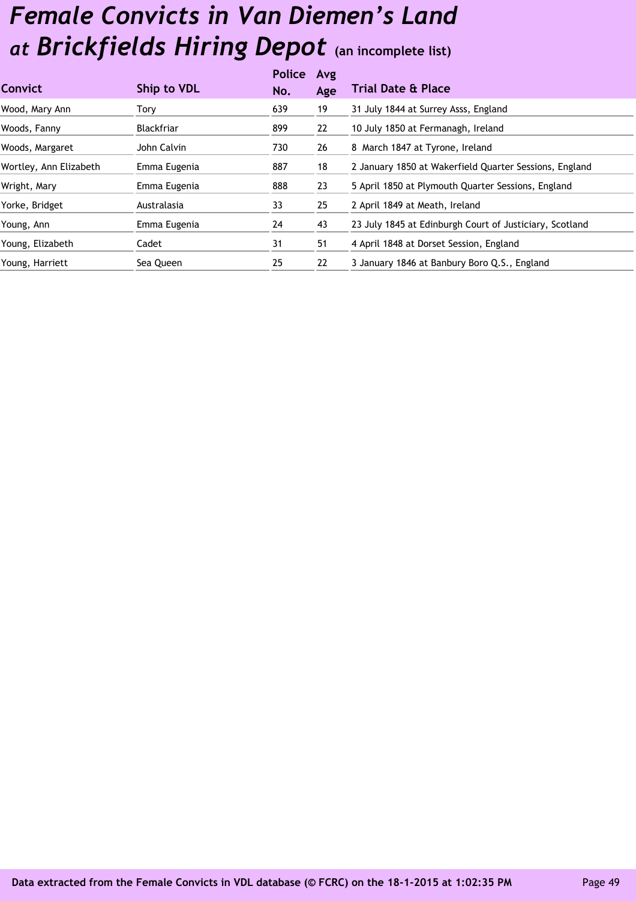# *Female Convicts in Van Diemen's Land at Brickfields Hiring Depot* (an incomplete list)

| Convict | Ship to VDL | Police No. | Avg Age | Trial Date & Place |
|---|---|---|---|---|
| Wood, Mary Ann | Tory | 639 | 19 | 31 July 1844 at Surrey Asss, England |
| Woods, Fanny | Blackfriar | 899 | 22 | 10 July 1850 at Fermanagh, Ireland |
| Woods, Margaret | John Calvin | 730 | 26 | 8 March 1847 at Tyrone, Ireland |
| Wortley, Ann Elizabeth | Emma Eugenia | 887 | 18 | 2 January 1850 at Wakerfield Quarter Sessions, England |
| Wright, Mary | Emma Eugenia | 888 | 23 | 5 April 1850 at Plymouth Quarter Sessions, England |
| Yorke, Bridget | Australasia | 33 | 25 | 2 April 1849 at Meath, Ireland |
| Young, Ann | Emma Eugenia | 24 | 43 | 23 July 1845 at Edinburgh Court of Justiciary, Scotland |
| Young, Elizabeth | Cadet | 31 | 51 | 4 April 1848 at Dorset Session, England |
| Young, Harriett | Sea Queen | 25 | 22 | 3 January 1846 at Banbury Boro Q.S., England |

Data extracted from the Female Convicts in VDL database (© FCRC) on the 18-1-2015 at 1:02:35 PM